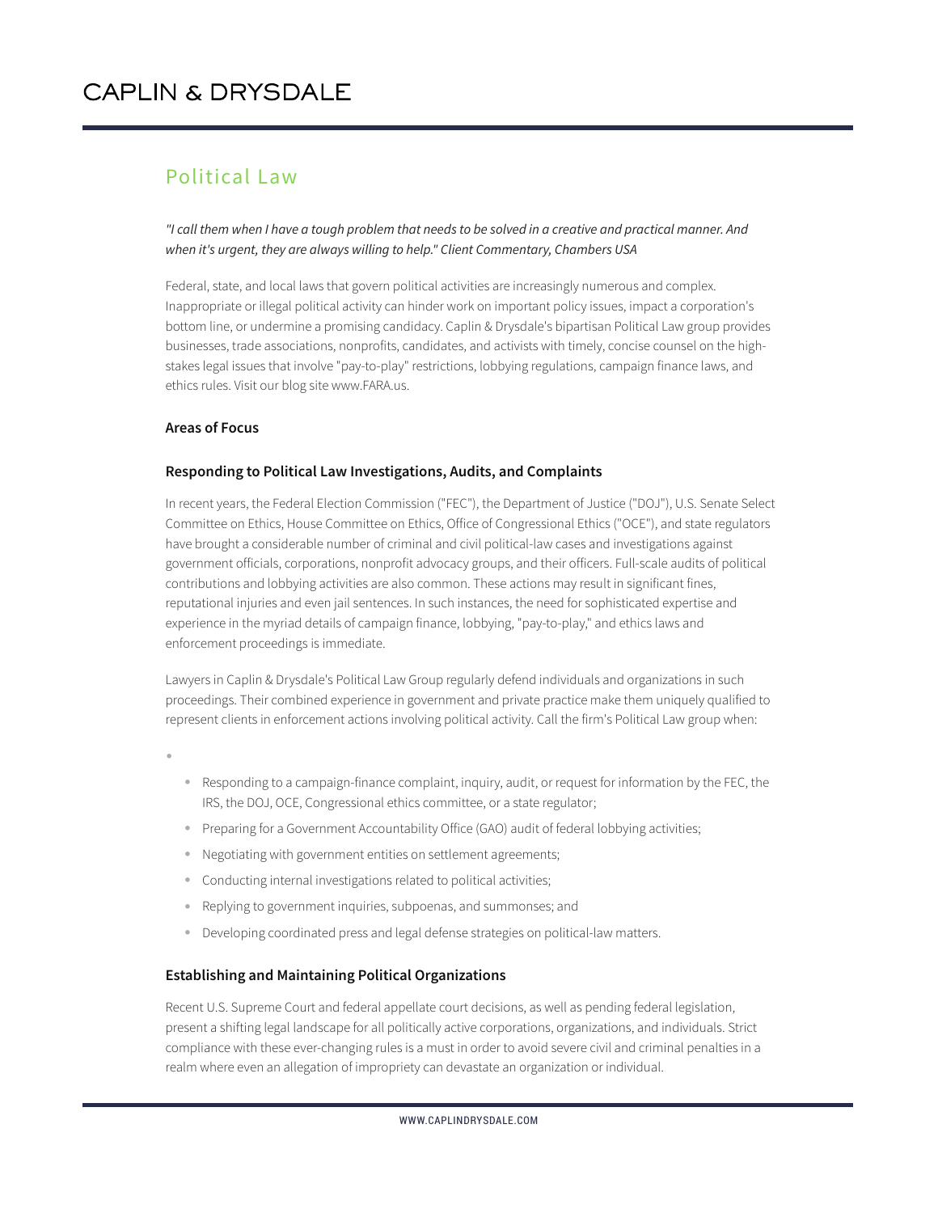# CAPLIN & DRYSDALE

## Political Law

*"I call them when I have a tough problem that needs to be solved in a creative and practical manner. And when it's urgent, they are always willing to help." Client Commentary, Chambers USA*

Federal, state, and local laws that govern political activities are increasingly numerous and complex. Inappropriate or illegal political activity can hinder work on important policy issues, impact a corporation's bottom line, or undermine a promising candidacy. Caplin & Drysdale's bipartisan Political Law group provides businesses, trade associations, nonprofits, candidates, and activists with timely, concise counsel on the high-stakes legal issues that involve "pay-to-play" restrictions, lobbying regulations, campaign finance laws, and ethics rules. Visit our blog site www.FARA.us.

**Areas of Focus**

**Responding to Political Law Investigations, Audits, and Complaints**

In recent years, the Federal Election Commission ("FEC"), the Department of Justice ("DOJ"), U.S. Senate Select Committee on Ethics, House Committee on Ethics, Office of Congressional Ethics ("OCE"), and state regulators have brought a considerable number of criminal and civil political-law cases and investigations against government officials, corporations, nonprofit advocacy groups, and their officers. Full-scale audits of political contributions and lobbying activities are also common. These actions may result in significant fines, reputational injuries and even jail sentences. In such instances, the need for sophisticated expertise and experience in the myriad details of campaign finance, lobbying, "pay-to-play," and ethics laws and enforcement proceedings is immediate.

Lawyers in Caplin & Drysdale's Political Law Group regularly defend individuals and organizations in such proceedings. Their combined experience in government and private practice make them uniquely qualified to represent clients in enforcement actions involving political activity. Call the firm's Political Law group when:

- Responding to a campaign-finance complaint, inquiry, audit, or request for information by the FEC, the IRS, the DOJ, OCE, Congressional ethics committee, or a state regulator;
- Preparing for a Government Accountability Office (GAO) audit of federal lobbying activities;
- Negotiating with government entities on settlement agreements;
- Conducting internal investigations related to political activities;
- Replying to government inquiries, subpoenas, and summonses; and
- Developing coordinated press and legal defense strategies on political-law matters.

**Establishing and Maintaining Political Organizations**

Recent U.S. Supreme Court and federal appellate court decisions, as well as pending federal legislation, present a shifting legal landscape for all politically active corporations, organizations, and individuals. Strict compliance with these ever-changing rules is a must in order to avoid severe civil and criminal penalties in a realm where even an allegation of impropriety can devastate an organization or individual.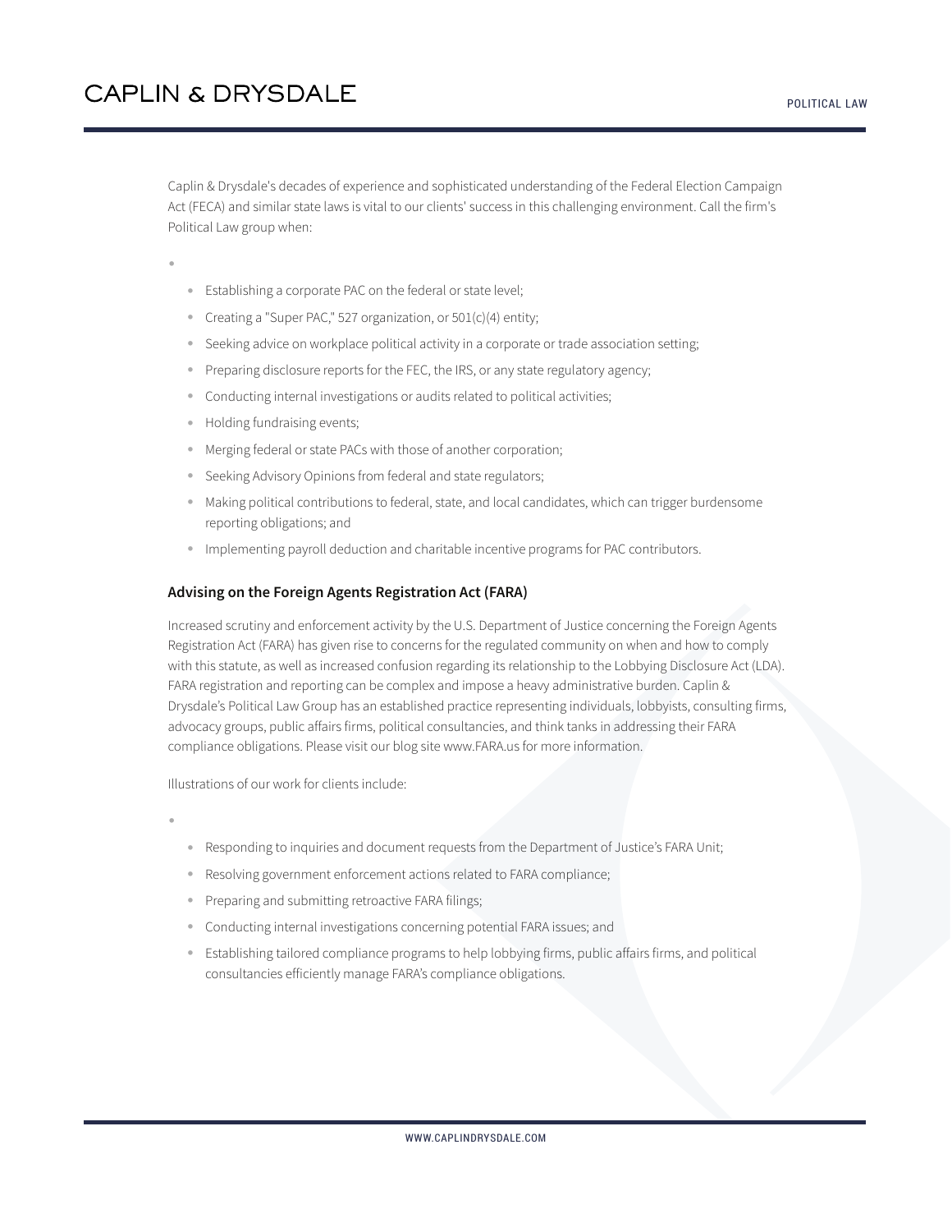Caplin & Drysdale's decades of experience and sophisticated understanding of the Federal Election Campaign Act (FECA) and similar state laws is vital to our clients' success in this challenging environment. Call the firm's Political Law group when:

- Establishing a corporate PAC on the federal or state level;
- Creating a "Super PAC," 527 organization, or 501(c)(4) entity;
- Seeking advice on workplace political activity in a corporate or trade association setting;
- Preparing disclosure reports for the FEC, the IRS, or any state regulatory agency;
- Conducting internal investigations or audits related to political activities;
- Holding fundraising events;
- Merging federal or state PACs with those of another corporation;
- Seeking Advisory Opinions from federal and state regulators;
- Making political contributions to federal, state, and local candidates, which can trigger burdensome reporting obligations; and
- Implementing payroll deduction and charitable incentive programs for PAC contributors.

### Advising on the Foreign Agents Registration Act (FARA)

Increased scrutiny and enforcement activity by the U.S. Department of Justice concerning the Foreign Agents Registration Act (FARA) has given rise to concerns for the regulated community on when and how to comply with this statute, as well as increased confusion regarding its relationship to the Lobbying Disclosure Act (LDA). FARA registration and reporting can be complex and impose a heavy administrative burden. Caplin & Drysdale's Political Law Group has an established practice representing individuals, lobbyists, consulting firms, advocacy groups, public affairs firms, political consultancies, and think tanks in addressing their FARA compliance obligations. Please visit our blog site www.FARA.us for more information.

Illustrations of our work for clients include:

- Responding to inquiries and document requests from the Department of Justice's FARA Unit;
- Resolving government enforcement actions related to FARA compliance;
- Preparing and submitting retroactive FARA filings;
- Conducting internal investigations concerning potential FARA issues; and
- Establishing tailored compliance programs to help lobbying firms, public affairs firms, and political consultancies efficiently manage FARA's compliance obligations.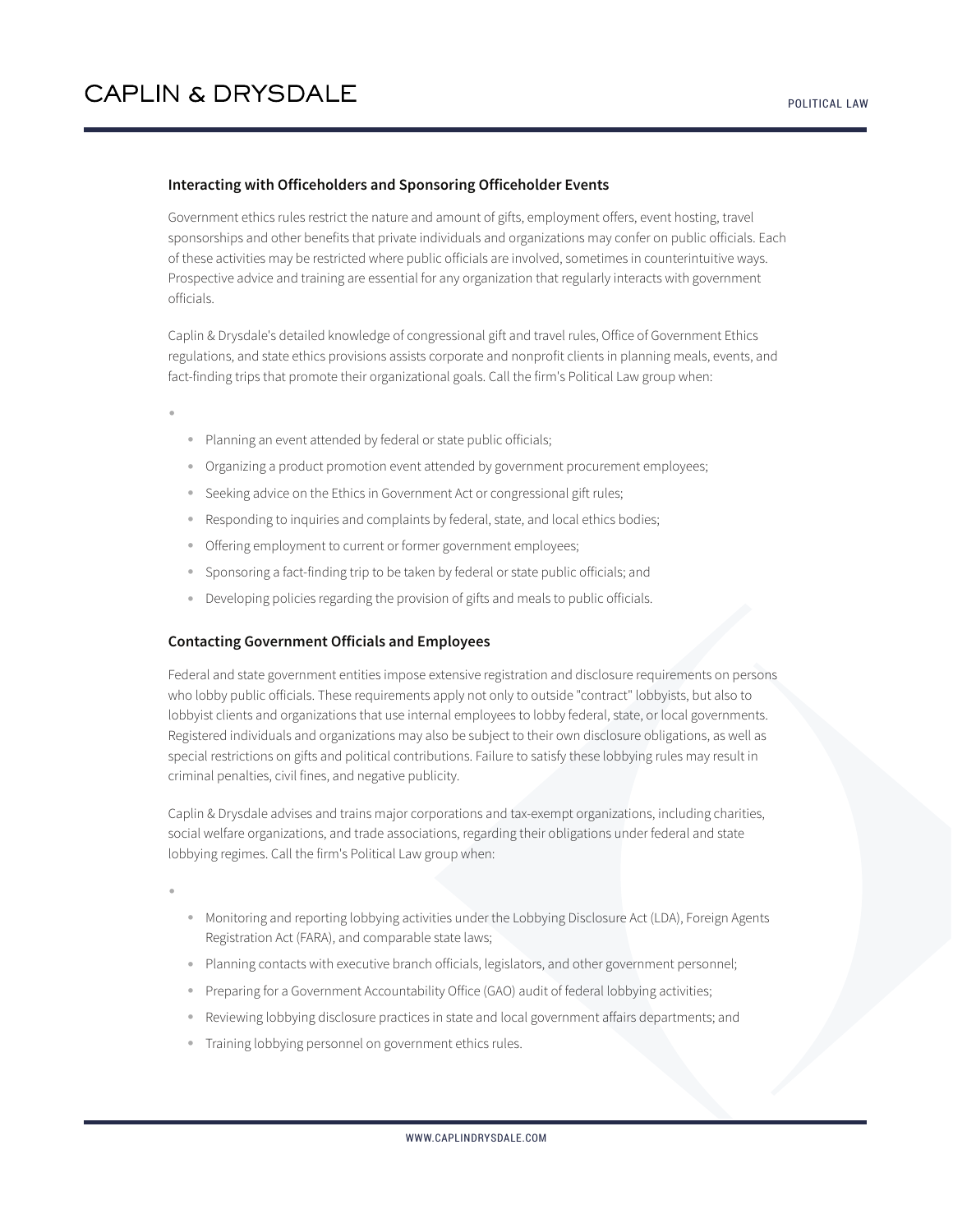### Interacting with Officeholders and Sponsoring Officeholder Events

Government ethics rules restrict the nature and amount of gifts, employment offers, event hosting, travel sponsorships and other benefits that private individuals and organizations may confer on public officials. Each of these activities may be restricted where public officials are involved, sometimes in counterintuitive ways. Prospective advice and training are essential for any organization that regularly interacts with government officials.

Caplin & Drysdale's detailed knowledge of congressional gift and travel rules, Office of Government Ethics regulations, and state ethics provisions assists corporate and nonprofit clients in planning meals, events, and fact-finding trips that promote their organizational goals. Call the firm's Political Law group when:

- Planning an event attended by federal or state public officials;
- Organizing a product promotion event attended by government procurement employees;
- Seeking advice on the Ethics in Government Act or congressional gift rules;
- Responding to inquiries and complaints by federal, state, and local ethics bodies;
- Offering employment to current or former government employees;
- Sponsoring a fact-finding trip to be taken by federal or state public officials; and
- Developing policies regarding the provision of gifts and meals to public officials.

### Contacting Government Officials and Employees

Federal and state government entities impose extensive registration and disclosure requirements on persons who lobby public officials. These requirements apply not only to outside "contract" lobbyists, but also to lobbyist clients and organizations that use internal employees to lobby federal, state, or local governments. Registered individuals and organizations may also be subject to their own disclosure obligations, as well as special restrictions on gifts and political contributions. Failure to satisfy these lobbying rules may result in criminal penalties, civil fines, and negative publicity.

Caplin & Drysdale advises and trains major corporations and tax-exempt organizations, including charities, social welfare organizations, and trade associations, regarding their obligations under federal and state lobbying regimes. Call the firm's Political Law group when:

- Monitoring and reporting lobbying activities under the Lobbying Disclosure Act (LDA), Foreign Agents Registration Act (FARA), and comparable state laws;
- Planning contacts with executive branch officials, legislators, and other government personnel;
- Preparing for a Government Accountability Office (GAO) audit of federal lobbying activities;
- Reviewing lobbying disclosure practices in state and local government affairs departments; and
- Training lobbying personnel on government ethics rules.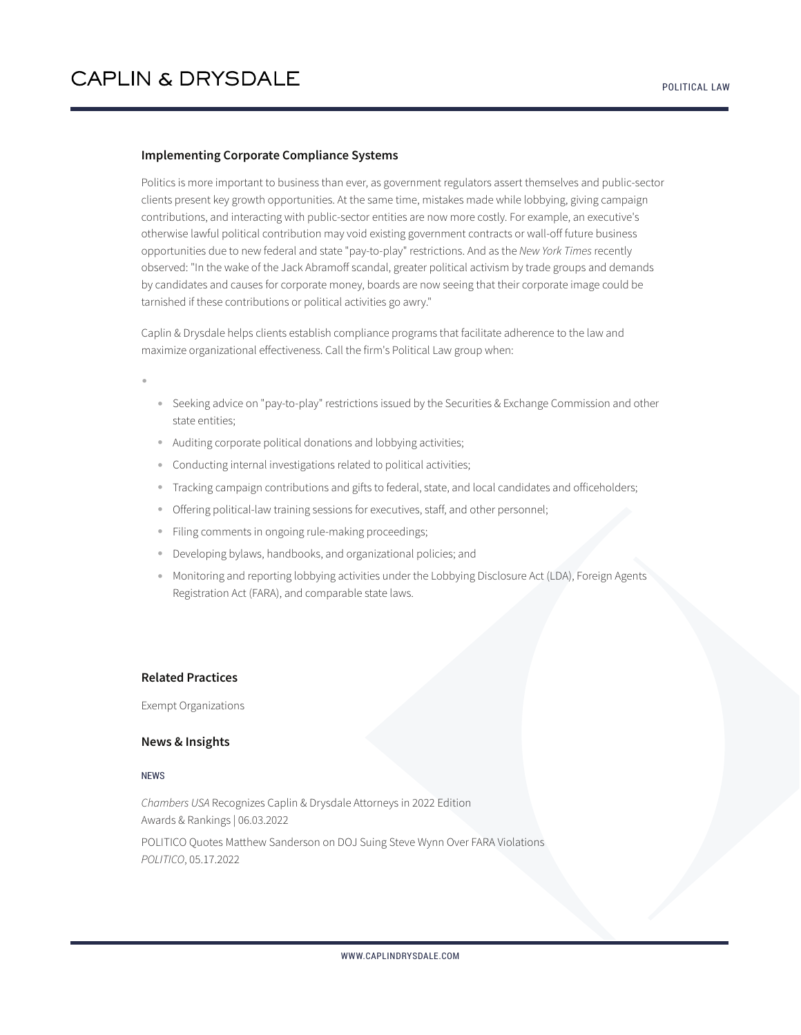### Implementing Corporate Compliance Systems

Politics is more important to business than ever, as government regulators assert themselves and public-sector clients present key growth opportunities. At the same time, mistakes made while lobbying, giving campaign contributions, and interacting with public-sector entities are now more costly. For example, an executive's otherwise lawful political contribution may void existing government contracts or wall-off future business opportunities due to new federal and state "pay-to-play" restrictions. And as the *New York Times* recently observed: "In the wake of the Jack Abramoff scandal, greater political activism by trade groups and demands by candidates and causes for corporate money, boards are now seeing that their corporate image could be tarnished if these contributions or political activities go awry."

Caplin & Drysdale helps clients establish compliance programs that facilitate adherence to the law and maximize organizational effectiveness. Call the firm's Political Law group when:

- Seeking advice on "pay-to-play" restrictions issued by the Securities & Exchange Commission and other state entities;
- Auditing corporate political donations and lobbying activities;
- Conducting internal investigations related to political activities;
- Tracking campaign contributions and gifts to federal, state, and local candidates and officeholders;
- Offering political-law training sessions for executives, staff, and other personnel;
- Filing comments in ongoing rule-making proceedings;
- Developing bylaws, handbooks, and organizational policies; and
- Monitoring and reporting lobbying activities under the Lobbying Disclosure Act (LDA), Foreign Agents Registration Act (FARA), and comparable state laws.

### Related Practices

Exempt Organizations

### News & Insights

NEWS

*Chambers USA* Recognizes Caplin & Drysdale Attorneys in 2022 Edition
Awards & Rankings | 06.03.2022

POLITICO Quotes Matthew Sanderson on DOJ Suing Steve Wynn Over FARA Violations
*POLITICO*, 05.17.2022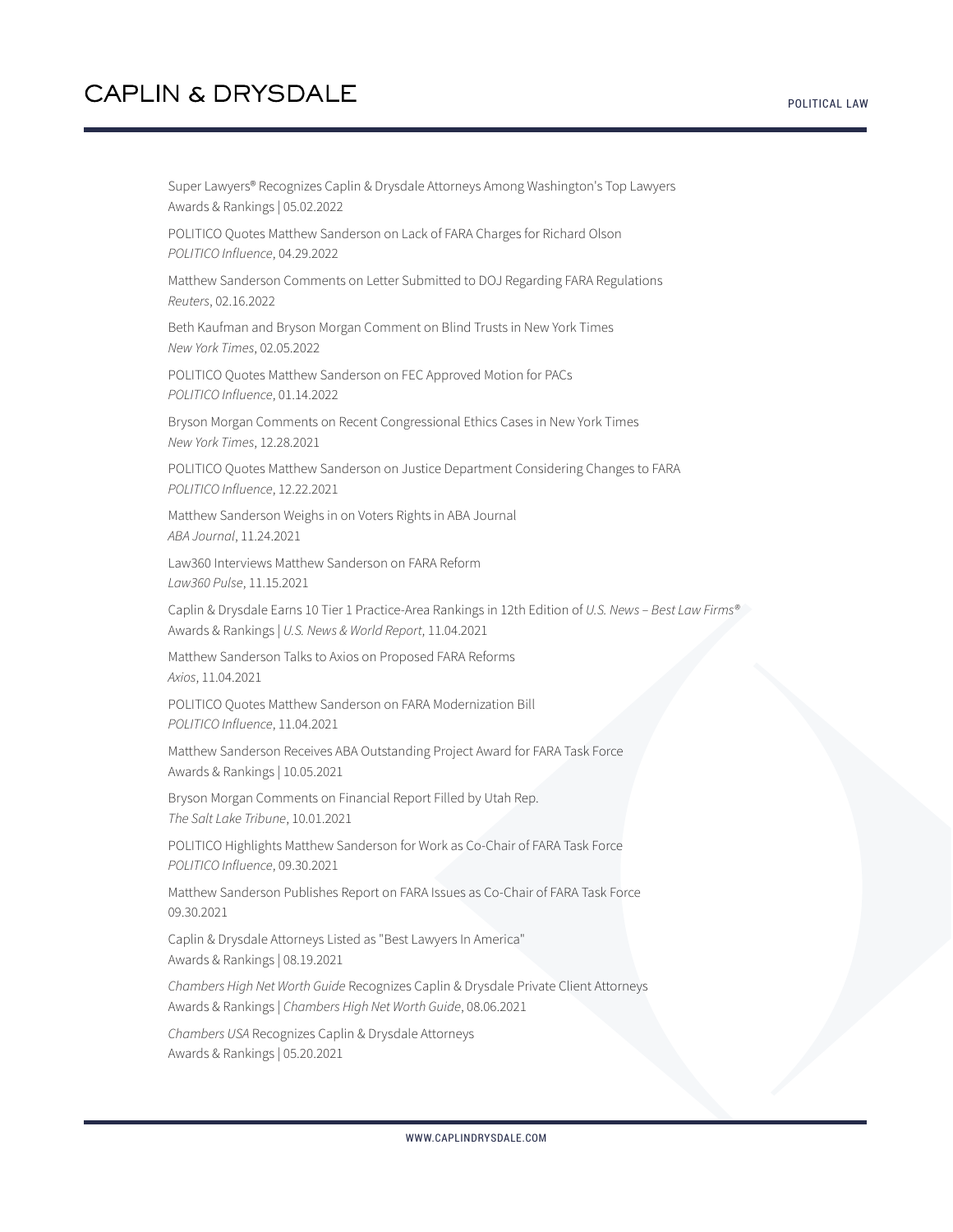Super Lawyers® Recognizes Caplin & Drysdale Attorneys Among Washington's Top Lawyers
Awards & Rankings | 05.02.2022

POLITICO Quotes Matthew Sanderson on Lack of FARA Charges for Richard Olson
*POLITICO Influence*, 04.29.2022

Matthew Sanderson Comments on Letter Submitted to DOJ Regarding FARA Regulations
*Reuters*, 02.16.2022

Beth Kaufman and Bryson Morgan Comment on Blind Trusts in New York Times
*New York Times*, 02.05.2022

POLITICO Quotes Matthew Sanderson on FEC Approved Motion for PACs
*POLITICO Influence*, 01.14.2022

Bryson Morgan Comments on Recent Congressional Ethics Cases in New York Times
*New York Times*, 12.28.2021

POLITICO Quotes Matthew Sanderson on Justice Department Considering Changes to FARA
*POLITICO Influence*, 12.22.2021

Matthew Sanderson Weighs in on Voters Rights in ABA Journal
*ABA Journal*, 11.24.2021

Law360 Interviews Matthew Sanderson on FARA Reform
*Law360 Pulse*, 11.15.2021

Caplin & Drysdale Earns 10 Tier 1 Practice-Area Rankings in 12th Edition of *U.S. News – Best Law Firms®*
Awards & Rankings | *U.S. News & World Report*, 11.04.2021

Matthew Sanderson Talks to Axios on Proposed FARA Reforms
*Axios*, 11.04.2021

POLITICO Quotes Matthew Sanderson on FARA Modernization Bill
*POLITICO Influence*, 11.04.2021

Matthew Sanderson Receives ABA Outstanding Project Award for FARA Task Force
Awards & Rankings | 10.05.2021

Bryson Morgan Comments on Financial Report Filled by Utah Rep.
*The Salt Lake Tribune*, 10.01.2021

POLITICO Highlights Matthew Sanderson for Work as Co-Chair of FARA Task Force
*POLITICO Influence*, 09.30.2021

Matthew Sanderson Publishes Report on FARA Issues as Co-Chair of FARA Task Force
09.30.2021

Caplin & Drysdale Attorneys Listed as "Best Lawyers In America"
Awards & Rankings | 08.19.2021

*Chambers High Net Worth Guide* Recognizes Caplin & Drysdale Private Client Attorneys
Awards & Rankings | *Chambers High Net Worth Guide*, 08.06.2021

*Chambers USA* Recognizes Caplin & Drysdale Attorneys
Awards & Rankings | 05.20.2021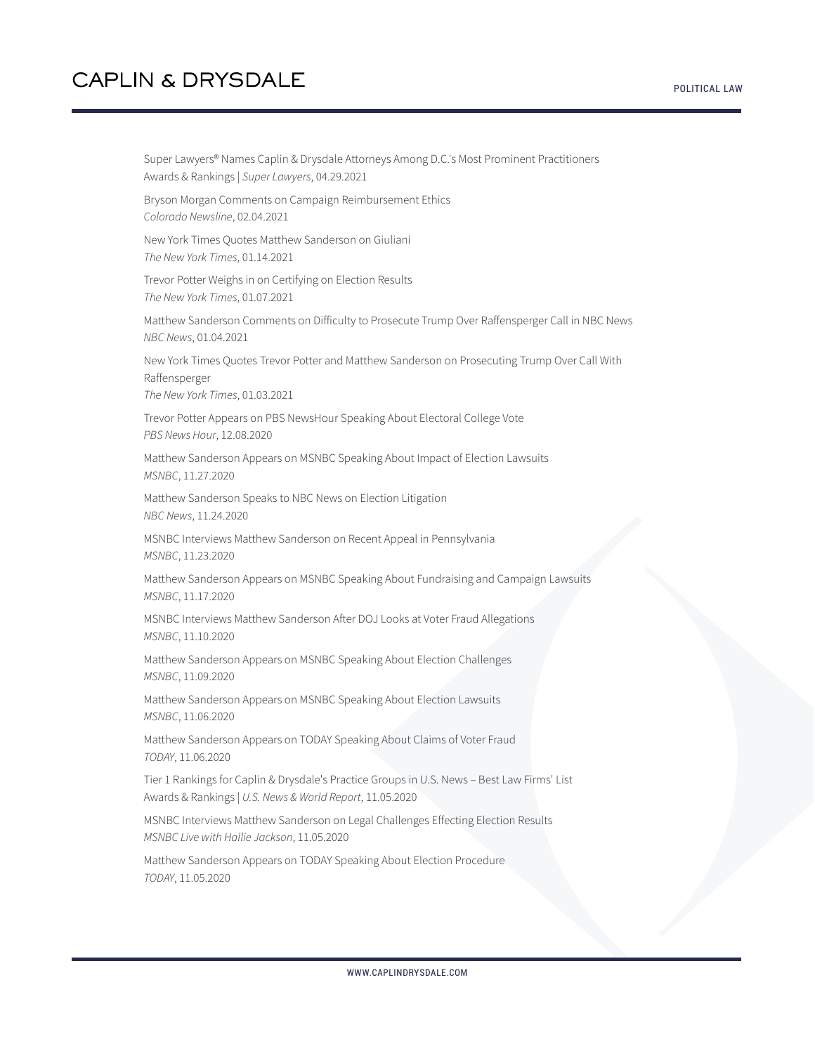Super Lawyers® Names Caplin & Drysdale Attorneys Among D.C.'s Most Prominent Practitioners
Awards & Rankings | *Super Lawyers*, 04.29.2021

Bryson Morgan Comments on Campaign Reimbursement Ethics
*Colorado Newsline*, 02.04.2021

New York Times Quotes Matthew Sanderson on Giuliani
*The New York Times*, 01.14.2021

Trevor Potter Weighs in on Certifying on Election Results
*The New York Times*, 01.07.2021

Matthew Sanderson Comments on Difficulty to Prosecute Trump Over Raffensperger Call in NBC News
*NBC News*, 01.04.2021

New York Times Quotes Trevor Potter and Matthew Sanderson on Prosecuting Trump Over Call With Raffensperger
*The New York Times*, 01.03.2021

Trevor Potter Appears on PBS NewsHour Speaking About Electoral College Vote
*PBS News Hour*, 12.08.2020

Matthew Sanderson Appears on MSNBC Speaking About Impact of Election Lawsuits
*MSNBC*, 11.27.2020

Matthew Sanderson Speaks to NBC News on Election Litigation
*NBC News*, 11.24.2020

MSNBC Interviews Matthew Sanderson on Recent Appeal in Pennsylvania
*MSNBC*, 11.23.2020

Matthew Sanderson Appears on MSNBC Speaking About Fundraising and Campaign Lawsuits
*MSNBC*, 11.17.2020

MSNBC Interviews Matthew Sanderson After DOJ Looks at Voter Fraud Allegations
*MSNBC*, 11.10.2020

Matthew Sanderson Appears on MSNBC Speaking About Election Challenges
*MSNBC*, 11.09.2020

Matthew Sanderson Appears on MSNBC Speaking About Election Lawsuits
*MSNBC*, 11.06.2020

Matthew Sanderson Appears on TODAY Speaking About Claims of Voter Fraud
*TODAY*, 11.06.2020

Tier 1 Rankings for Caplin & Drysdale's Practice Groups in U.S. News – Best Law Firms' List
Awards & Rankings | *U.S. News & World Report*, 11.05.2020

MSNBC Interviews Matthew Sanderson on Legal Challenges Effecting Election Results
*MSNBC Live with Hallie Jackson*, 11.05.2020

Matthew Sanderson Appears on TODAY Speaking About Election Procedure
*TODAY*, 11.05.2020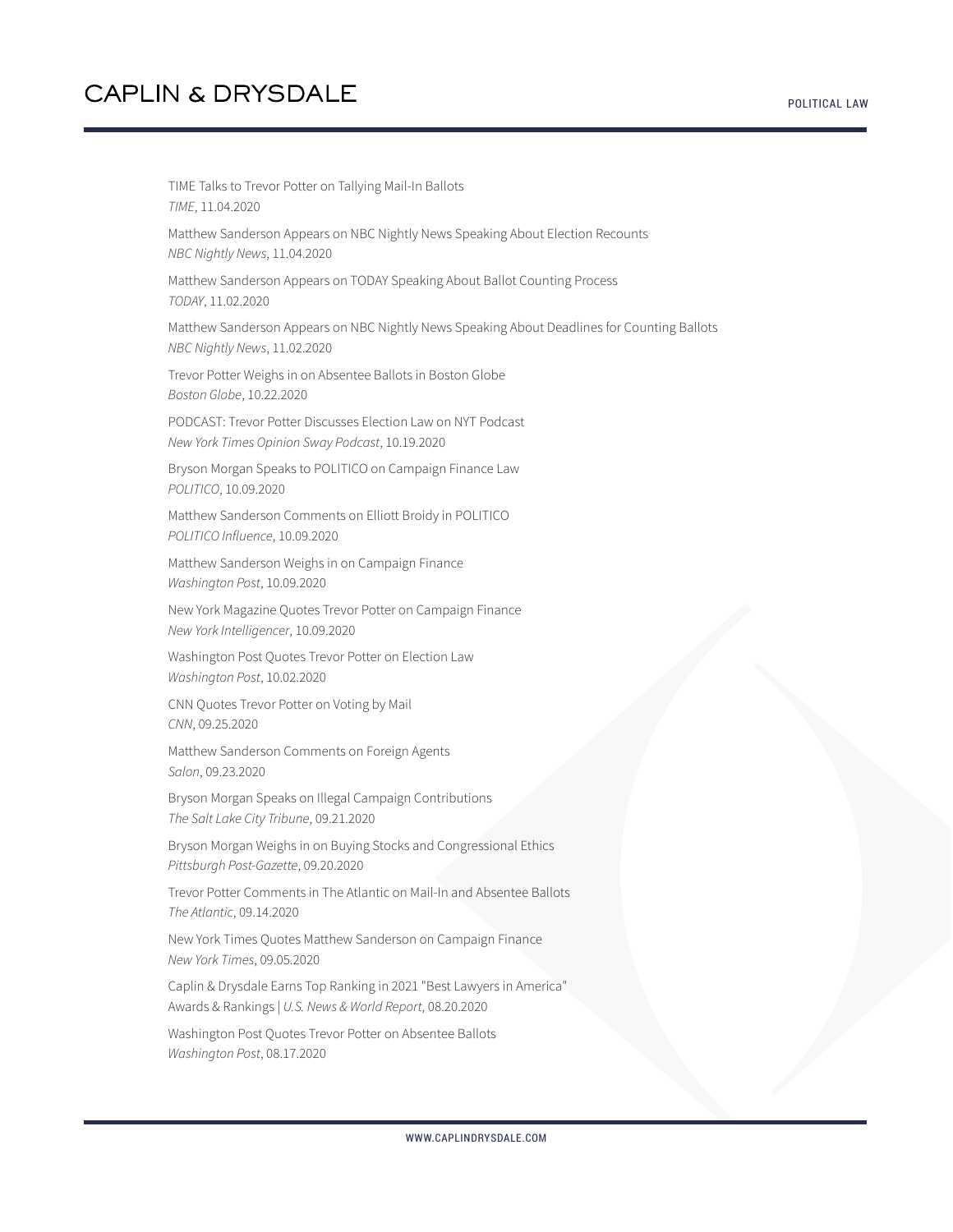TIME Talks to Trevor Potter on Tallying Mail-In Ballots
*TIME*, 11.04.2020

Matthew Sanderson Appears on NBC Nightly News Speaking About Election Recounts
*NBC Nightly News*, 11.04.2020

Matthew Sanderson Appears on TODAY Speaking About Ballot Counting Process
*TODAY*, 11.02.2020

Matthew Sanderson Appears on NBC Nightly News Speaking About Deadlines for Counting Ballots
*NBC Nightly News*, 11.02.2020

Trevor Potter Weighs in on Absentee Ballots in Boston Globe
*Boston Globe*, 10.22.2020

PODCAST: Trevor Potter Discusses Election Law on NYT Podcast
*New York Times Opinion Sway Podcast*, 10.19.2020

Bryson Morgan Speaks to POLITICO on Campaign Finance Law
*POLITICO*, 10.09.2020

Matthew Sanderson Comments on Elliott Broidy in POLITICO
*POLITICO Influence*, 10.09.2020

Matthew Sanderson Weighs in on Campaign Finance
*Washington Post*, 10.09.2020

New York Magazine Quotes Trevor Potter on Campaign Finance
*New York Intelligencer*, 10.09.2020

Washington Post Quotes Trevor Potter on Election Law
*Washington Post*, 10.02.2020

CNN Quotes Trevor Potter on Voting by Mail
*CNN*, 09.25.2020

Matthew Sanderson Comments on Foreign Agents
*Salon*, 09.23.2020

Bryson Morgan Speaks on Illegal Campaign Contributions
*The Salt Lake City Tribune*, 09.21.2020

Bryson Morgan Weighs in on Buying Stocks and Congressional Ethics
*Pittsburgh Post-Gazette*, 09.20.2020

Trevor Potter Comments in The Atlantic on Mail-In and Absentee Ballots
*The Atlantic*, 09.14.2020

New York Times Quotes Matthew Sanderson on Campaign Finance
*New York Times*, 09.05.2020

Caplin & Drysdale Earns Top Ranking in 2021 "Best Lawyers in America"
Awards & Rankings | *U.S. News & World Report*, 08.20.2020

Washington Post Quotes Trevor Potter on Absentee Ballots
*Washington Post*, 08.17.2020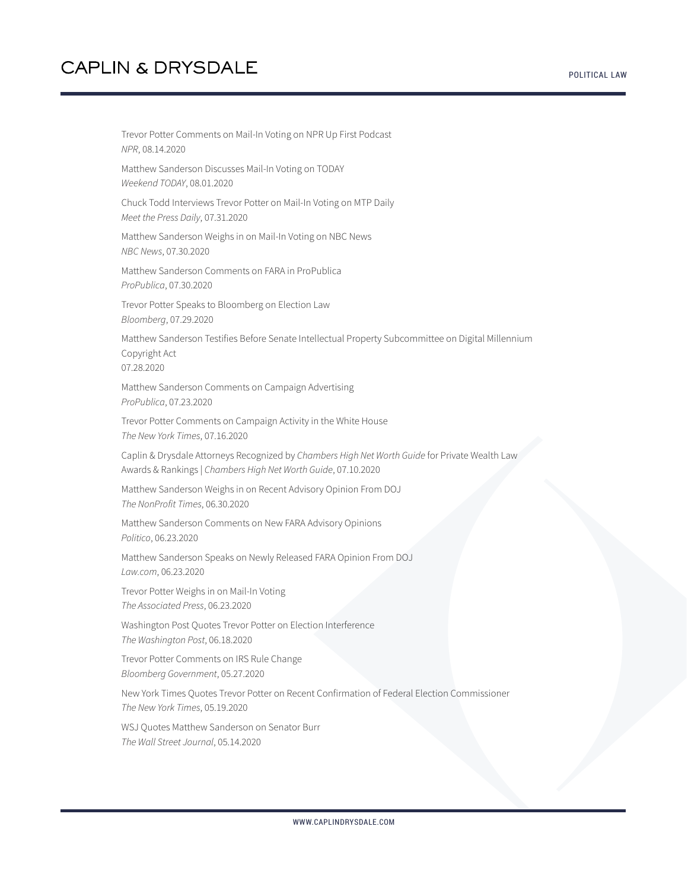Trevor Potter Comments on Mail-In Voting on NPR Up First Podcast
*NPR*, 08.14.2020

Matthew Sanderson Discusses Mail-In Voting on TODAY
*Weekend TODAY*, 08.01.2020

Chuck Todd Interviews Trevor Potter on Mail-In Voting on MTP Daily
*Meet the Press Daily*, 07.31.2020

Matthew Sanderson Weighs in on Mail-In Voting on NBC News
*NBC News*, 07.30.2020

Matthew Sanderson Comments on FARA in ProPublica
*ProPublica*, 07.30.2020

Trevor Potter Speaks to Bloomberg on Election Law
*Bloomberg*, 07.29.2020

Matthew Sanderson Testifies Before Senate Intellectual Property Subcommittee on Digital Millennium Copyright Act
07.28.2020

Matthew Sanderson Comments on Campaign Advertising
*ProPublica*, 07.23.2020

Trevor Potter Comments on Campaign Activity in the White House
*The New York Times*, 07.16.2020

Caplin & Drysdale Attorneys Recognized by *Chambers High Net Worth Guide* for Private Wealth Law
Awards & Rankings | *Chambers High Net Worth Guide*, 07.10.2020

Matthew Sanderson Weighs in on Recent Advisory Opinion From DOJ
*The NonProfit Times*, 06.30.2020

Matthew Sanderson Comments on New FARA Advisory Opinions
*Politico*, 06.23.2020

Matthew Sanderson Speaks on Newly Released FARA Opinion From DOJ
*Law.com*, 06.23.2020

Trevor Potter Weighs in on Mail-In Voting
*The Associated Press*, 06.23.2020

Washington Post Quotes Trevor Potter on Election Interference
*The Washington Post*, 06.18.2020

Trevor Potter Comments on IRS Rule Change
*Bloomberg Government*, 05.27.2020

New York Times Quotes Trevor Potter on Recent Confirmation of Federal Election Commissioner
*The New York Times*, 05.19.2020

WSJ Quotes Matthew Sanderson on Senator Burr
*The Wall Street Journal*, 05.14.2020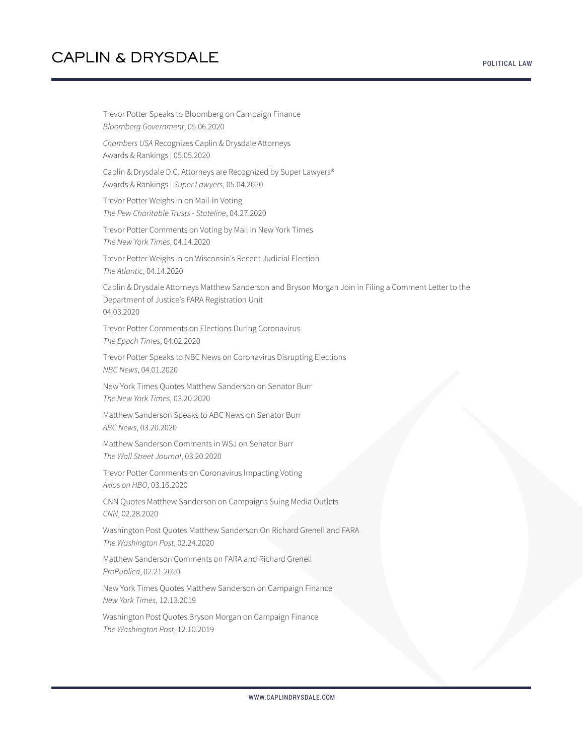Trevor Potter Speaks to Bloomberg on Campaign Finance
*Bloomberg Government*, 05.06.2020

*Chambers USA* Recognizes Caplin & Drysdale Attorneys
Awards & Rankings | 05.05.2020

Caplin & Drysdale D.C. Attorneys are Recognized by Super Lawyers®
Awards & Rankings | *Super Lawyers*, 05.04.2020

Trevor Potter Weighs in on Mail-In Voting
*The Pew Charitable Trusts - Stateline*, 04.27.2020

Trevor Potter Comments on Voting by Mail in New York Times
*The New York Times*, 04.14.2020

Trevor Potter Weighs in on Wisconsin's Recent Judicial Election
*The Atlantic*, 04.14.2020

Caplin & Drysdale Attorneys Matthew Sanderson and Bryson Morgan Join in Filing a Comment Letter to the Department of Justice's FARA Registration Unit
04.03.2020

Trevor Potter Comments on Elections During Coronavirus
*The Epoch Times*, 04.02.2020

Trevor Potter Speaks to NBC News on Coronavirus Disrupting Elections
*NBC News*, 04.01.2020

New York Times Quotes Matthew Sanderson on Senator Burr
*The New York Times*, 03.20.2020

Matthew Sanderson Speaks to ABC News on Senator Burr
*ABC News*, 03.20.2020

Matthew Sanderson Comments in WSJ on Senator Burr
*The Wall Street Journal*, 03.20.2020

Trevor Potter Comments on Coronavirus Impacting Voting
*Axios on HBO*, 03.16.2020

CNN Quotes Matthew Sanderson on Campaigns Suing Media Outlets
*CNN*, 02.28.2020

Washington Post Quotes Matthew Sanderson On Richard Grenell and FARA
*The Washington Post*, 02.24.2020

Matthew Sanderson Comments on FARA and Richard Grenell
*ProPublica*, 02.21.2020

New York Times Quotes Matthew Sanderson on Campaign Finance
*New York Times*, 12.13.2019

Washington Post Quotes Bryson Morgan on Campaign Finance
*The Washington Post*, 12.10.2019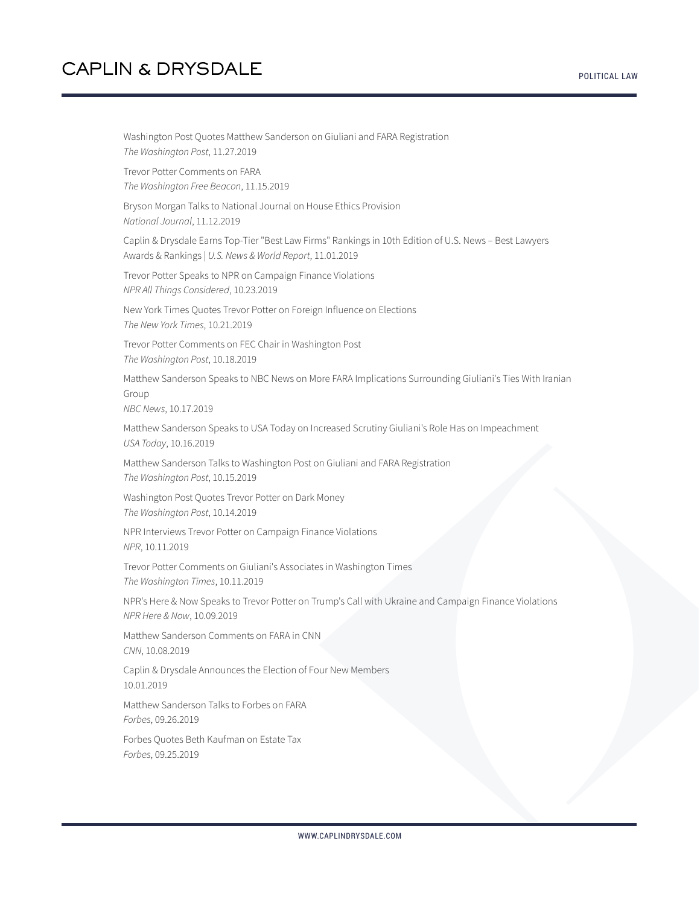Washington Post Quotes Matthew Sanderson on Giuliani and FARA Registration
*The Washington Post*, 11.27.2019

Trevor Potter Comments on FARA
*The Washington Free Beacon*, 11.15.2019

Bryson Morgan Talks to National Journal on House Ethics Provision
*National Journal*, 11.12.2019

Caplin & Drysdale Earns Top-Tier "Best Law Firms" Rankings in 10th Edition of U.S. News – Best Lawyers Awards & Rankings | *U.S. News & World Report*, 11.01.2019

Trevor Potter Speaks to NPR on Campaign Finance Violations
*NPR All Things Considered*, 10.23.2019

New York Times Quotes Trevor Potter on Foreign Influence on Elections
*The New York Times*, 10.21.2019

Trevor Potter Comments on FEC Chair in Washington Post
*The Washington Post*, 10.18.2019

Matthew Sanderson Speaks to NBC News on More FARA Implications Surrounding Giuliani's Ties With Iranian Group
*NBC News*, 10.17.2019

Matthew Sanderson Speaks to USA Today on Increased Scrutiny Giuliani's Role Has on Impeachment
*USA Today*, 10.16.2019

Matthew Sanderson Talks to Washington Post on Giuliani and FARA Registration
*The Washington Post*, 10.15.2019

Washington Post Quotes Trevor Potter on Dark Money
*The Washington Post*, 10.14.2019

NPR Interviews Trevor Potter on Campaign Finance Violations
*NPR*, 10.11.2019

Trevor Potter Comments on Giuliani's Associates in Washington Times
*The Washington Times*, 10.11.2019

NPR's Here & Now Speaks to Trevor Potter on Trump's Call with Ukraine and Campaign Finance Violations
*NPR Here & Now*, 10.09.2019

Matthew Sanderson Comments on FARA in CNN
*CNN*, 10.08.2019

Caplin & Drysdale Announces the Election of Four New Members
10.01.2019

Matthew Sanderson Talks to Forbes on FARA
*Forbes*, 09.26.2019

Forbes Quotes Beth Kaufman on Estate Tax
*Forbes*, 09.25.2019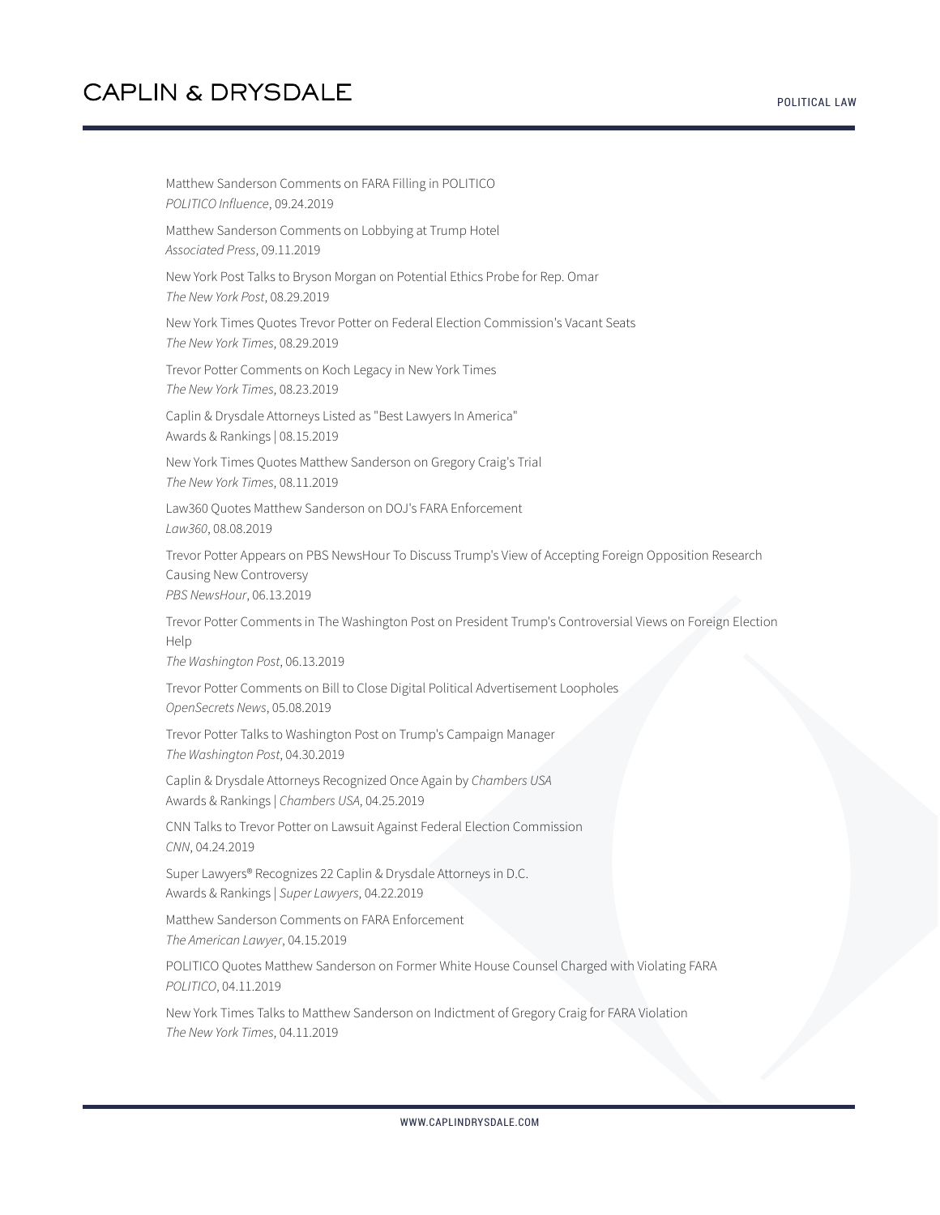Matthew Sanderson Comments on FARA Filling in POLITICO
*POLITICO Influence*, 09.24.2019

Matthew Sanderson Comments on Lobbying at Trump Hotel
*Associated Press*, 09.11.2019

New York Post Talks to Bryson Morgan on Potential Ethics Probe for Rep. Omar
*The New York Post*, 08.29.2019

New York Times Quotes Trevor Potter on Federal Election Commission's Vacant Seats
*The New York Times*, 08.29.2019

Trevor Potter Comments on Koch Legacy in New York Times
*The New York Times*, 08.23.2019

Caplin & Drysdale Attorneys Listed as "Best Lawyers In America"
Awards & Rankings | 08.15.2019

New York Times Quotes Matthew Sanderson on Gregory Craig's Trial
*The New York Times*, 08.11.2019

Law360 Quotes Matthew Sanderson on DOJ's FARA Enforcement
*Law360*, 08.08.2019

Trevor Potter Appears on PBS NewsHour To Discuss Trump's View of Accepting Foreign Opposition Research Causing New Controversy
*PBS NewsHour*, 06.13.2019

Trevor Potter Comments in The Washington Post on President Trump's Controversial Views on Foreign Election Help
*The Washington Post*, 06.13.2019

Trevor Potter Comments on Bill to Close Digital Political Advertisement Loopholes
*OpenSecrets News*, 05.08.2019

Trevor Potter Talks to Washington Post on Trump's Campaign Manager
*The Washington Post*, 04.30.2019

Caplin & Drysdale Attorneys Recognized Once Again by *Chambers USA*
Awards & Rankings | *Chambers USA*, 04.25.2019

CNN Talks to Trevor Potter on Lawsuit Against Federal Election Commission
*CNN*, 04.24.2019

Super Lawyers® Recognizes 22 Caplin & Drysdale Attorneys in D.C.
Awards & Rankings | *Super Lawyers*, 04.22.2019

Matthew Sanderson Comments on FARA Enforcement
*The American Lawyer*, 04.15.2019

POLITICO Quotes Matthew Sanderson on Former White House Counsel Charged with Violating FARA
*POLITICO*, 04.11.2019

New York Times Talks to Matthew Sanderson on Indictment of Gregory Craig for FARA Violation
*The New York Times*, 04.11.2019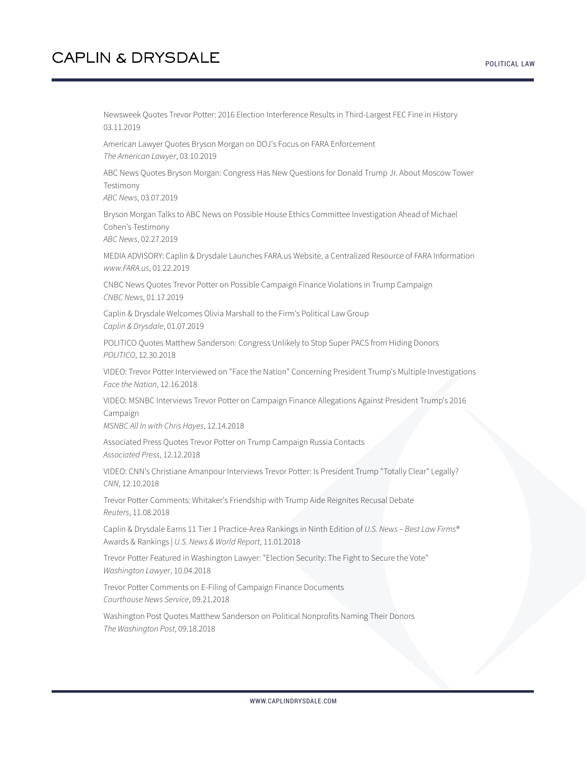Newsweek Quotes Trevor Potter: 2016 Election Interference Results in Third-Largest FEC Fine in History
03.11.2019

American Lawyer Quotes Bryson Morgan on DOJ's Focus on FARA Enforcement
*The American Lawyer*, 03.10.2019

ABC News Quotes Bryson Morgan: Congress Has New Questions for Donald Trump Jr. About Moscow Tower Testimony
*ABC News*, 03.07.2019

Bryson Morgan Talks to ABC News on Possible House Ethics Committee Investigation Ahead of Michael Cohen's Testimony
*ABC News*, 02.27.2019

MEDIA ADVISORY: Caplin & Drysdale Launches FARA.us Website, a Centralized Resource of FARA Information
*www.FARA.us*, 01.22.2019

CNBC News Quotes Trevor Potter on Possible Campaign Finance Violations in Trump Campaign
*CNBC News*, 01.17.2019

Caplin & Drysdale Welcomes Olivia Marshall to the Firm's Political Law Group
*Caplin & Drysdale*, 01.07.2019

POLITICO Quotes Matthew Sanderson: Congress Unlikely to Stop Super PACS from Hiding Donors
*POLITICO*, 12.30.2018

VIDEO: Trevor Potter Interviewed on "Face the Nation" Concerning President Trump's Multiple Investigations
*Face the Nation*, 12.16.2018

VIDEO: MSNBC Interviews Trevor Potter on Campaign Finance Allegations Against President Trump's 2016 Campaign
*MSNBC All In with Chris Hayes*, 12.14.2018

Associated Press Quotes Trevor Potter on Trump Campaign Russia Contacts
*Associated Press*, 12.12.2018

VIDEO: CNN's Christiane Amanpour Interviews Trevor Potter: Is President Trump "Totally Clear" Legally?
*CNN*, 12.10.2018

Trevor Potter Comments: Whitaker's Friendship with Trump Aide Reignites Recusal Debate
*Reuters*, 11.08.2018

Caplin & Drysdale Earns 11 Tier 1 Practice-Area Rankings in Ninth Edition of *U.S. News – Best Law Firms®*
Awards & Rankings | *U.S. News & World Report*, 11.01.2018

Trevor Potter Featured in Washington Lawyer: "Election Security: The Fight to Secure the Vote"
*Washington Lawyer*, 10.04.2018

Trevor Potter Comments on E-Filing of Campaign Finance Documents
*Courthouse News Service*, 09.21.2018

Washington Post Quotes Matthew Sanderson on Political Nonprofits Naming Their Donors
*The Washington Post*, 09.18.2018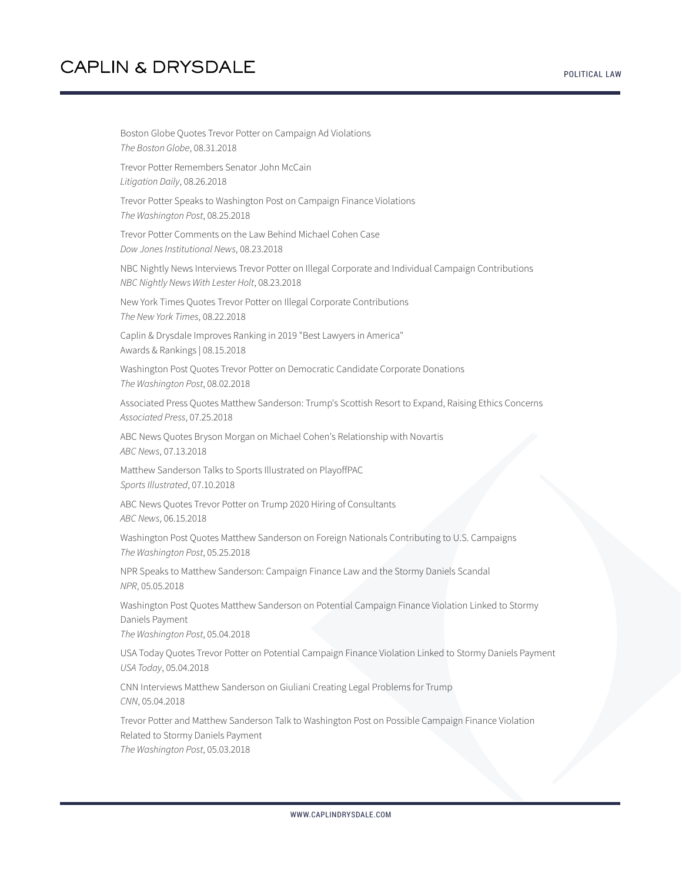Boston Globe Quotes Trevor Potter on Campaign Ad Violations
*The Boston Globe*, 08.31.2018

Trevor Potter Remembers Senator John McCain
*Litigation Daily*, 08.26.2018

Trevor Potter Speaks to Washington Post on Campaign Finance Violations
*The Washington Post*, 08.25.2018

Trevor Potter Comments on the Law Behind Michael Cohen Case
*Dow Jones Institutional News*, 08.23.2018

NBC Nightly News Interviews Trevor Potter on Illegal Corporate and Individual Campaign Contributions
*NBC Nightly News With Lester Holt*, 08.23.2018

New York Times Quotes Trevor Potter on Illegal Corporate Contributions
*The New York Times*, 08.22.2018

Caplin & Drysdale Improves Ranking in 2019 "Best Lawyers in America"
Awards & Rankings | 08.15.2018

Washington Post Quotes Trevor Potter on Democratic Candidate Corporate Donations
*The Washington Post*, 08.02.2018

Associated Press Quotes Matthew Sanderson: Trump's Scottish Resort to Expand, Raising Ethics Concerns
*Associated Press*, 07.25.2018

ABC News Quotes Bryson Morgan on Michael Cohen's Relationship with Novartis
*ABC News*, 07.13.2018

Matthew Sanderson Talks to Sports Illustrated on PlayoffPAC
*Sports Illustrated*, 07.10.2018

ABC News Quotes Trevor Potter on Trump 2020 Hiring of Consultants
*ABC News*, 06.15.2018

Washington Post Quotes Matthew Sanderson on Foreign Nationals Contributing to U.S. Campaigns
*The Washington Post*, 05.25.2018

NPR Speaks to Matthew Sanderson: Campaign Finance Law and the Stormy Daniels Scandal
*NPR*, 05.05.2018

Washington Post Quotes Matthew Sanderson on Potential Campaign Finance Violation Linked to Stormy Daniels Payment
*The Washington Post*, 05.04.2018

USA Today Quotes Trevor Potter on Potential Campaign Finance Violation Linked to Stormy Daniels Payment
*USA Today*, 05.04.2018

CNN Interviews Matthew Sanderson on Giuliani Creating Legal Problems for Trump
*CNN*, 05.04.2018

Trevor Potter and Matthew Sanderson Talk to Washington Post on Possible Campaign Finance Violation Related to Stormy Daniels Payment
*The Washington Post*, 05.03.2018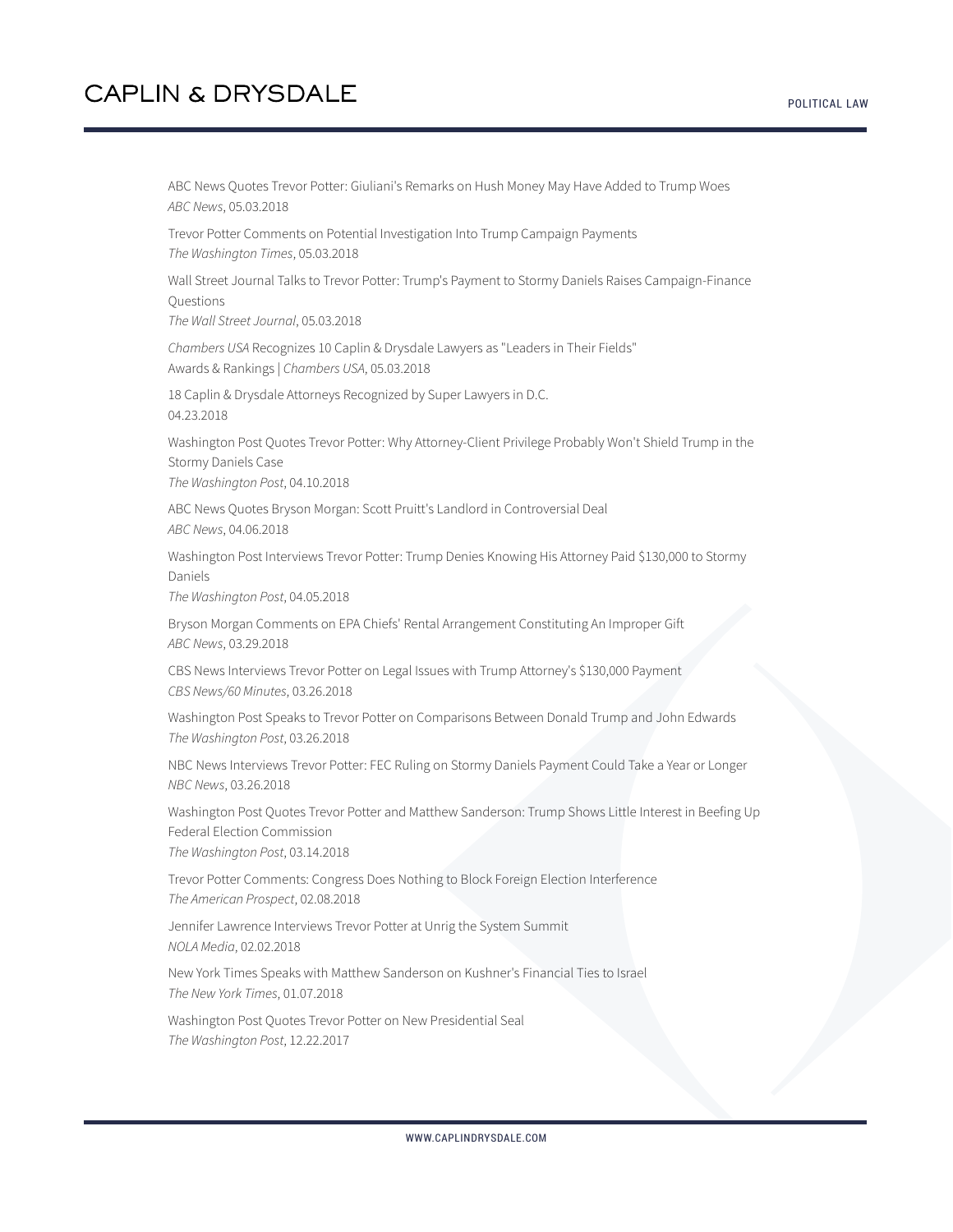ABC News Quotes Trevor Potter: Giuliani's Remarks on Hush Money May Have Added to Trump Woes
*ABC News*, 05.03.2018

Trevor Potter Comments on Potential Investigation Into Trump Campaign Payments
*The Washington Times*, 05.03.2018

Wall Street Journal Talks to Trevor Potter: Trump's Payment to Stormy Daniels Raises Campaign-Finance Questions
*The Wall Street Journal*, 05.03.2018

*Chambers USA* Recognizes 10 Caplin & Drysdale Lawyers as "Leaders in Their Fields"
Awards & Rankings | *Chambers USA*, 05.03.2018

18 Caplin & Drysdale Attorneys Recognized by Super Lawyers in D.C.
04.23.2018

Washington Post Quotes Trevor Potter: Why Attorney-Client Privilege Probably Won't Shield Trump in the Stormy Daniels Case
*The Washington Post*, 04.10.2018

ABC News Quotes Bryson Morgan: Scott Pruitt's Landlord in Controversial Deal
*ABC News*, 04.06.2018

Washington Post Interviews Trevor Potter: Trump Denies Knowing His Attorney Paid $130,000 to Stormy Daniels
*The Washington Post*, 04.05.2018

Bryson Morgan Comments on EPA Chiefs' Rental Arrangement Constituting An Improper Gift
*ABC News*, 03.29.2018

CBS News Interviews Trevor Potter on Legal Issues with Trump Attorney's $130,000 Payment
*CBS News/60 Minutes*, 03.26.2018

Washington Post Speaks to Trevor Potter on Comparisons Between Donald Trump and John Edwards
*The Washington Post*, 03.26.2018

NBC News Interviews Trevor Potter: FEC Ruling on Stormy Daniels Payment Could Take a Year or Longer
*NBC News*, 03.26.2018

Washington Post Quotes Trevor Potter and Matthew Sanderson: Trump Shows Little Interest in Beefing Up Federal Election Commission
*The Washington Post*, 03.14.2018

Trevor Potter Comments: Congress Does Nothing to Block Foreign Election Interference
*The American Prospect*, 02.08.2018

Jennifer Lawrence Interviews Trevor Potter at Unrig the System Summit
*NOLA Media*, 02.02.2018

New York Times Speaks with Matthew Sanderson on Kushner's Financial Ties to Israel
*The New York Times*, 01.07.2018

Washington Post Quotes Trevor Potter on New Presidential Seal
*The Washington Post*, 12.22.2017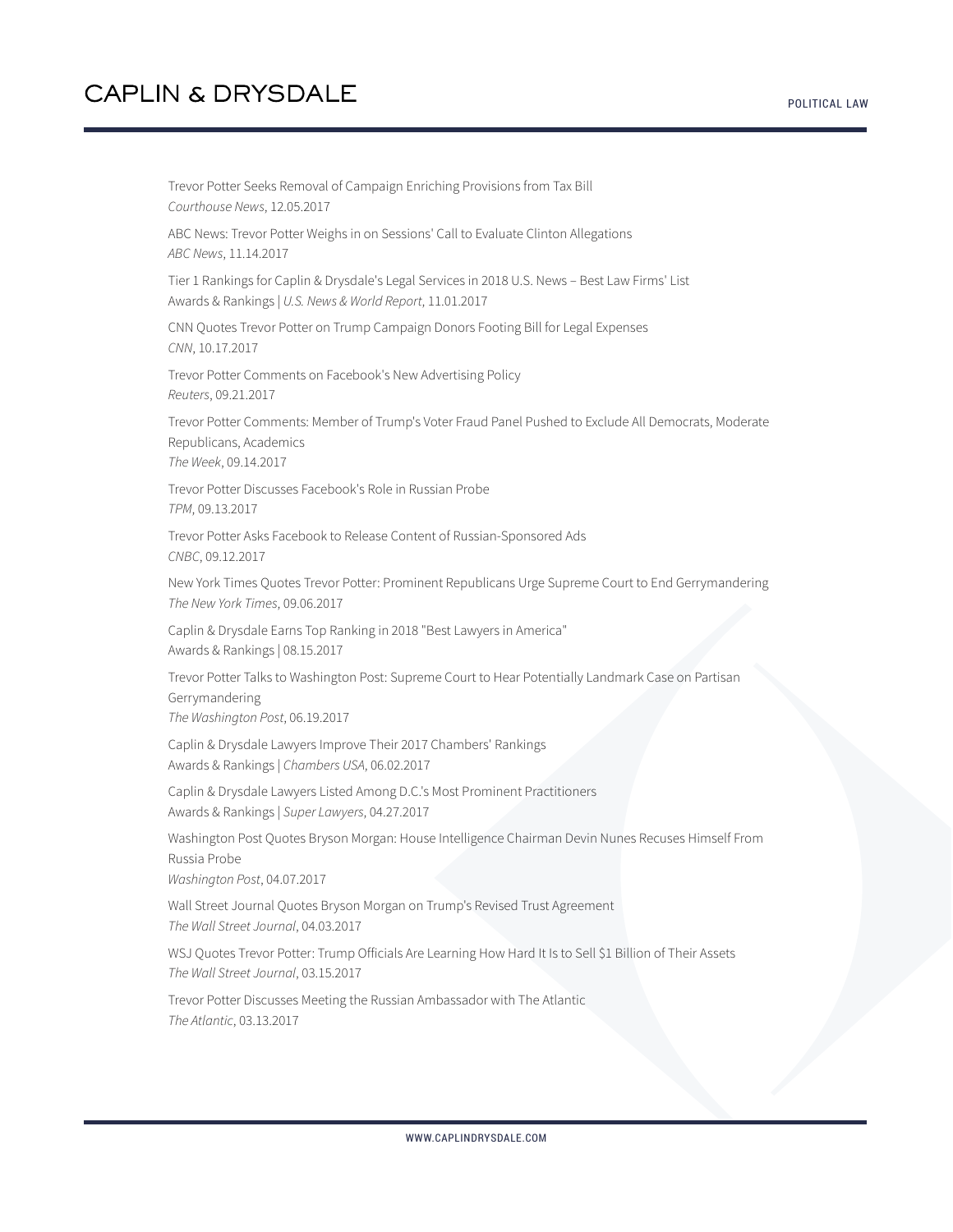Trevor Potter Seeks Removal of Campaign Enriching Provisions from Tax Bill
*Courthouse News*, 12.05.2017

ABC News: Trevor Potter Weighs in on Sessions' Call to Evaluate Clinton Allegations
*ABC News*, 11.14.2017

Tier 1 Rankings for Caplin & Drysdale's Legal Services in 2018 U.S. News – Best Law Firms' List
Awards & Rankings | *U.S. News & World Report*, 11.01.2017

CNN Quotes Trevor Potter on Trump Campaign Donors Footing Bill for Legal Expenses
*CNN*, 10.17.2017

Trevor Potter Comments on Facebook's New Advertising Policy
*Reuters*, 09.21.2017

Trevor Potter Comments: Member of Trump's Voter Fraud Panel Pushed to Exclude All Democrats, Moderate Republicans, Academics
*The Week*, 09.14.2017

Trevor Potter Discusses Facebook's Role in Russian Probe
*TPM*, 09.13.2017

Trevor Potter Asks Facebook to Release Content of Russian-Sponsored Ads
*CNBC*, 09.12.2017

New York Times Quotes Trevor Potter: Prominent Republicans Urge Supreme Court to End Gerrymandering
*The New York Times*, 09.06.2017

Caplin & Drysdale Earns Top Ranking in 2018 "Best Lawyers in America"
Awards & Rankings | 08.15.2017

Trevor Potter Talks to Washington Post: Supreme Court to Hear Potentially Landmark Case on Partisan Gerrymandering
*The Washington Post*, 06.19.2017

Caplin & Drysdale Lawyers Improve Their 2017 Chambers' Rankings
Awards & Rankings | *Chambers USA*, 06.02.2017

Caplin & Drysdale Lawyers Listed Among D.C.'s Most Prominent Practitioners
Awards & Rankings | *Super Lawyers*, 04.27.2017

Washington Post Quotes Bryson Morgan: House Intelligence Chairman Devin Nunes Recuses Himself From Russia Probe
*Washington Post*, 04.07.2017

Wall Street Journal Quotes Bryson Morgan on Trump's Revised Trust Agreement
*The Wall Street Journal*, 04.03.2017

WSJ Quotes Trevor Potter: Trump Officials Are Learning How Hard It Is to Sell $1 Billion of Their Assets
*The Wall Street Journal*, 03.15.2017

Trevor Potter Discusses Meeting the Russian Ambassador with The Atlantic
*The Atlantic*, 03.13.2017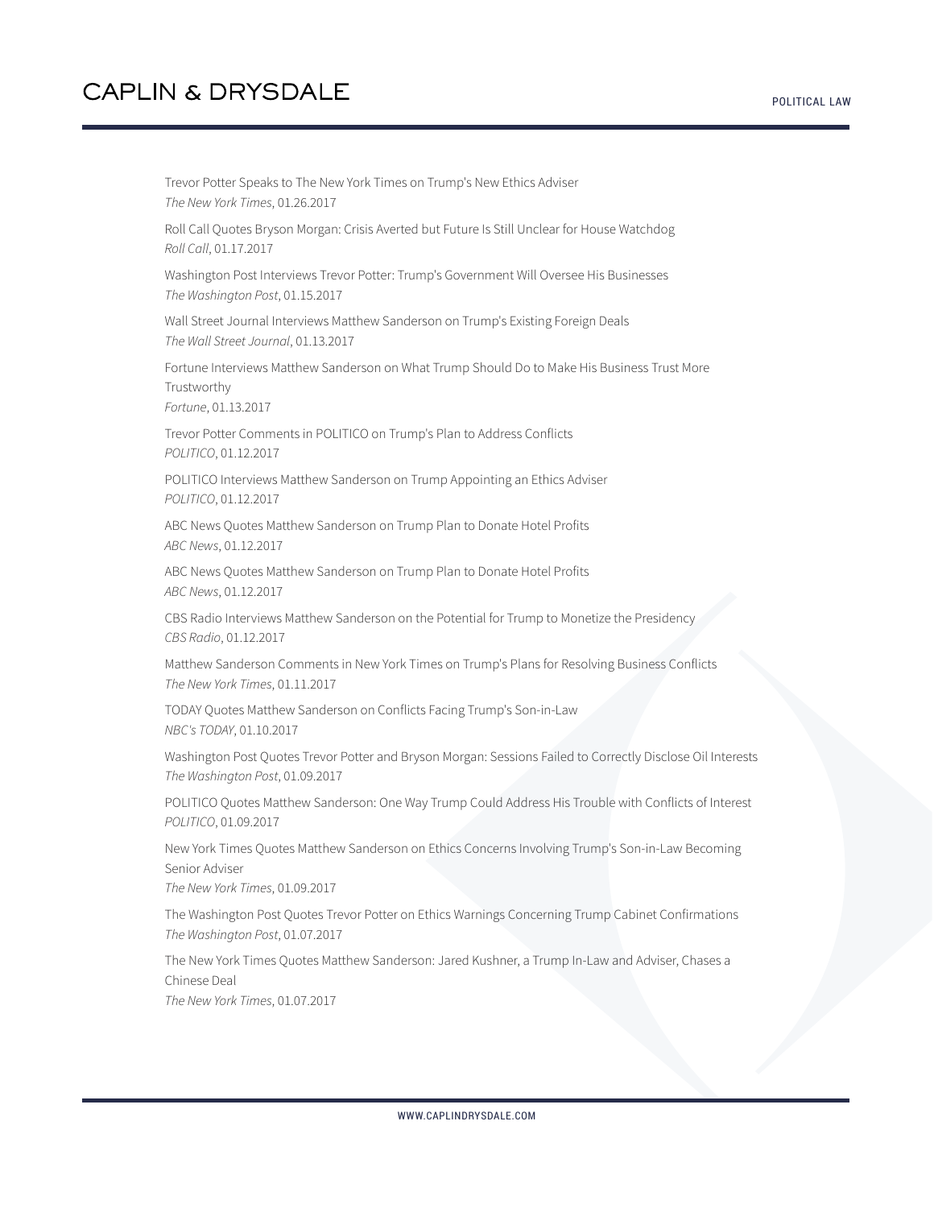Trevor Potter Speaks to The New York Times on Trump's New Ethics Adviser
*The New York Times*, 01.26.2017

Roll Call Quotes Bryson Morgan: Crisis Averted but Future Is Still Unclear for House Watchdog
*Roll Call*, 01.17.2017

Washington Post Interviews Trevor Potter: Trump's Government Will Oversee His Businesses
*The Washington Post*, 01.15.2017

Wall Street Journal Interviews Matthew Sanderson on Trump's Existing Foreign Deals
*The Wall Street Journal*, 01.13.2017

Fortune Interviews Matthew Sanderson on What Trump Should Do to Make His Business Trust More Trustworthy
*Fortune*, 01.13.2017

Trevor Potter Comments in POLITICO on Trump's Plan to Address Conflicts
*POLITICO*, 01.12.2017

POLITICO Interviews Matthew Sanderson on Trump Appointing an Ethics Adviser
*POLITICO*, 01.12.2017

ABC News Quotes Matthew Sanderson on Trump Plan to Donate Hotel Profits
*ABC News*, 01.12.2017

ABC News Quotes Matthew Sanderson on Trump Plan to Donate Hotel Profits
*ABC News*, 01.12.2017

CBS Radio Interviews Matthew Sanderson on the Potential for Trump to Monetize the Presidency
*CBS Radio*, 01.12.2017

Matthew Sanderson Comments in New York Times on Trump's Plans for Resolving Business Conflicts
*The New York Times*, 01.11.2017

TODAY Quotes Matthew Sanderson on Conflicts Facing Trump's Son-in-Law
*NBC's TODAY*, 01.10.2017

Washington Post Quotes Trevor Potter and Bryson Morgan: Sessions Failed to Correctly Disclose Oil Interests
*The Washington Post*, 01.09.2017

POLITICO Quotes Matthew Sanderson: One Way Trump Could Address His Trouble with Conflicts of Interest
*POLITICO*, 01.09.2017

New York Times Quotes Matthew Sanderson on Ethics Concerns Involving Trump's Son-in-Law Becoming Senior Adviser
*The New York Times*, 01.09.2017

The Washington Post Quotes Trevor Potter on Ethics Warnings Concerning Trump Cabinet Confirmations
*The Washington Post*, 01.07.2017

The New York Times Quotes Matthew Sanderson: Jared Kushner, a Trump In-Law and Adviser, Chases a Chinese Deal
*The New York Times*, 01.07.2017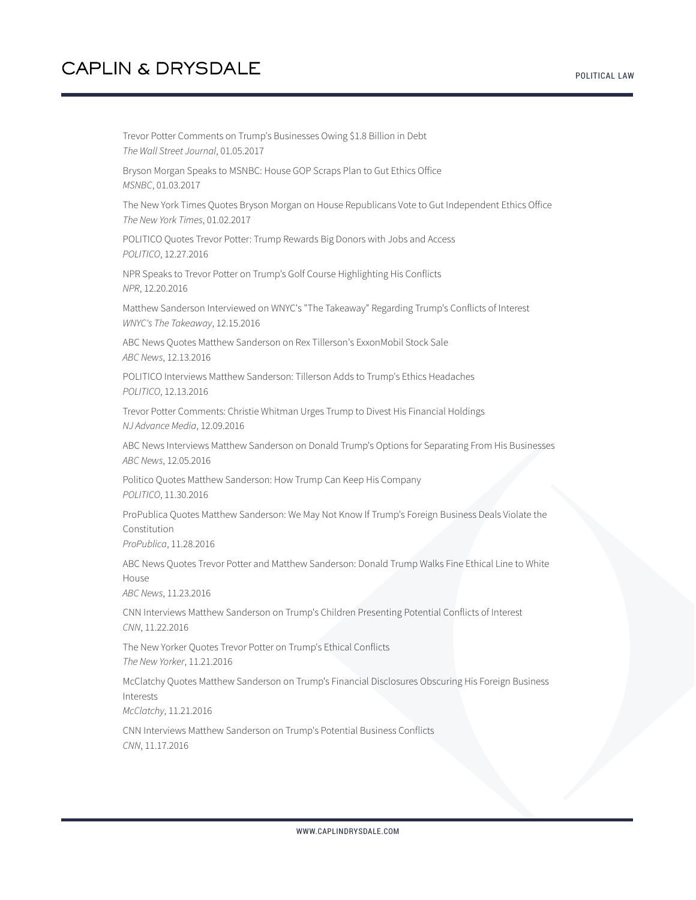Trevor Potter Comments on Trump's Businesses Owing $1.8 Billion in Debt
*The Wall Street Journal*, 01.05.2017

Bryson Morgan Speaks to MSNBC: House GOP Scraps Plan to Gut Ethics Office
*MSNBC*, 01.03.2017

The New York Times Quotes Bryson Morgan on House Republicans Vote to Gut Independent Ethics Office
*The New York Times*, 01.02.2017

POLITICO Quotes Trevor Potter: Trump Rewards Big Donors with Jobs and Access
*POLITICO*, 12.27.2016

NPR Speaks to Trevor Potter on Trump's Golf Course Highlighting His Conflicts
*NPR*, 12.20.2016

Matthew Sanderson Interviewed on WNYC's "The Takeaway" Regarding Trump's Conflicts of Interest
*WNYC's The Takeaway*, 12.15.2016

ABC News Quotes Matthew Sanderson on Rex Tillerson's ExxonMobil Stock Sale
*ABC News*, 12.13.2016

POLITICO Interviews Matthew Sanderson: Tillerson Adds to Trump's Ethics Headaches
*POLITICO*, 12.13.2016

Trevor Potter Comments: Christie Whitman Urges Trump to Divest His Financial Holdings
*NJ Advance Media*, 12.09.2016

ABC News Interviews Matthew Sanderson on Donald Trump's Options for Separating From His Businesses
*ABC News*, 12.05.2016

Politico Quotes Matthew Sanderson: How Trump Can Keep His Company
*POLITICO*, 11.30.2016

ProPublica Quotes Matthew Sanderson: We May Not Know If Trump's Foreign Business Deals Violate the Constitution
*ProPublica*, 11.28.2016

ABC News Quotes Trevor Potter and Matthew Sanderson: Donald Trump Walks Fine Ethical Line to White House
*ABC News*, 11.23.2016

CNN Interviews Matthew Sanderson on Trump's Children Presenting Potential Conflicts of Interest
*CNN*, 11.22.2016

The New Yorker Quotes Trevor Potter on Trump's Ethical Conflicts
*The New Yorker*, 11.21.2016

McClatchy Quotes Matthew Sanderson on Trump's Financial Disclosures Obscuring His Foreign Business Interests
*McClatchy*, 11.21.2016

CNN Interviews Matthew Sanderson on Trump's Potential Business Conflicts
*CNN*, 11.17.2016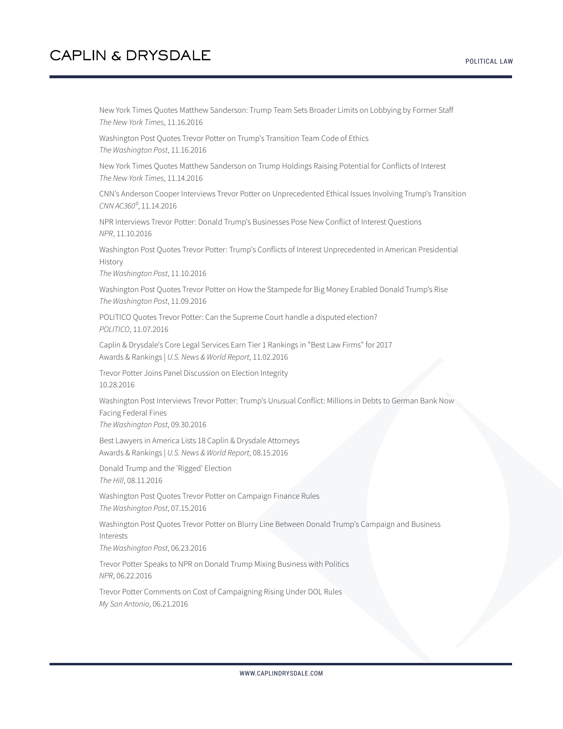New York Times Quotes Matthew Sanderson: Trump Team Sets Broader Limits on Lobbying by Former Staff
*The New York Times*, 11.16.2016

Washington Post Quotes Trevor Potter on Trump's Transition Team Code of Ethics
*The Washington Post*, 11.16.2016

New York Times Quotes Matthew Sanderson on Trump Holdings Raising Potential for Conflicts of Interest
*The New York Times*, 11.14.2016

CNN's Anderson Cooper Interviews Trevor Potter on Unprecedented Ethical Issues Involving Trump's Transition
*CNN AC360°*, 11.14.2016

NPR Interviews Trevor Potter: Donald Trump's Businesses Pose New Conflict of Interest Questions
*NPR*, 11.10.2016

Washington Post Quotes Trevor Potter: Trump's Conflicts of Interest Unprecedented in American Presidential History
*The Washington Post*, 11.10.2016

Washington Post Quotes Trevor Potter on How the Stampede for Big Money Enabled Donald Trump's Rise
*The Washington Post*, 11.09.2016

POLITICO Quotes Trevor Potter: Can the Supreme Court handle a disputed election?
*POLITICO*, 11.07.2016

Caplin & Drysdale's Core Legal Services Earn Tier 1 Rankings in "Best Law Firms" for 2017
Awards & Rankings | *U.S. News & World Report*, 11.02.2016

Trevor Potter Joins Panel Discussion on Election Integrity
10.28.2016

Washington Post Interviews Trevor Potter: Trump's Unusual Conflict: Millions in Debts to German Bank Now Facing Federal Fines
*The Washington Post*, 09.30.2016

Best Lawyers in America Lists 18 Caplin & Drysdale Attorneys
Awards & Rankings | *U.S. News & World Report*, 08.15.2016

Donald Trump and the 'Rigged' Election
*The Hill*, 08.11.2016

Washington Post Quotes Trevor Potter on Campaign Finance Rules
*The Washington Post*, 07.15.2016

Washington Post Quotes Trevor Potter on Blurry Line Between Donald Trump's Campaign and Business Interests
*The Washington Post*, 06.23.2016

Trevor Potter Speaks to NPR on Donald Trump Mixing Business with Politics
*NPR*, 06.22.2016

Trevor Potter Comments on Cost of Campaigning Rising Under DOL Rules
*My San Antonio*, 06.21.2016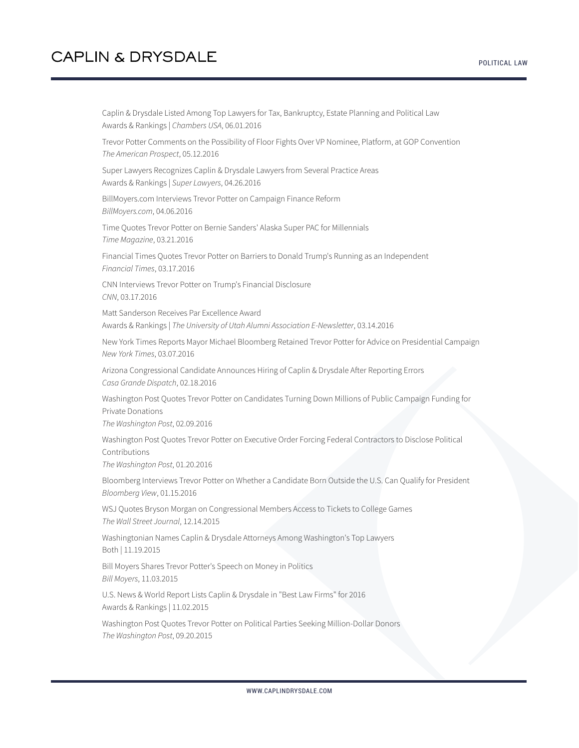Caplin & Drysdale Listed Among Top Lawyers for Tax, Bankruptcy, Estate Planning and Political Law
Awards & Rankings | *Chambers USA*, 06.01.2016

Trevor Potter Comments on the Possibility of Floor Fights Over VP Nominee, Platform, at GOP Convention
*The American Prospect*, 05.12.2016

Super Lawyers Recognizes Caplin & Drysdale Lawyers from Several Practice Areas
Awards & Rankings | *Super Lawyers*, 04.26.2016

BillMoyers.com Interviews Trevor Potter on Campaign Finance Reform
*BillMoyers.com*, 04.06.2016

Time Quotes Trevor Potter on Bernie Sanders' Alaska Super PAC for Millennials
*Time Magazine*, 03.21.2016

Financial Times Quotes Trevor Potter on Barriers to Donald Trump's Running as an Independent
*Financial Times*, 03.17.2016

CNN Interviews Trevor Potter on Trump's Financial Disclosure
*CNN*, 03.17.2016

Matt Sanderson Receives Par Excellence Award
Awards & Rankings | *The University of Utah Alumni Association E-Newsletter*, 03.14.2016

New York Times Reports Mayor Michael Bloomberg Retained Trevor Potter for Advice on Presidential Campaign
*New York Times*, 03.07.2016

Arizona Congressional Candidate Announces Hiring of Caplin & Drysdale After Reporting Errors
*Casa Grande Dispatch*, 02.18.2016

Washington Post Quotes Trevor Potter on Candidates Turning Down Millions of Public Campaign Funding for Private Donations
*The Washington Post*, 02.09.2016

Washington Post Quotes Trevor Potter on Executive Order Forcing Federal Contractors to Disclose Political Contributions
*The Washington Post*, 01.20.2016

Bloomberg Interviews Trevor Potter on Whether a Candidate Born Outside the U.S. Can Qualify for President
*Bloomberg View*, 01.15.2016

WSJ Quotes Bryson Morgan on Congressional Members Access to Tickets to College Games
*The Wall Street Journal*, 12.14.2015

Washingtonian Names Caplin & Drysdale Attorneys Among Washington's Top Lawyers
Both | 11.19.2015

Bill Moyers Shares Trevor Potter's Speech on Money in Politics
*Bill Moyers*, 11.03.2015

U.S. News & World Report Lists Caplin & Drysdale in "Best Law Firms" for 2016
Awards & Rankings | 11.02.2015

Washington Post Quotes Trevor Potter on Political Parties Seeking Million-Dollar Donors
*The Washington Post*, 09.20.2015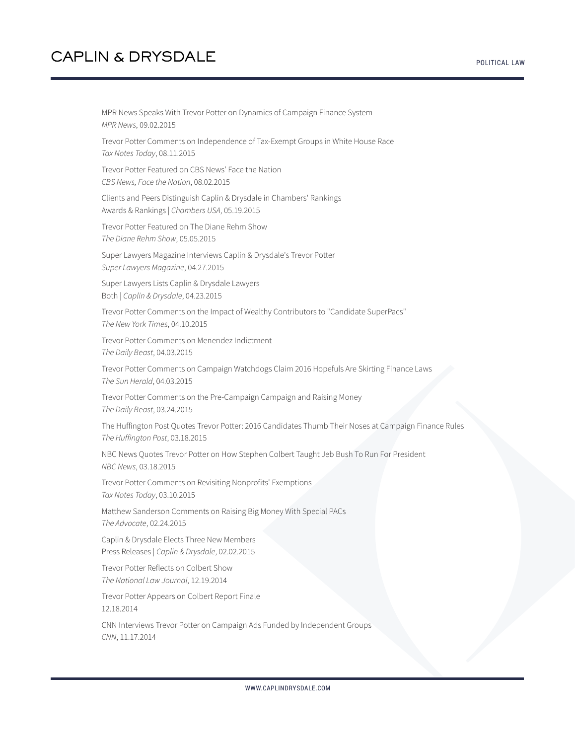MPR News Speaks With Trevor Potter on Dynamics of Campaign Finance System
*MPR News*, 09.02.2015

Trevor Potter Comments on Independence of Tax-Exempt Groups in White House Race
*Tax Notes Today*, 08.11.2015

Trevor Potter Featured on CBS News' Face the Nation
*CBS News, Face the Nation*, 08.02.2015

Clients and Peers Distinguish Caplin & Drysdale in Chambers' Rankings
Awards & Rankings | *Chambers USA*, 05.19.2015

Trevor Potter Featured on The Diane Rehm Show
*The Diane Rehm Show*, 05.05.2015

Super Lawyers Magazine Interviews Caplin & Drysdale's Trevor Potter
*Super Lawyers Magazine*, 04.27.2015

Super Lawyers Lists Caplin & Drysdale Lawyers
Both | *Caplin & Drysdale*, 04.23.2015

Trevor Potter Comments on the Impact of Wealthy Contributors to "Candidate SuperPacs"
*The New York Times*, 04.10.2015

Trevor Potter Comments on Menendez Indictment
*The Daily Beast*, 04.03.2015

Trevor Potter Comments on Campaign Watchdogs Claim 2016 Hopefuls Are Skirting Finance Laws
*The Sun Herald*, 04.03.2015

Trevor Potter Comments on the Pre-Campaign Campaign and Raising Money
*The Daily Beast*, 03.24.2015

The Huffington Post Quotes Trevor Potter: 2016 Candidates Thumb Their Noses at Campaign Finance Rules
*The Huffington Post*, 03.18.2015

NBC News Quotes Trevor Potter on How Stephen Colbert Taught Jeb Bush To Run For President
*NBC News*, 03.18.2015

Trevor Potter Comments on Revisiting Nonprofits' Exemptions
*Tax Notes Today*, 03.10.2015

Matthew Sanderson Comments on Raising Big Money With Special PACs
*The Advocate*, 02.24.2015

Caplin & Drysdale Elects Three New Members
Press Releases | *Caplin & Drysdale*, 02.02.2015

Trevor Potter Reflects on Colbert Show
*The National Law Journal*, 12.19.2014

Trevor Potter Appears on Colbert Report Finale
12.18.2014

CNN Interviews Trevor Potter on Campaign Ads Funded by Independent Groups
*CNN*, 11.17.2014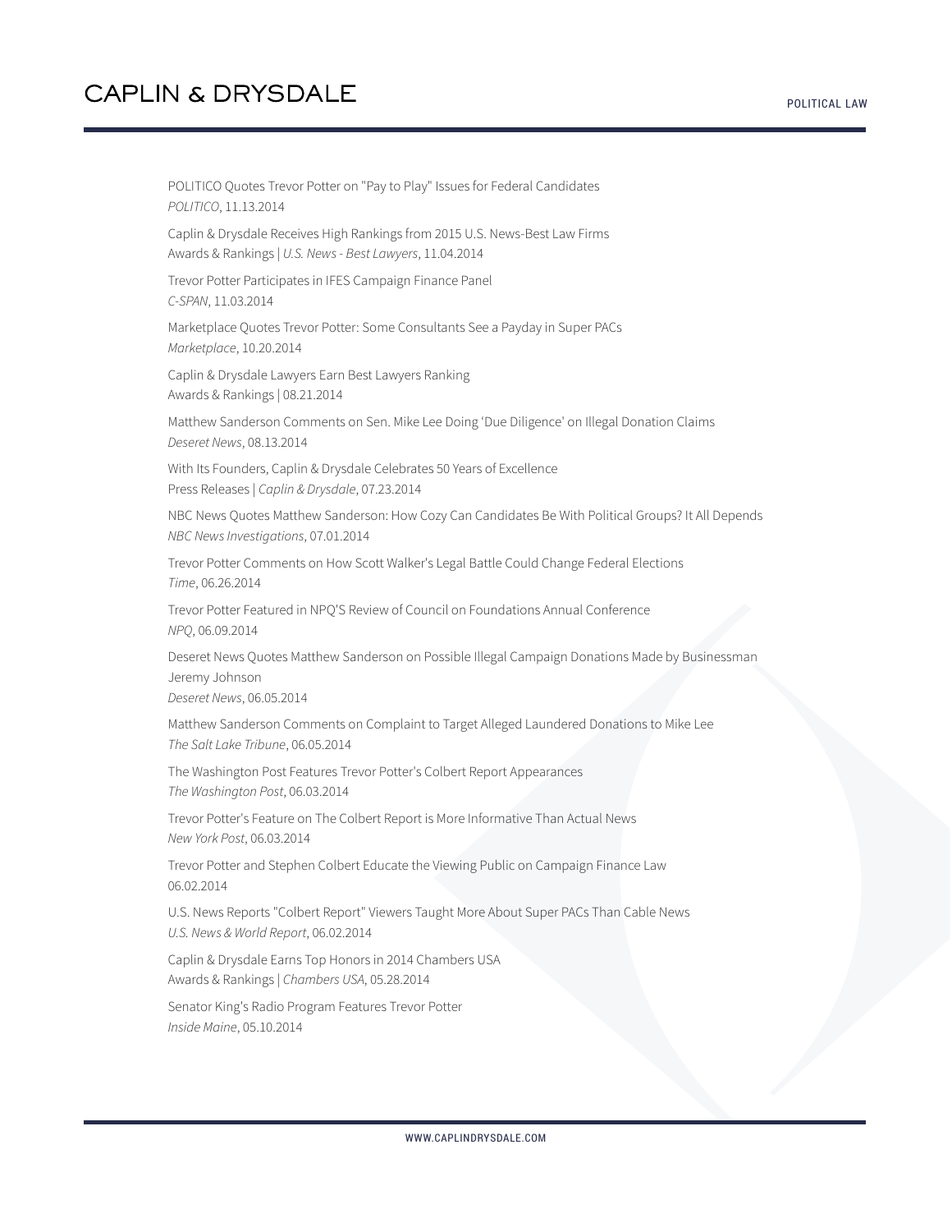POLITICO Quotes Trevor Potter on "Pay to Play" Issues for Federal Candidates
*POLITICO*, 11.13.2014

Caplin & Drysdale Receives High Rankings from 2015 U.S. News-Best Law Firms
Awards & Rankings | *U.S. News - Best Lawyers*, 11.04.2014

Trevor Potter Participates in IFES Campaign Finance Panel
*C-SPAN*, 11.03.2014

Marketplace Quotes Trevor Potter: Some Consultants See a Payday in Super PACs
*Marketplace*, 10.20.2014

Caplin & Drysdale Lawyers Earn Best Lawyers Ranking
Awards & Rankings | 08.21.2014

Matthew Sanderson Comments on Sen. Mike Lee Doing 'Due Diligence' on Illegal Donation Claims
*Deseret News*, 08.13.2014

With Its Founders, Caplin & Drysdale Celebrates 50 Years of Excellence
Press Releases | *Caplin & Drysdale*, 07.23.2014

NBC News Quotes Matthew Sanderson: How Cozy Can Candidates Be With Political Groups? It All Depends
*NBC News Investigations*, 07.01.2014

Trevor Potter Comments on How Scott Walker's Legal Battle Could Change Federal Elections
*Time*, 06.26.2014

Trevor Potter Featured in NPQ'S Review of Council on Foundations Annual Conference
*NPQ*, 06.09.2014

Deseret News Quotes Matthew Sanderson on Possible Illegal Campaign Donations Made by Businessman Jeremy Johnson
*Deseret News*, 06.05.2014

Matthew Sanderson Comments on Complaint to Target Alleged Laundered Donations to Mike Lee
*The Salt Lake Tribune*, 06.05.2014

The Washington Post Features Trevor Potter's Colbert Report Appearances
*The Washington Post*, 06.03.2014

Trevor Potter's Feature on The Colbert Report is More Informative Than Actual News
*New York Post*, 06.03.2014

Trevor Potter and Stephen Colbert Educate the Viewing Public on Campaign Finance Law
06.02.2014

U.S. News Reports "Colbert Report" Viewers Taught More About Super PACs Than Cable News
*U.S. News & World Report*, 06.02.2014

Caplin & Drysdale Earns Top Honors in 2014 Chambers USA
Awards & Rankings | *Chambers USA*, 05.28.2014

Senator King's Radio Program Features Trevor Potter
*Inside Maine*, 05.10.2014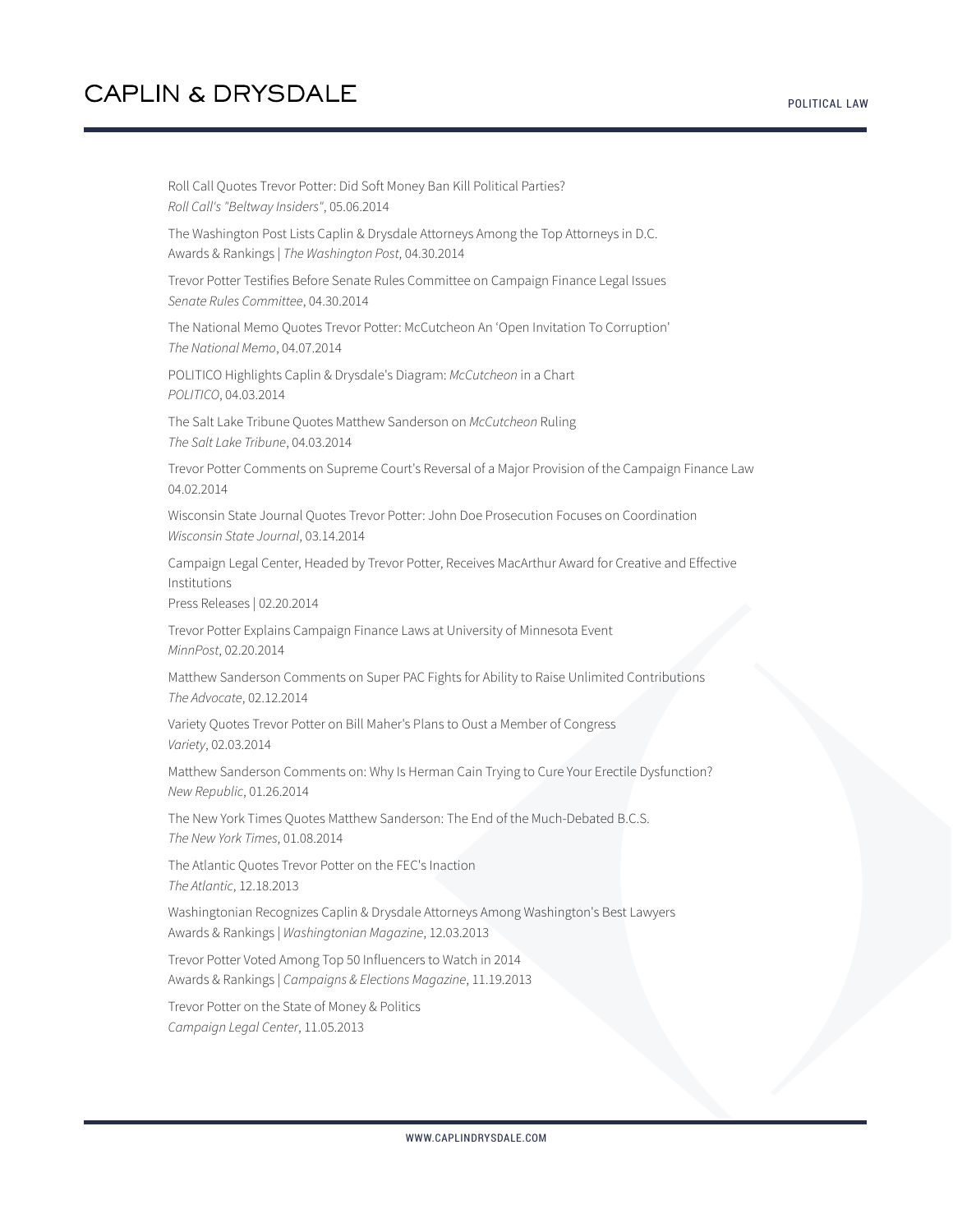Roll Call Quotes Trevor Potter: Did Soft Money Ban Kill Political Parties?
*Roll Call's "Beltway Insiders"*, 05.06.2014

The Washington Post Lists Caplin & Drysdale Attorneys Among the Top Attorneys in D.C.
Awards & Rankings | *The Washington Post*, 04.30.2014

Trevor Potter Testifies Before Senate Rules Committee on Campaign Finance Legal Issues
*Senate Rules Committee*, 04.30.2014

The National Memo Quotes Trevor Potter: McCutcheon An 'Open Invitation To Corruption'
*The National Memo*, 04.07.2014

POLITICO Highlights Caplin & Drysdale's Diagram: *McCutcheon* in a Chart
*POLITICO*, 04.03.2014

The Salt Lake Tribune Quotes Matthew Sanderson on *McCutcheon* Ruling
*The Salt Lake Tribune*, 04.03.2014

Trevor Potter Comments on Supreme Court's Reversal of a Major Provision of the Campaign Finance Law
04.02.2014

Wisconsin State Journal Quotes Trevor Potter: John Doe Prosecution Focuses on Coordination
*Wisconsin State Journal*, 03.14.2014

Campaign Legal Center, Headed by Trevor Potter, Receives MacArthur Award for Creative and Effective Institutions
Press Releases | 02.20.2014

Trevor Potter Explains Campaign Finance Laws at University of Minnesota Event
*MinnPost*, 02.20.2014

Matthew Sanderson Comments on Super PAC Fights for Ability to Raise Unlimited Contributions
*The Advocate*, 02.12.2014

Variety Quotes Trevor Potter on Bill Maher's Plans to Oust a Member of Congress
*Variety*, 02.03.2014

Matthew Sanderson Comments on: Why Is Herman Cain Trying to Cure Your Erectile Dysfunction?
*New Republic*, 01.26.2014

The New York Times Quotes Matthew Sanderson: The End of the Much-Debated B.C.S.
*The New York Times*, 01.08.2014

The Atlantic Quotes Trevor Potter on the FEC's Inaction
*The Atlantic*, 12.18.2013

Washingtonian Recognizes Caplin & Drysdale Attorneys Among Washington's Best Lawyers
Awards & Rankings | *Washingtonian Magazine*, 12.03.2013

Trevor Potter Voted Among Top 50 Influencers to Watch in 2014
Awards & Rankings | *Campaigns & Elections Magazine*, 11.19.2013

Trevor Potter on the State of Money & Politics
*Campaign Legal Center*, 11.05.2013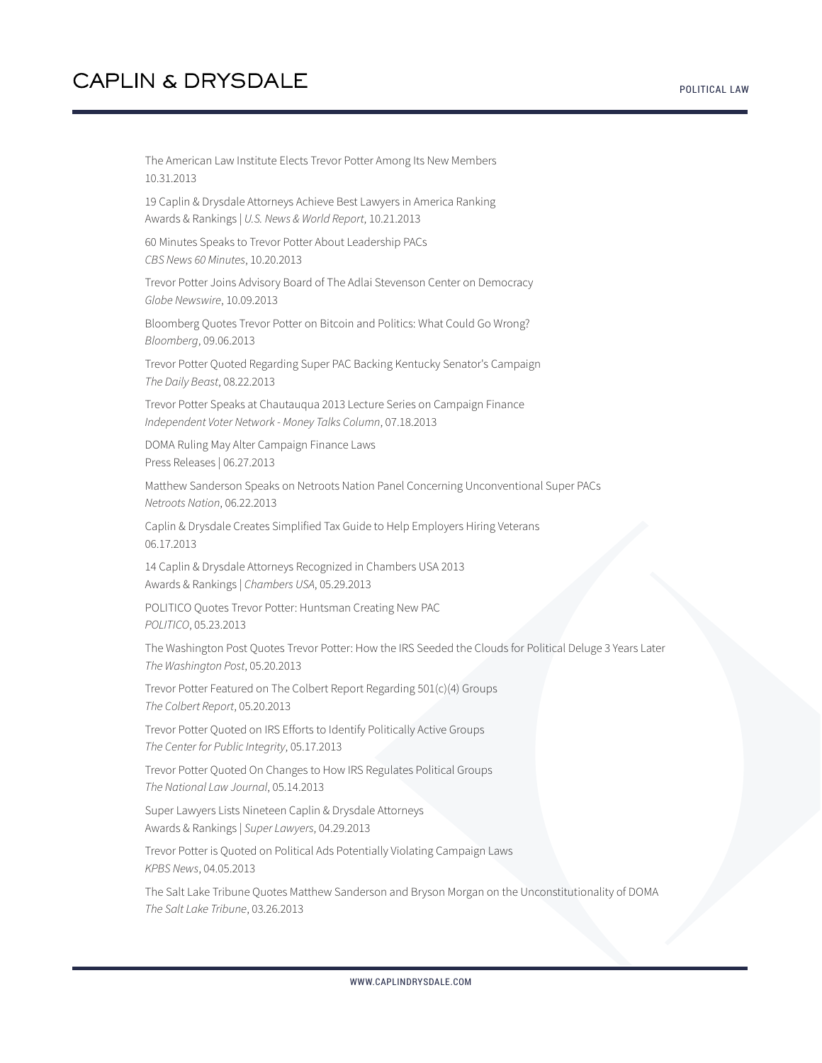The American Law Institute Elects Trevor Potter Among Its New Members
10.31.2013

19 Caplin & Drysdale Attorneys Achieve Best Lawyers in America Ranking
Awards & Rankings | *U.S. News & World Report*, 10.21.2013

60 Minutes Speaks to Trevor Potter About Leadership PACs
*CBS News 60 Minutes*, 10.20.2013

Trevor Potter Joins Advisory Board of The Adlai Stevenson Center on Democracy
*Globe Newswire*, 10.09.2013

Bloomberg Quotes Trevor Potter on Bitcoin and Politics: What Could Go Wrong?
*Bloomberg*, 09.06.2013

Trevor Potter Quoted Regarding Super PAC Backing Kentucky Senator's Campaign
*The Daily Beast*, 08.22.2013

Trevor Potter Speaks at Chautauqua 2013 Lecture Series on Campaign Finance
*Independent Voter Network - Money Talks Column*, 07.18.2013

DOMA Ruling May Alter Campaign Finance Laws
Press Releases | 06.27.2013

Matthew Sanderson Speaks on Netroots Nation Panel Concerning Unconventional Super PACs
*Netroots Nation*, 06.22.2013

Caplin & Drysdale Creates Simplified Tax Guide to Help Employers Hiring Veterans
06.17.2013

14 Caplin & Drysdale Attorneys Recognized in Chambers USA 2013
Awards & Rankings | *Chambers USA*, 05.29.2013

POLITICO Quotes Trevor Potter: Huntsman Creating New PAC
*POLITICO*, 05.23.2013

The Washington Post Quotes Trevor Potter: How the IRS Seeded the Clouds for Political Deluge 3 Years Later
*The Washington Post*, 05.20.2013

Trevor Potter Featured on The Colbert Report Regarding 501(c)(4) Groups
*The Colbert Report*, 05.20.2013

Trevor Potter Quoted on IRS Efforts to Identify Politically Active Groups
*The Center for Public Integrity*, 05.17.2013

Trevor Potter Quoted On Changes to How IRS Regulates Political Groups
*The National Law Journal*, 05.14.2013

Super Lawyers Lists Nineteen Caplin & Drysdale Attorneys
Awards & Rankings | *Super Lawyers*, 04.29.2013

Trevor Potter is Quoted on Political Ads Potentially Violating Campaign Laws
*KPBS News*, 04.05.2013

The Salt Lake Tribune Quotes Matthew Sanderson and Bryson Morgan on the Unconstitutionality of DOMA
*The Salt Lake Tribune*, 03.26.2013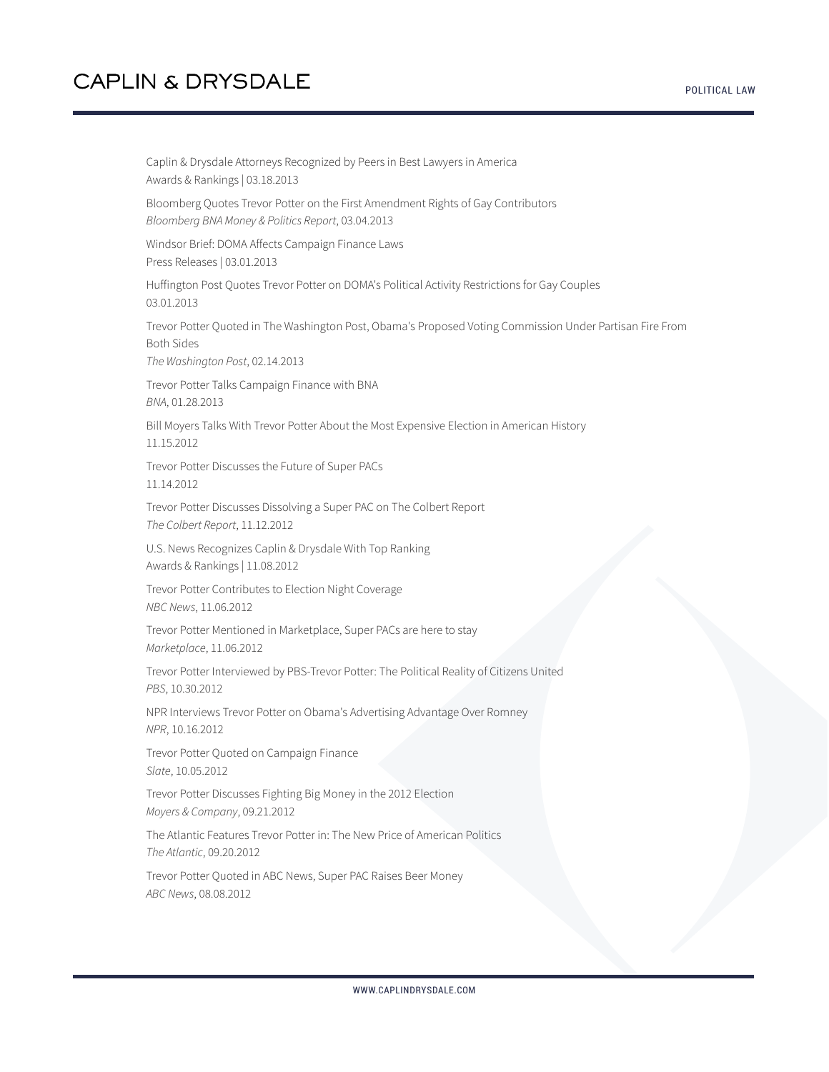Caplin & Drysdale Attorneys Recognized by Peers in Best Lawyers in America
Awards & Rankings | 03.18.2013

Bloomberg Quotes Trevor Potter on the First Amendment Rights of Gay Contributors
*Bloomberg BNA Money & Politics Report*, 03.04.2013

Windsor Brief: DOMA Affects Campaign Finance Laws
Press Releases | 03.01.2013

Huffington Post Quotes Trevor Potter on DOMA's Political Activity Restrictions for Gay Couples
03.01.2013

Trevor Potter Quoted in The Washington Post, Obama's Proposed Voting Commission Under Partisan Fire From Both Sides
*The Washington Post*, 02.14.2013

Trevor Potter Talks Campaign Finance with BNA
*BNA*, 01.28.2013

Bill Moyers Talks With Trevor Potter About the Most Expensive Election in American History
11.15.2012

Trevor Potter Discusses the Future of Super PACs
11.14.2012

Trevor Potter Discusses Dissolving a Super PAC on The Colbert Report
*The Colbert Report*, 11.12.2012

U.S. News Recognizes Caplin & Drysdale With Top Ranking
Awards & Rankings | 11.08.2012

Trevor Potter Contributes to Election Night Coverage
*NBC News*, 11.06.2012

Trevor Potter Mentioned in Marketplace, Super PACs are here to stay
*Marketplace*, 11.06.2012

Trevor Potter Interviewed by PBS-Trevor Potter: The Political Reality of Citizens United
*PBS*, 10.30.2012

NPR Interviews Trevor Potter on Obama's Advertising Advantage Over Romney
*NPR*, 10.16.2012

Trevor Potter Quoted on Campaign Finance
*Slate*, 10.05.2012

Trevor Potter Discusses Fighting Big Money in the 2012 Election
*Moyers & Company*, 09.21.2012

The Atlantic Features Trevor Potter in: The New Price of American Politics
*The Atlantic*, 09.20.2012

Trevor Potter Quoted in ABC News, Super PAC Raises Beer Money
*ABC News*, 08.08.2012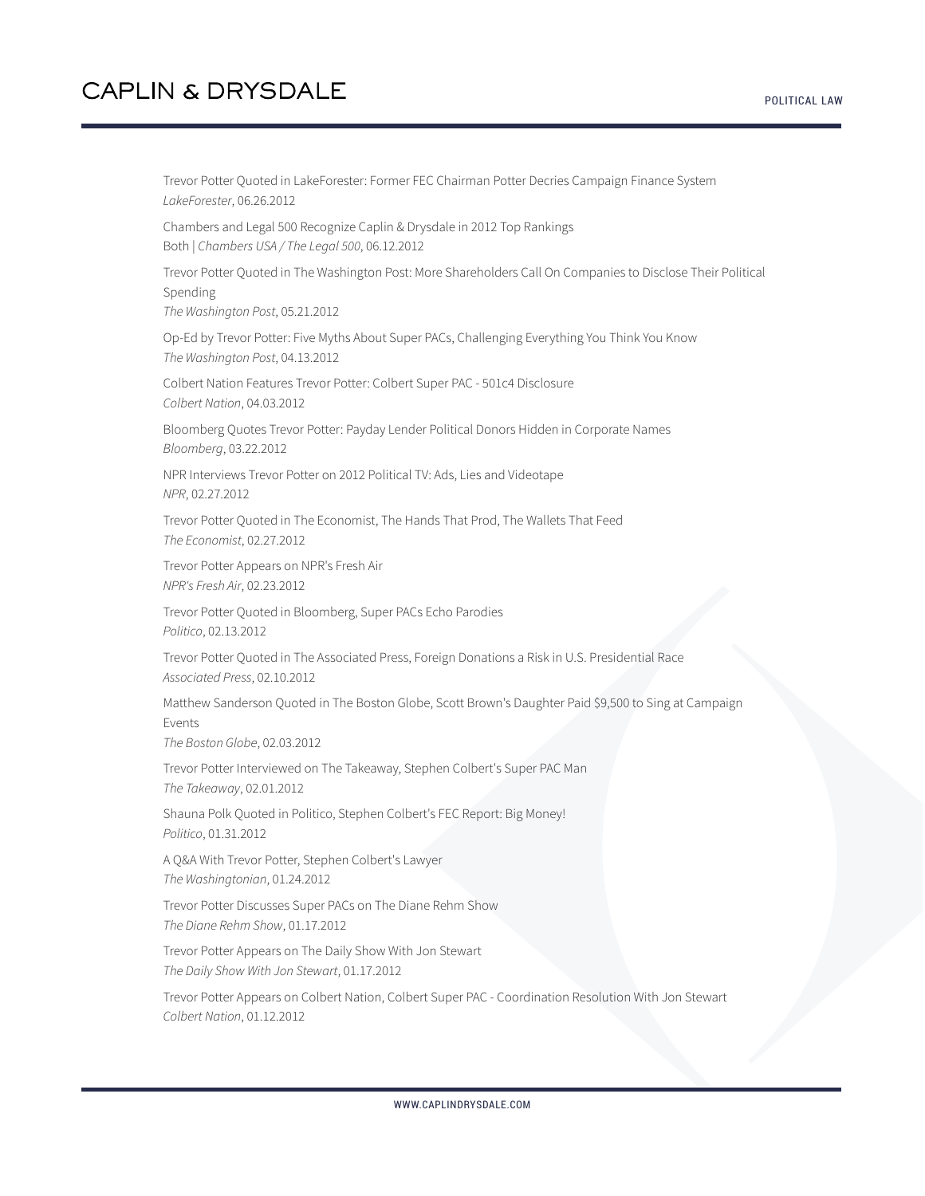Trevor Potter Quoted in LakeForester: Former FEC Chairman Potter Decries Campaign Finance System
*LakeForester*, 06.26.2012

Chambers and Legal 500 Recognize Caplin & Drysdale in 2012 Top Rankings
Both | *Chambers USA / The Legal 500*, 06.12.2012

Trevor Potter Quoted in The Washington Post: More Shareholders Call On Companies to Disclose Their Political Spending
*The Washington Post*, 05.21.2012

Op-Ed by Trevor Potter: Five Myths About Super PACs, Challenging Everything You Think You Know
*The Washington Post*, 04.13.2012

Colbert Nation Features Trevor Potter: Colbert Super PAC - 501c4 Disclosure
*Colbert Nation*, 04.03.2012

Bloomberg Quotes Trevor Potter: Payday Lender Political Donors Hidden in Corporate Names
*Bloomberg*, 03.22.2012

NPR Interviews Trevor Potter on 2012 Political TV: Ads, Lies and Videotape
*NPR*, 02.27.2012

Trevor Potter Quoted in The Economist, The Hands That Prod, The Wallets That Feed
*The Economist*, 02.27.2012

Trevor Potter Appears on NPR's Fresh Air
*NPR's Fresh Air*, 02.23.2012

Trevor Potter Quoted in Bloomberg, Super PACs Echo Parodies
*Politico*, 02.13.2012

Trevor Potter Quoted in The Associated Press, Foreign Donations a Risk in U.S. Presidential Race
*Associated Press*, 02.10.2012

Matthew Sanderson Quoted in The Boston Globe, Scott Brown's Daughter Paid $9,500 to Sing at Campaign Events
*The Boston Globe*, 02.03.2012

Trevor Potter Interviewed on The Takeaway, Stephen Colbert's Super PAC Man
*The Takeaway*, 02.01.2012

Shauna Polk Quoted in Politico, Stephen Colbert's FEC Report: Big Money!
*Politico*, 01.31.2012

A Q&A With Trevor Potter, Stephen Colbert's Lawyer
*The Washingtonian*, 01.24.2012

Trevor Potter Discusses Super PACs on The Diane Rehm Show
*The Diane Rehm Show*, 01.17.2012

Trevor Potter Appears on The Daily Show With Jon Stewart
*The Daily Show With Jon Stewart*, 01.17.2012

Trevor Potter Appears on Colbert Nation, Colbert Super PAC - Coordination Resolution With Jon Stewart
*Colbert Nation*, 01.12.2012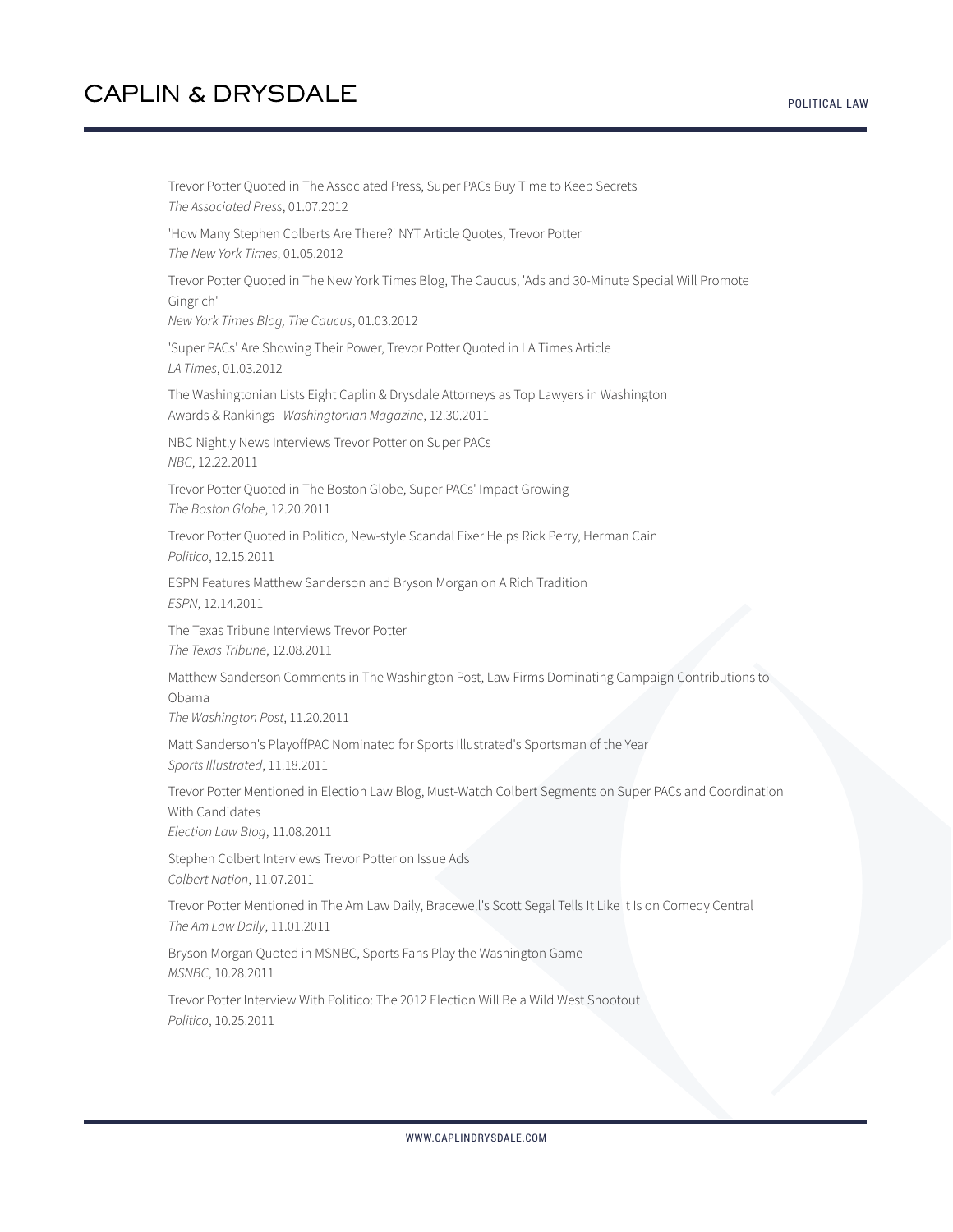Trevor Potter Quoted in The Associated Press, Super PACs Buy Time to Keep Secrets
*The Associated Press*, 01.07.2012

'How Many Stephen Colberts Are There?' NYT Article Quotes, Trevor Potter
*The New York Times*, 01.05.2012

Trevor Potter Quoted in The New York Times Blog, The Caucus, 'Ads and 30-Minute Special Will Promote Gingrich'
*New York Times Blog, The Caucus*, 01.03.2012

'Super PACs' Are Showing Their Power, Trevor Potter Quoted in LA Times Article
*LA Times*, 01.03.2012

The Washingtonian Lists Eight Caplin & Drysdale Attorneys as Top Lawyers in Washington
Awards & Rankings | *Washingtonian Magazine*, 12.30.2011

NBC Nightly News Interviews Trevor Potter on Super PACs
*NBC*, 12.22.2011

Trevor Potter Quoted in The Boston Globe, Super PACs' Impact Growing
*The Boston Globe*, 12.20.2011

Trevor Potter Quoted in Politico, New-style Scandal Fixer Helps Rick Perry, Herman Cain
*Politico*, 12.15.2011

ESPN Features Matthew Sanderson and Bryson Morgan on A Rich Tradition
*ESPN*, 12.14.2011

The Texas Tribune Interviews Trevor Potter
*The Texas Tribune*, 12.08.2011

Matthew Sanderson Comments in The Washington Post, Law Firms Dominating Campaign Contributions to Obama
*The Washington Post*, 11.20.2011

Matt Sanderson's PlayoffPAC Nominated for Sports Illustrated's Sportsman of the Year
*Sports Illustrated*, 11.18.2011

Trevor Potter Mentioned in Election Law Blog, Must-Watch Colbert Segments on Super PACs and Coordination With Candidates
*Election Law Blog*, 11.08.2011

Stephen Colbert Interviews Trevor Potter on Issue Ads
*Colbert Nation*, 11.07.2011

Trevor Potter Mentioned in The Am Law Daily, Bracewell's Scott Segal Tells It Like It Is on Comedy Central
*The Am Law Daily*, 11.01.2011

Bryson Morgan Quoted in MSNBC, Sports Fans Play the Washington Game
*MSNBC*, 10.28.2011

Trevor Potter Interview With Politico: The 2012 Election Will Be a Wild West Shootout
*Politico*, 10.25.2011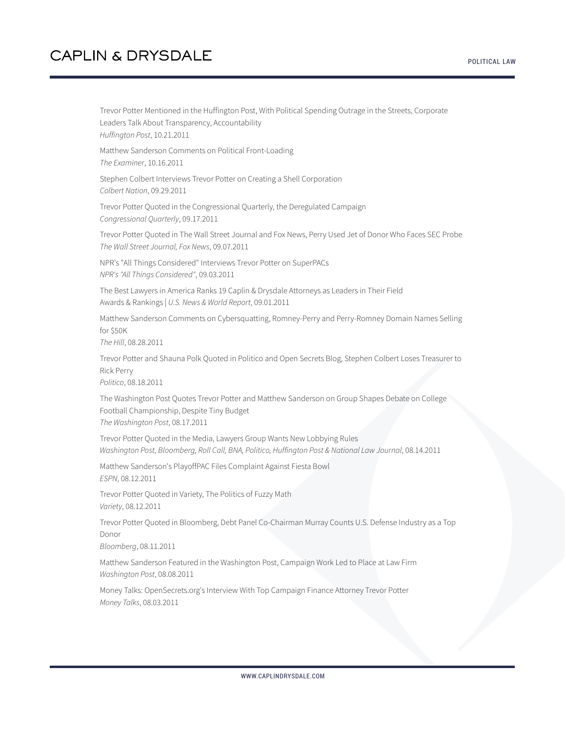Trevor Potter Mentioned in the Huffington Post, With Political Spending Outrage in the Streets, Corporate Leaders Talk About Transparency, Accountability
*Huffington Post*, 10.21.2011

Matthew Sanderson Comments on Political Front-Loading
*The Examiner*, 10.16.2011

Stephen Colbert Interviews Trevor Potter on Creating a Shell Corporation
*Colbert Nation*, 09.29.2011

Trevor Potter Quoted in the Congressional Quarterly, the Deregulated Campaign
*Congressional Quarterly*, 09.17.2011

Trevor Potter Quoted in The Wall Street Journal and Fox News, Perry Used Jet of Donor Who Faces SEC Probe
*The Wall Street Journal, Fox News*, 09.07.2011

NPR's "All Things Considered" Interviews Trevor Potter on SuperPACs
*NPR's "All Things Considered"*, 09.03.2011

The Best Lawyers in America Ranks 19 Caplin & Drysdale Attorneys as Leaders in Their Field
Awards & Rankings | *U.S. News & World Report*, 09.01.2011

Matthew Sanderson Comments on Cybersquatting, Romney-Perry and Perry-Romney Domain Names Selling for $50K
*The Hill*, 08.28.2011

Trevor Potter and Shauna Polk Quoted in Politico and Open Secrets Blog, Stephen Colbert Loses Treasurer to Rick Perry
*Politico*, 08.18.2011

The Washington Post Quotes Trevor Potter and Matthew Sanderson on Group Shapes Debate on College Football Championship, Despite Tiny Budget
*The Washington Post*, 08.17.2011

Trevor Potter Quoted in the Media, Lawyers Group Wants New Lobbying Rules
*Washington Post, Bloomberg, Roll Call, BNA, Politico, Huffington Post & National Law Journal*, 08.14.2011

Matthew Sanderson's PlayoffPAC Files Complaint Against Fiesta Bowl
*ESPN*, 08.12.2011

Trevor Potter Quoted in Variety, The Politics of Fuzzy Math
*Variety*, 08.12.2011

Trevor Potter Quoted in Bloomberg, Debt Panel Co-Chairman Murray Counts U.S. Defense Industry as a Top Donor
*Bloomberg*, 08.11.2011

Matthew Sanderson Featured in the Washington Post, Campaign Work Led to Place at Law Firm
*Washington Post*, 08.08.2011

Money Talks: OpenSecrets.org's Interview With Top Campaign Finance Attorney Trevor Potter
*Money Talks*, 08.03.2011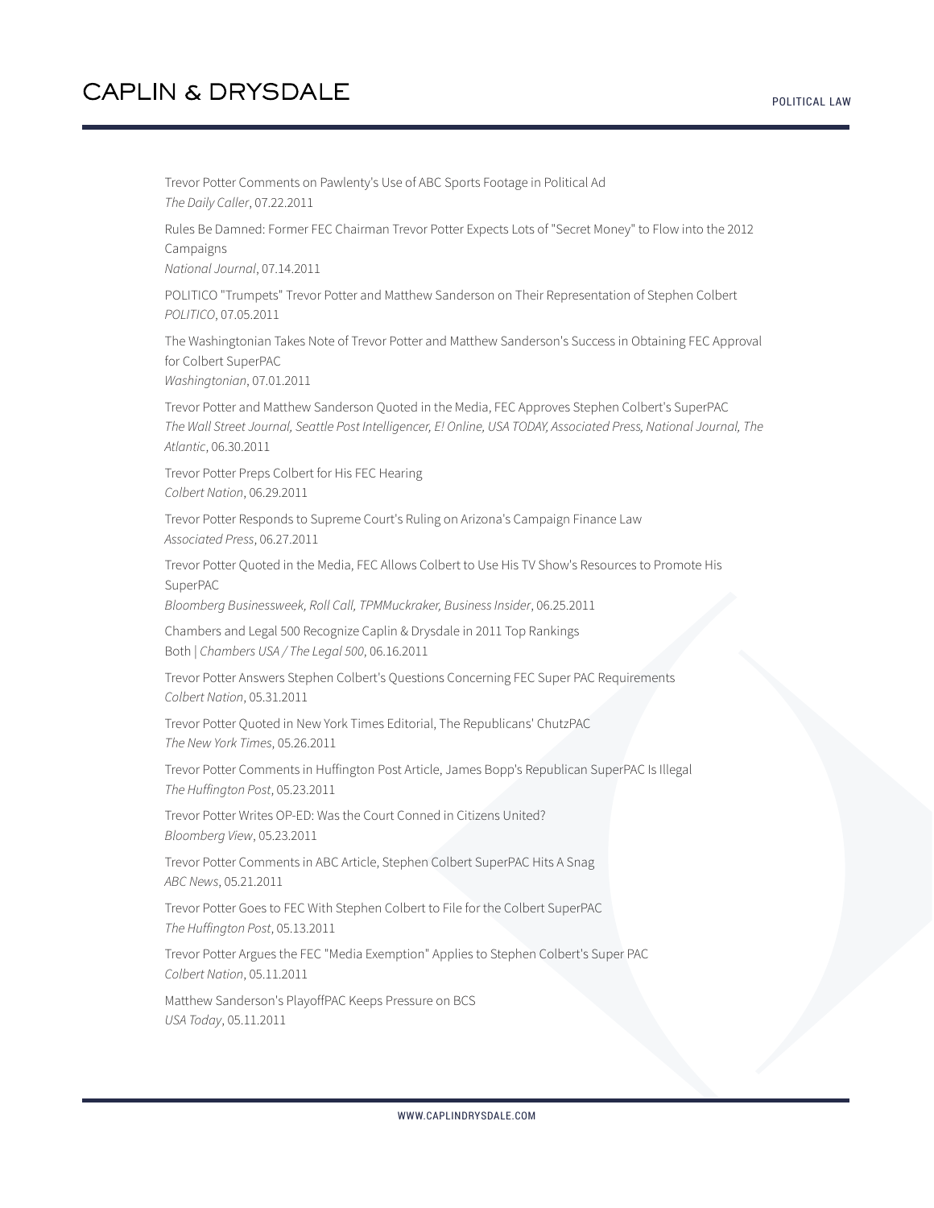Trevor Potter Comments on Pawlenty's Use of ABC Sports Footage in Political Ad
*The Daily Caller*, 07.22.2011

Rules Be Damned: Former FEC Chairman Trevor Potter Expects Lots of "Secret Money" to Flow into the 2012 Campaigns
*National Journal*, 07.14.2011

POLITICO "Trumpets" Trevor Potter and Matthew Sanderson on Their Representation of Stephen Colbert
*POLITICO*, 07.05.2011

The Washingtonian Takes Note of Trevor Potter and Matthew Sanderson's Success in Obtaining FEC Approval for Colbert SuperPAC
*Washingtonian*, 07.01.2011

Trevor Potter and Matthew Sanderson Quoted in the Media, FEC Approves Stephen Colbert's SuperPAC
*The Wall Street Journal, Seattle Post Intelligencer, E! Online, USA TODAY, Associated Press, National Journal, The Atlantic*, 06.30.2011

Trevor Potter Preps Colbert for His FEC Hearing
*Colbert Nation*, 06.29.2011

Trevor Potter Responds to Supreme Court's Ruling on Arizona's Campaign Finance Law
*Associated Press*, 06.27.2011

Trevor Potter Quoted in the Media, FEC Allows Colbert to Use His TV Show's Resources to Promote His SuperPAC
*Bloomberg Businessweek, Roll Call, TPMMuckraker, Business Insider*, 06.25.2011

Chambers and Legal 500 Recognize Caplin & Drysdale in 2011 Top Rankings
Both | *Chambers USA / The Legal 500*, 06.16.2011

Trevor Potter Answers Stephen Colbert's Questions Concerning FEC Super PAC Requirements
*Colbert Nation*, 05.31.2011

Trevor Potter Quoted in New York Times Editorial, The Republicans' ChutzPAC
*The New York Times*, 05.26.2011

Trevor Potter Comments in Huffington Post Article, James Bopp's Republican SuperPAC Is Illegal
*The Huffington Post*, 05.23.2011

Trevor Potter Writes OP-ED: Was the Court Conned in Citizens United?
*Bloomberg View*, 05.23.2011

Trevor Potter Comments in ABC Article, Stephen Colbert SuperPAC Hits A Snag
*ABC News*, 05.21.2011

Trevor Potter Goes to FEC With Stephen Colbert to File for the Colbert SuperPAC
*The Huffington Post*, 05.13.2011

Trevor Potter Argues the FEC "Media Exemption" Applies to Stephen Colbert's Super PAC
*Colbert Nation*, 05.11.2011

Matthew Sanderson's PlayoffPAC Keeps Pressure on BCS
*USA Today*, 05.11.2011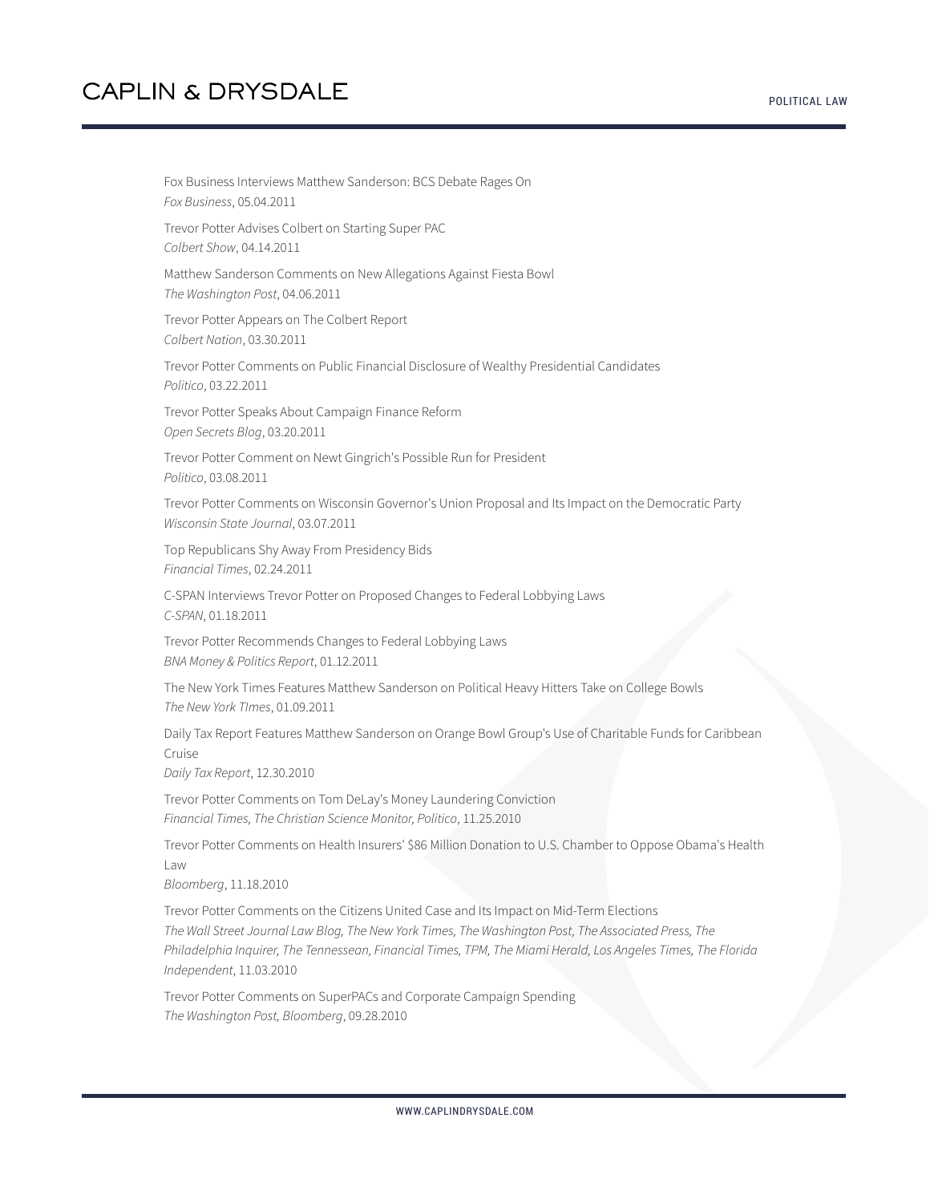Fox Business Interviews Matthew Sanderson: BCS Debate Rages On
*Fox Business*, 05.04.2011

Trevor Potter Advises Colbert on Starting Super PAC
*Colbert Show*, 04.14.2011

Matthew Sanderson Comments on New Allegations Against Fiesta Bowl
*The Washington Post*, 04.06.2011

Trevor Potter Appears on The Colbert Report
*Colbert Nation*, 03.30.2011

Trevor Potter Comments on Public Financial Disclosure of Wealthy Presidential Candidates
*Politico*, 03.22.2011

Trevor Potter Speaks About Campaign Finance Reform
*Open Secrets Blog*, 03.20.2011

Trevor Potter Comment on Newt Gingrich's Possible Run for President
*Politico*, 03.08.2011

Trevor Potter Comments on Wisconsin Governor's Union Proposal and Its Impact on the Democratic Party
*Wisconsin State Journal*, 03.07.2011

Top Republicans Shy Away From Presidency Bids
*Financial Times*, 02.24.2011

C-SPAN Interviews Trevor Potter on Proposed Changes to Federal Lobbying Laws
*C-SPAN*, 01.18.2011

Trevor Potter Recommends Changes to Federal Lobbying Laws
*BNA Money & Politics Report*, 01.12.2011

The New York Times Features Matthew Sanderson on Political Heavy Hitters Take on College Bowls
*The New York TImes*, 01.09.2011

Daily Tax Report Features Matthew Sanderson on Orange Bowl Group's Use of Charitable Funds for Caribbean Cruise
*Daily Tax Report*, 12.30.2010

Trevor Potter Comments on Tom DeLay's Money Laundering Conviction
*Financial Times, The Christian Science Monitor, Politico*, 11.25.2010

Trevor Potter Comments on Health Insurers' $86 Million Donation to U.S. Chamber to Oppose Obama's Health Law
*Bloomberg*, 11.18.2010

Trevor Potter Comments on the Citizens United Case and Its Impact on Mid-Term Elections
*The Wall Street Journal Law Blog, The New York Times, The Washington Post, The Associated Press, The Philadelphia Inquirer, The Tennessean, Financial Times, TPM, The Miami Herald, Los Angeles Times, The Florida Independent*, 11.03.2010

Trevor Potter Comments on SuperPACs and Corporate Campaign Spending
*The Washington Post, Bloomberg*, 09.28.2010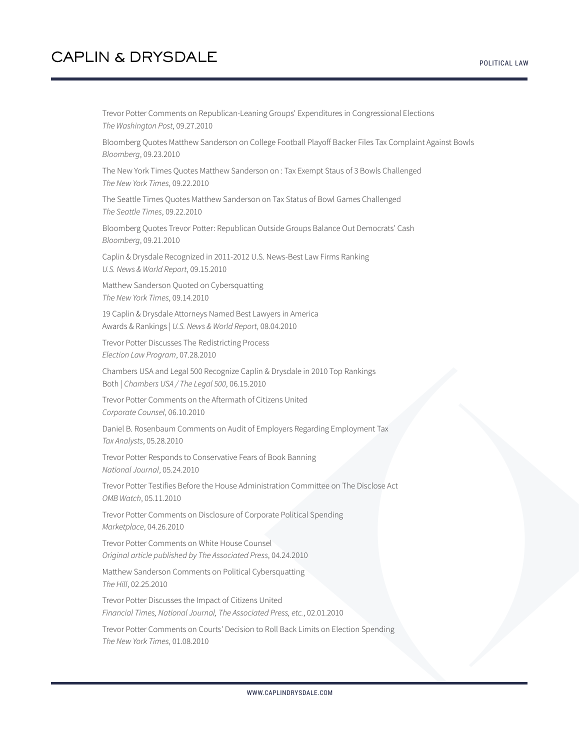Trevor Potter Comments on Republican-Leaning Groups' Expenditures in Congressional Elections
*The Washington Post*, 09.27.2010

Bloomberg Quotes Matthew Sanderson on College Football Playoff Backer Files Tax Complaint Against Bowls
*Bloomberg*, 09.23.2010

The New York Times Quotes Matthew Sanderson on : Tax Exempt Staus of 3 Bowls Challenged
*The New York Times*, 09.22.2010

The Seattle Times Quotes Matthew Sanderson on Tax Status of Bowl Games Challenged
*The Seattle Times*, 09.22.2010

Bloomberg Quotes Trevor Potter: Republican Outside Groups Balance Out Democrats' Cash
*Bloomberg*, 09.21.2010

Caplin & Drysdale Recognized in 2011-2012 U.S. News-Best Law Firms Ranking
*U.S. News & World Report*, 09.15.2010

Matthew Sanderson Quoted on Cybersquatting
*The New York Times*, 09.14.2010

19 Caplin & Drysdale Attorneys Named Best Lawyers in America
Awards & Rankings | *U.S. News & World Report*, 08.04.2010

Trevor Potter Discusses The Redistricting Process
*Election Law Program*, 07.28.2010

Chambers USA and Legal 500 Recognize Caplin & Drysdale in 2010 Top Rankings
Both | *Chambers USA / The Legal 500*, 06.15.2010

Trevor Potter Comments on the Aftermath of Citizens United
*Corporate Counsel*, 06.10.2010

Daniel B. Rosenbaum Comments on Audit of Employers Regarding Employment Tax
*Tax Analysts*, 05.28.2010

Trevor Potter Responds to Conservative Fears of Book Banning
*National Journal*, 05.24.2010

Trevor Potter Testifies Before the House Administration Committee on The Disclose Act
*OMB Watch*, 05.11.2010

Trevor Potter Comments on Disclosure of Corporate Political Spending
*Marketplace*, 04.26.2010

Trevor Potter Comments on White House Counsel
*Original article published by The Associated Press*, 04.24.2010

Matthew Sanderson Comments on Political Cybersquatting
*The Hill*, 02.25.2010

Trevor Potter Discusses the Impact of Citizens United
*Financial Times, National Journal, The Associated Press, etc.*, 02.01.2010

Trevor Potter Comments on Courts' Decision to Roll Back Limits on Election Spending
*The New York Times*, 01.08.2010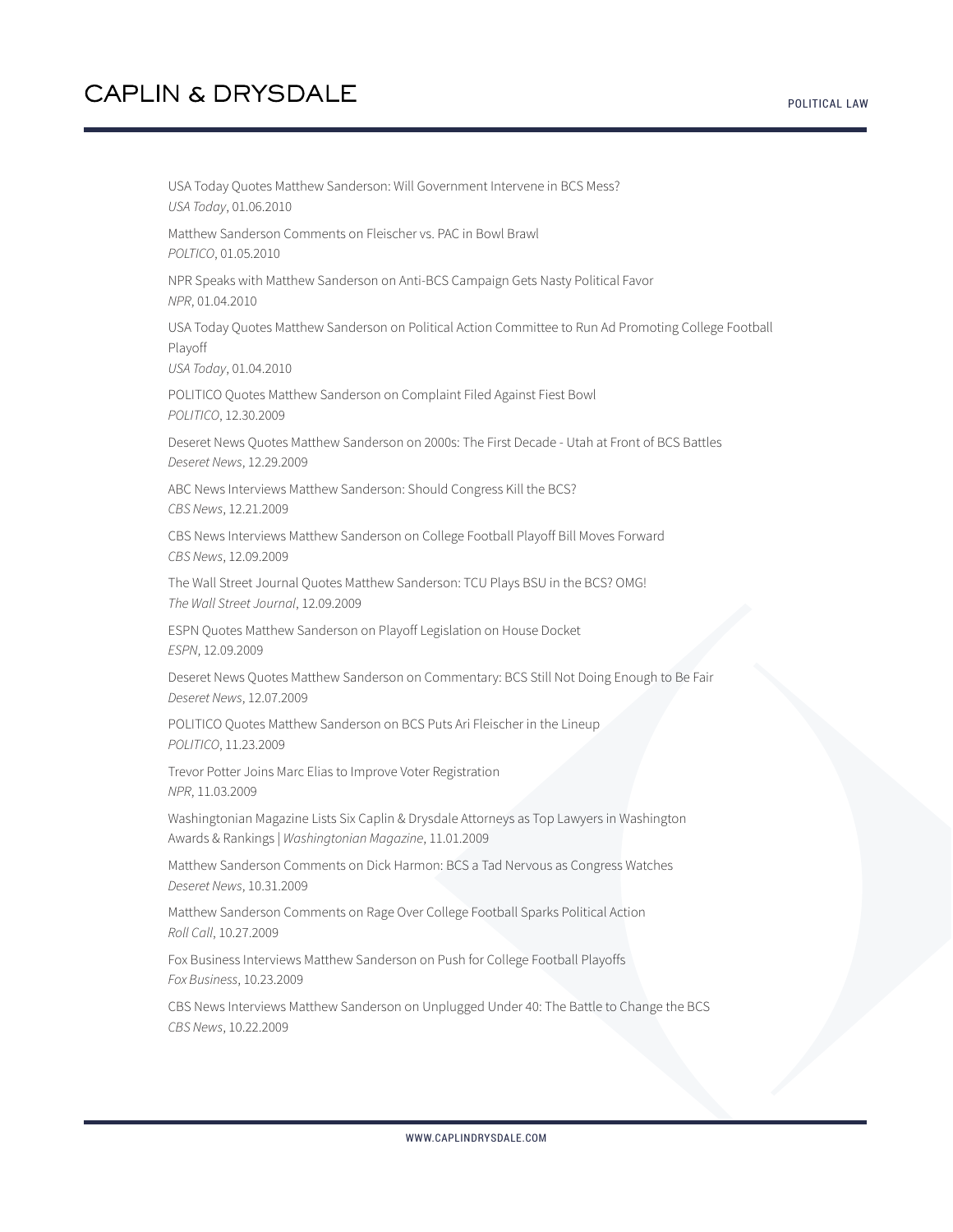USA Today Quotes Matthew Sanderson: Will Government Intervene in BCS Mess?
*USA Today*, 01.06.2010

Matthew Sanderson Comments on Fleischer vs. PAC in Bowl Brawl
*POLTICO*, 01.05.2010

NPR Speaks with Matthew Sanderson on Anti-BCS Campaign Gets Nasty Political Favor
*NPR*, 01.04.2010

USA Today Quotes Matthew Sanderson on Political Action Committee to Run Ad Promoting College Football Playoff
*USA Today*, 01.04.2010

POLITICO Quotes Matthew Sanderson on Complaint Filed Against Fiest Bowl
*POLITICO*, 12.30.2009

Deseret News Quotes Matthew Sanderson on 2000s: The First Decade - Utah at Front of BCS Battles
*Deseret News*, 12.29.2009

ABC News Interviews Matthew Sanderson: Should Congress Kill the BCS?
*CBS News*, 12.21.2009

CBS News Interviews Matthew Sanderson on College Football Playoff Bill Moves Forward
*CBS News*, 12.09.2009

The Wall Street Journal Quotes Matthew Sanderson: TCU Plays BSU in the BCS? OMG!
*The Wall Street Journal*, 12.09.2009

ESPN Quotes Matthew Sanderson on Playoff Legislation on House Docket
*ESPN*, 12.09.2009

Deseret News Quotes Matthew Sanderson on Commentary: BCS Still Not Doing Enough to Be Fair
*Deseret News*, 12.07.2009

POLITICO Quotes Matthew Sanderson on BCS Puts Ari Fleischer in the Lineup
*POLITICO*, 11.23.2009

Trevor Potter Joins Marc Elias to Improve Voter Registration
*NPR*, 11.03.2009

Washingtonian Magazine Lists Six Caplin & Drysdale Attorneys as Top Lawyers in Washington
Awards & Rankings | *Washingtonian Magazine*, 11.01.2009

Matthew Sanderson Comments on Dick Harmon: BCS a Tad Nervous as Congress Watches
*Deseret News*, 10.31.2009

Matthew Sanderson Comments on Rage Over College Football Sparks Political Action
*Roll Call*, 10.27.2009

Fox Business Interviews Matthew Sanderson on Push for College Football Playoffs
*Fox Business*, 10.23.2009

CBS News Interviews Matthew Sanderson on Unplugged Under 40: The Battle to Change the BCS
*CBS News*, 10.22.2009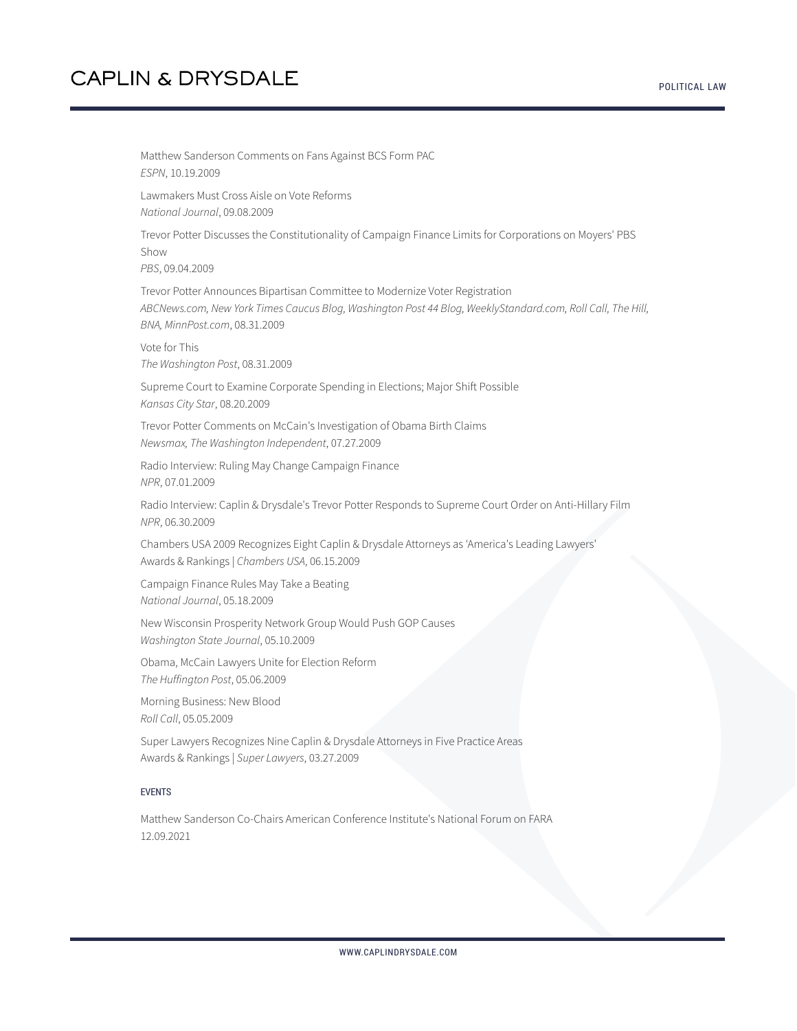Matthew Sanderson Comments on Fans Against BCS Form PAC
*ESPN*, 10.19.2009

Lawmakers Must Cross Aisle on Vote Reforms
*National Journal*, 09.08.2009

Trevor Potter Discusses the Constitutionality of Campaign Finance Limits for Corporations on Moyers' PBS Show
*PBS*, 09.04.2009

Trevor Potter Announces Bipartisan Committee to Modernize Voter Registration
*ABCNews.com, New York Times Caucus Blog, Washington Post 44 Blog, WeeklyStandard.com, Roll Call, The Hill, BNA, MinnPost.com*, 08.31.2009

Vote for This
*The Washington Post*, 08.31.2009

Supreme Court to Examine Corporate Spending in Elections; Major Shift Possible
*Kansas City Star*, 08.20.2009

Trevor Potter Comments on McCain's Investigation of Obama Birth Claims
*Newsmax, The Washington Independent*, 07.27.2009

Radio Interview: Ruling May Change Campaign Finance
*NPR*, 07.01.2009

Radio Interview: Caplin & Drysdale's Trevor Potter Responds to Supreme Court Order on Anti-Hillary Film
*NPR*, 06.30.2009

Chambers USA 2009 Recognizes Eight Caplin & Drysdale Attorneys as 'America's Leading Lawyers'
Awards & Rankings | *Chambers USA*, 06.15.2009

Campaign Finance Rules May Take a Beating
*National Journal*, 05.18.2009

New Wisconsin Prosperity Network Group Would Push GOP Causes
*Washington State Journal*, 05.10.2009

Obama, McCain Lawyers Unite for Election Reform
*The Huffington Post*, 05.06.2009

Morning Business: New Blood
*Roll Call*, 05.05.2009

Super Lawyers Recognizes Nine Caplin & Drysdale Attorneys in Five Practice Areas
Awards & Rankings | *Super Lawyers*, 03.27.2009

#### EVENTS

Matthew Sanderson Co-Chairs American Conference Institute's National Forum on FARA
12.09.2021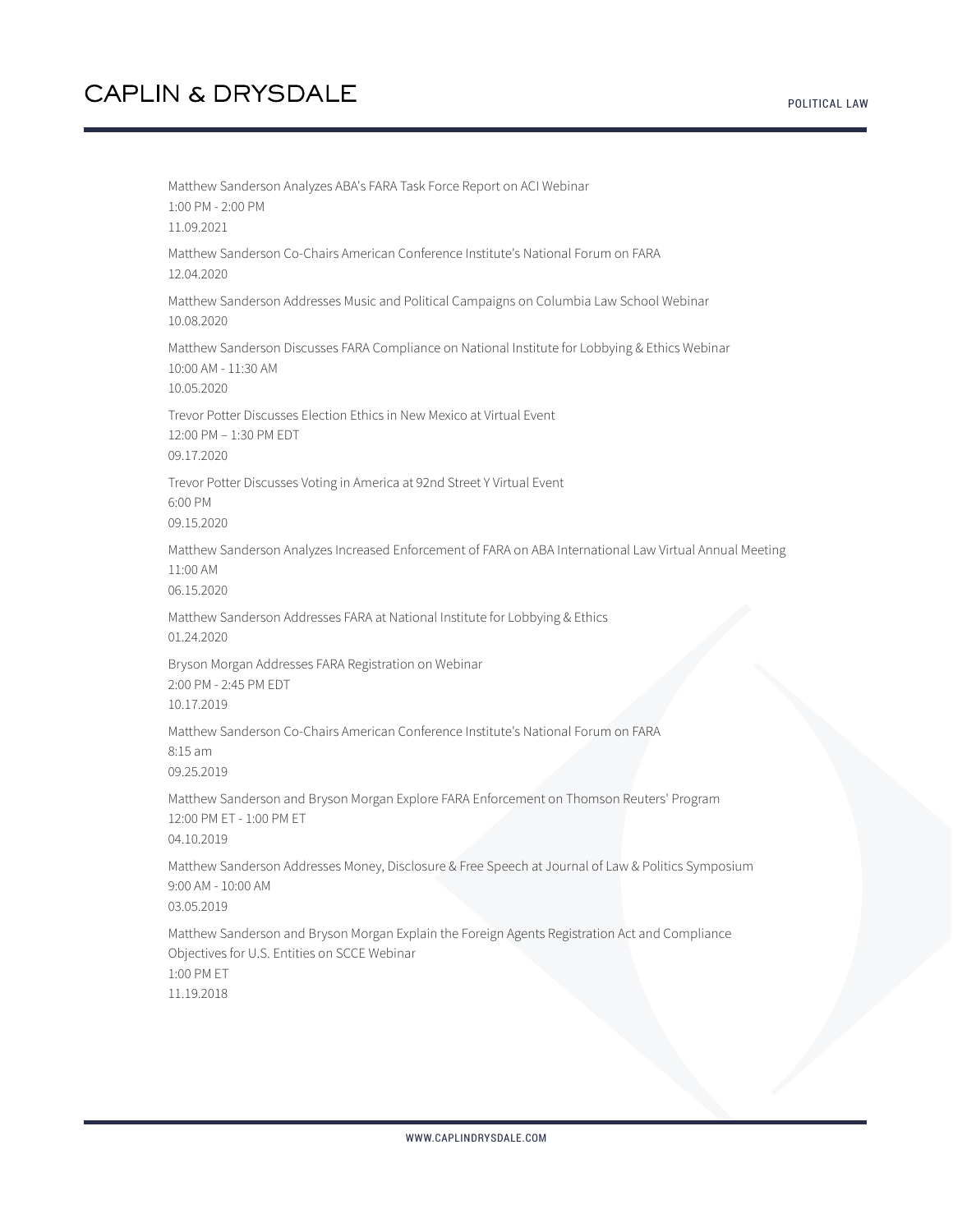Matthew Sanderson Analyzes ABA's FARA Task Force Report on ACI Webinar
1:00 PM - 2:00 PM
11.09.2021

Matthew Sanderson Co-Chairs American Conference Institute's National Forum on FARA
12.04.2020

Matthew Sanderson Addresses Music and Political Campaigns on Columbia Law School Webinar
10.08.2020

Matthew Sanderson Discusses FARA Compliance on National Institute for Lobbying & Ethics Webinar
10:00 AM - 11:30 AM
10.05.2020

Trevor Potter Discusses Election Ethics in New Mexico at Virtual Event
12:00 PM – 1:30 PM EDT
09.17.2020

Trevor Potter Discusses Voting in America at 92nd Street Y Virtual Event
6:00 PM
09.15.2020

Matthew Sanderson Analyzes Increased Enforcement of FARA on ABA International Law Virtual Annual Meeting
11:00 AM
06.15.2020

Matthew Sanderson Addresses FARA at National Institute for Lobbying & Ethics
01.24.2020

Bryson Morgan Addresses FARA Registration on Webinar
2:00 PM - 2:45 PM EDT
10.17.2019

Matthew Sanderson Co-Chairs American Conference Institute's National Forum on FARA
8:15 am
09.25.2019

Matthew Sanderson and Bryson Morgan Explore FARA Enforcement on Thomson Reuters' Program
12:00 PM ET - 1:00 PM ET
04.10.2019

Matthew Sanderson Addresses Money, Disclosure & Free Speech at Journal of Law & Politics Symposium
9:00 AM - 10:00 AM
03.05.2019

Matthew Sanderson and Bryson Morgan Explain the Foreign Agents Registration Act and Compliance Objectives for U.S. Entities on SCCE Webinar
1:00 PM ET
11.19.2018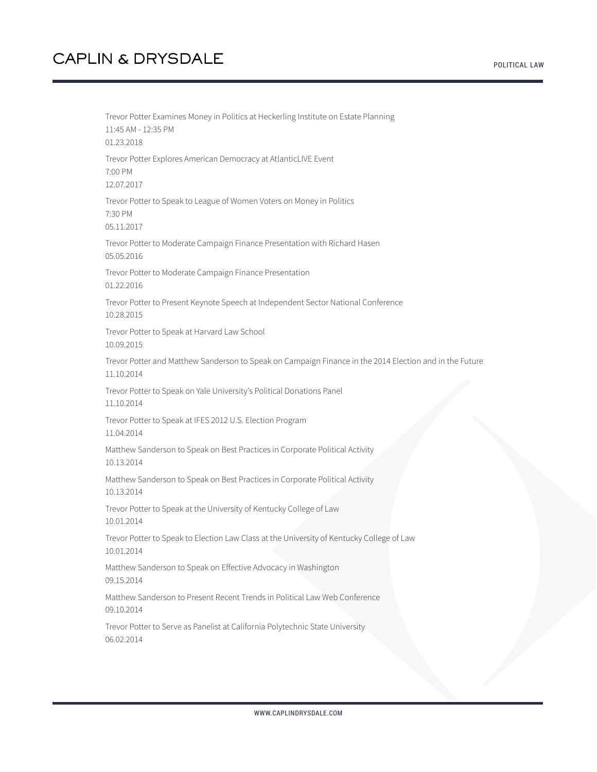Trevor Potter Examines Money in Politics at Heckerling Institute on Estate Planning
11:45 AM - 12:35 PM
01.23.2018

Trevor Potter Explores American Democracy at AtlanticLIVE Event
7:00 PM
12.07.2017

Trevor Potter to Speak to League of Women Voters on Money in Politics
7:30 PM
05.11.2017

Trevor Potter to Moderate Campaign Finance Presentation with Richard Hasen
05.05.2016

Trevor Potter to Moderate Campaign Finance Presentation
01.22.2016

Trevor Potter to Present Keynote Speech at Independent Sector National Conference
10.28.2015

Trevor Potter to Speak at Harvard Law School
10.09.2015

Trevor Potter and Matthew Sanderson to Speak on Campaign Finance in the 2014 Election and in the Future
11.10.2014

Trevor Potter to Speak on Yale University's Political Donations Panel
11.10.2014

Trevor Potter to Speak at IFES 2012 U.S. Election Program
11.04.2014

Matthew Sanderson to Speak on Best Practices in Corporate Political Activity
10.13.2014

Matthew Sanderson to Speak on Best Practices in Corporate Political Activity
10.13.2014

Trevor Potter to Speak at the University of Kentucky College of Law
10.01.2014

Trevor Potter to Speak to Election Law Class at the University of Kentucky College of Law
10.01.2014

Matthew Sanderson to Speak on Effective Advocacy in Washington
09.15.2014

Matthew Sanderson to Present Recent Trends in Political Law Web Conference
09.10.2014

Trevor Potter to Serve as Panelist at California Polytechnic State University
06.02.2014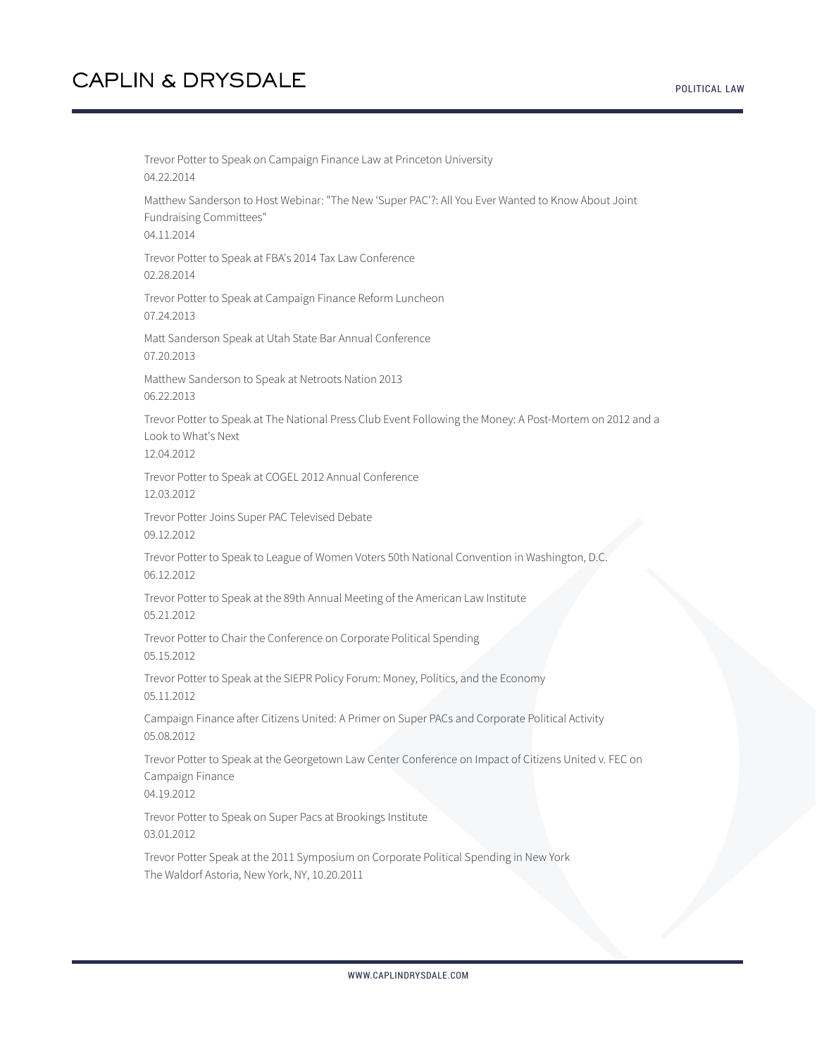Trevor Potter to Speak on Campaign Finance Law at Princeton University
04.22.2014

Matthew Sanderson to Host Webinar: "The New 'Super PAC'?: All You Ever Wanted to Know About Joint Fundraising Committees"
04.11.2014

Trevor Potter to Speak at FBA's 2014 Tax Law Conference
02.28.2014

Trevor Potter to Speak at Campaign Finance Reform Luncheon
07.24.2013

Matt Sanderson Speak at Utah State Bar Annual Conference
07.20.2013

Matthew Sanderson to Speak at Netroots Nation 2013
06.22.2013

Trevor Potter to Speak at The National Press Club Event Following the Money: A Post-Mortem on 2012 and a Look to What's Next
12.04.2012

Trevor Potter to Speak at COGEL 2012 Annual Conference
12.03.2012

Trevor Potter Joins Super PAC Televised Debate
09.12.2012

Trevor Potter to Speak to League of Women Voters 50th National Convention in Washington, D.C.
06.12.2012

Trevor Potter to Speak at the 89th Annual Meeting of the American Law Institute
05.21.2012

Trevor Potter to Chair the Conference on Corporate Political Spending
05.15.2012

Trevor Potter to Speak at the SIEPR Policy Forum: Money, Politics, and the Economy
05.11.2012

Campaign Finance after Citizens United: A Primer on Super PACs and Corporate Political Activity
05.08.2012

Trevor Potter to Speak at the Georgetown Law Center Conference on Impact of Citizens United v. FEC on Campaign Finance
04.19.2012

Trevor Potter to Speak on Super Pacs at Brookings Institute
03.01.2012

Trevor Potter Speak at the 2011 Symposium on Corporate Political Spending in New York
The Waldorf Astoria, New York, NY, 10.20.2011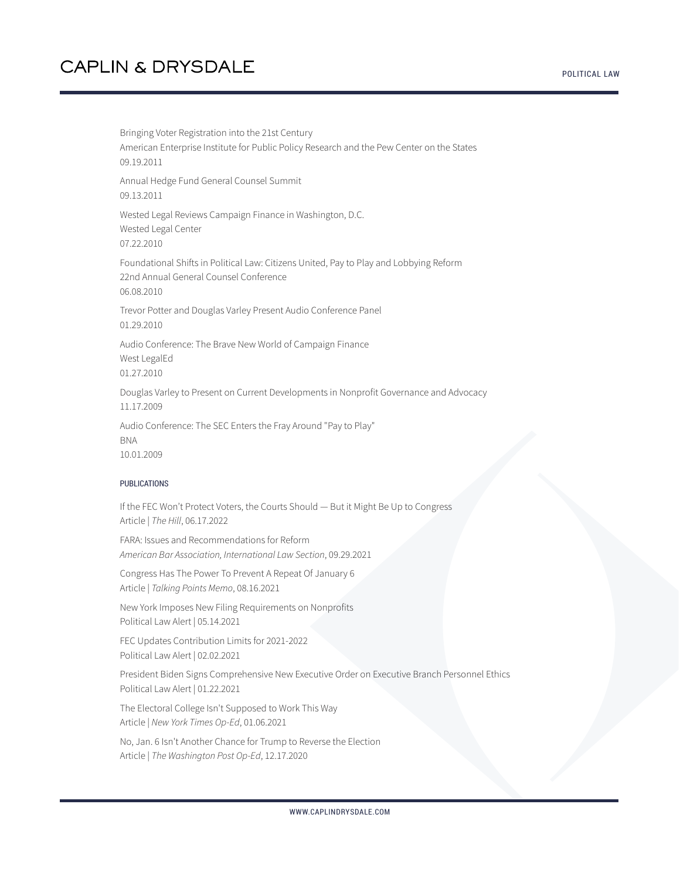Bringing Voter Registration into the 21st Century
American Enterprise Institute for Public Policy Research and the Pew Center on the States
09.19.2011

Annual Hedge Fund General Counsel Summit
09.13.2011

Wested Legal Reviews Campaign Finance in Washington, D.C.
Wested Legal Center
07.22.2010

Foundational Shifts in Political Law: Citizens United, Pay to Play and Lobbying Reform
22nd Annual General Counsel Conference
06.08.2010

Trevor Potter and Douglas Varley Present Audio Conference Panel
01.29.2010

Audio Conference: The Brave New World of Campaign Finance
West LegalEd
01.27.2010

Douglas Varley to Present on Current Developments in Nonprofit Governance and Advocacy
11.17.2009

Audio Conference: The SEC Enters the Fray Around "Pay to Play"
BNA
10.01.2009

#### PUBLICATIONS

If the FEC Won't Protect Voters, the Courts Should — But it Might Be Up to Congress
Article | *The Hill*, 06.17.2022

FARA: Issues and Recommendations for Reform
*American Bar Association, International Law Section*, 09.29.2021

Congress Has The Power To Prevent A Repeat Of January 6
Article | *Talking Points Memo*, 08.16.2021

New York Imposes New Filing Requirements on Nonprofits
Political Law Alert | 05.14.2021

FEC Updates Contribution Limits for 2021-2022
Political Law Alert | 02.02.2021

President Biden Signs Comprehensive New Executive Order on Executive Branch Personnel Ethics
Political Law Alert | 01.22.2021

The Electoral College Isn't Supposed to Work This Way
Article | *New York Times Op-Ed*, 01.06.2021

No, Jan. 6 Isn't Another Chance for Trump to Reverse the Election
Article | *The Washington Post Op-Ed*, 12.17.2020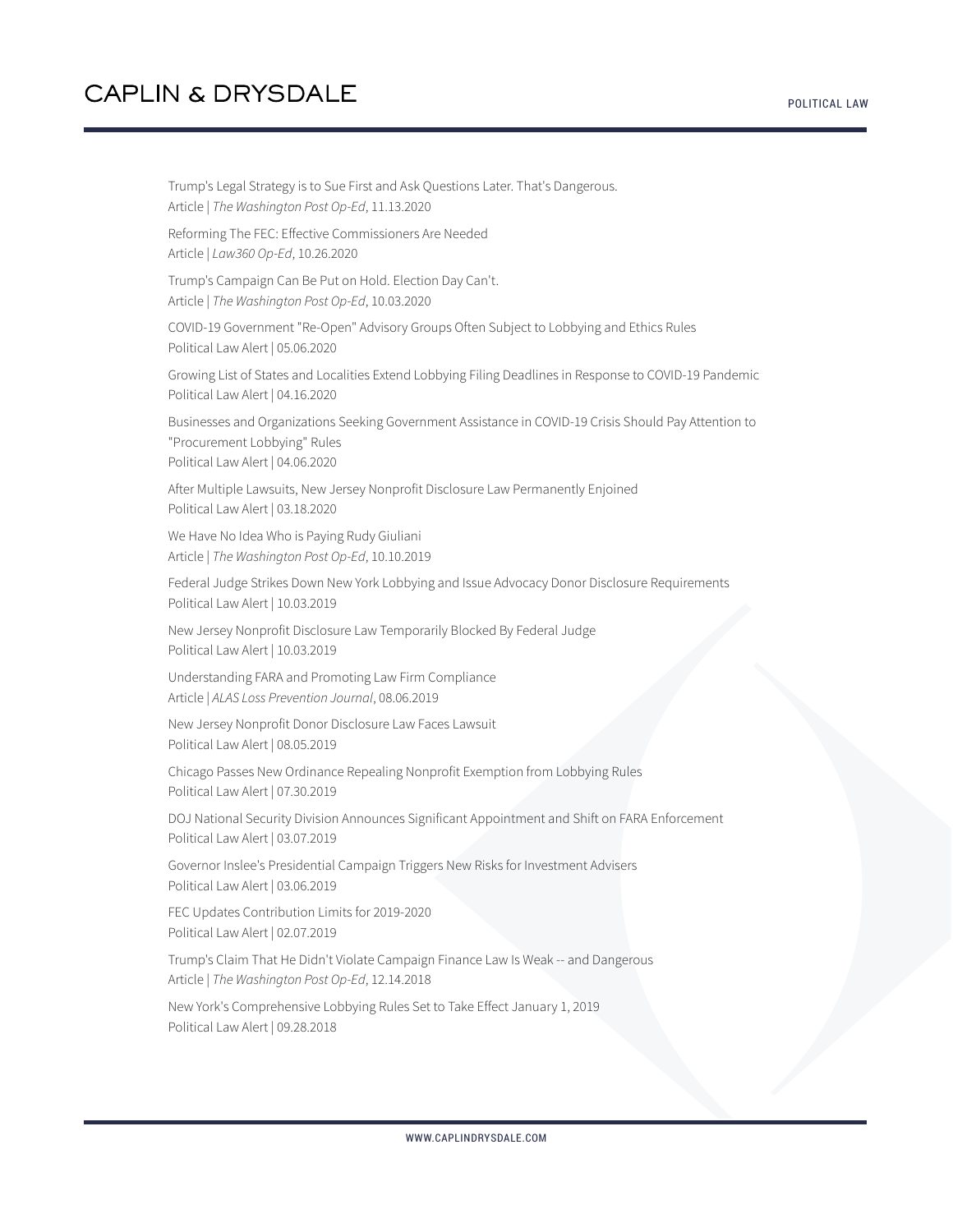Trump's Legal Strategy is to Sue First and Ask Questions Later. That's Dangerous.
Article | *The Washington Post Op-Ed*, 11.13.2020

Reforming The FEC: Effective Commissioners Are Needed
Article | *Law360 Op-Ed*, 10.26.2020

Trump's Campaign Can Be Put on Hold. Election Day Can't.
Article | *The Washington Post Op-Ed*, 10.03.2020

COVID-19 Government "Re-Open" Advisory Groups Often Subject to Lobbying and Ethics Rules
Political Law Alert | 05.06.2020

Growing List of States and Localities Extend Lobbying Filing Deadlines in Response to COVID-19 Pandemic
Political Law Alert | 04.16.2020

Businesses and Organizations Seeking Government Assistance in COVID-19 Crisis Should Pay Attention to "Procurement Lobbying" Rules
Political Law Alert | 04.06.2020

After Multiple Lawsuits, New Jersey Nonprofit Disclosure Law Permanently Enjoined
Political Law Alert | 03.18.2020

We Have No Idea Who is Paying Rudy Giuliani
Article | *The Washington Post Op-Ed*, 10.10.2019

Federal Judge Strikes Down New York Lobbying and Issue Advocacy Donor Disclosure Requirements
Political Law Alert | 10.03.2019

New Jersey Nonprofit Disclosure Law Temporarily Blocked By Federal Judge
Political Law Alert | 10.03.2019

Understanding FARA and Promoting Law Firm Compliance
Article | *ALAS Loss Prevention Journal*, 08.06.2019

New Jersey Nonprofit Donor Disclosure Law Faces Lawsuit
Political Law Alert | 08.05.2019

Chicago Passes New Ordinance Repealing Nonprofit Exemption from Lobbying Rules
Political Law Alert | 07.30.2019

DOJ National Security Division Announces Significant Appointment and Shift on FARA Enforcement
Political Law Alert | 03.07.2019

Governor Inslee's Presidential Campaign Triggers New Risks for Investment Advisers
Political Law Alert | 03.06.2019

FEC Updates Contribution Limits for 2019-2020
Political Law Alert | 02.07.2019

Trump's Claim That He Didn't Violate Campaign Finance Law Is Weak -- and Dangerous
Article | *The Washington Post Op-Ed*, 12.14.2018

New York's Comprehensive Lobbying Rules Set to Take Effect January 1, 2019
Political Law Alert | 09.28.2018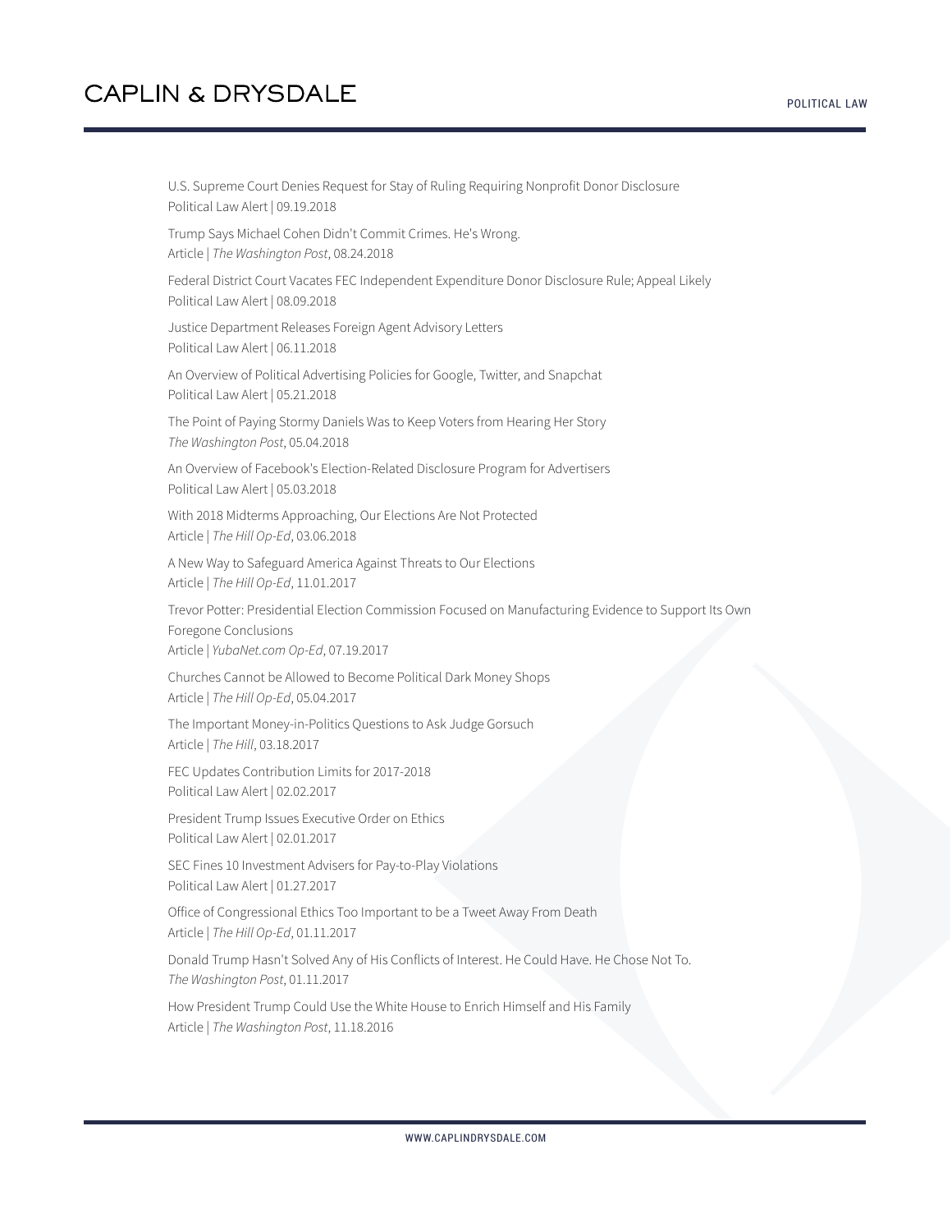U.S. Supreme Court Denies Request for Stay of Ruling Requiring Nonprofit Donor Disclosure
Political Law Alert | 09.19.2018

Trump Says Michael Cohen Didn't Commit Crimes. He's Wrong.
Article | *The Washington Post*, 08.24.2018

Federal District Court Vacates FEC Independent Expenditure Donor Disclosure Rule; Appeal Likely
Political Law Alert | 08.09.2018

Justice Department Releases Foreign Agent Advisory Letters
Political Law Alert | 06.11.2018

An Overview of Political Advertising Policies for Google, Twitter, and Snapchat
Political Law Alert | 05.21.2018

The Point of Paying Stormy Daniels Was to Keep Voters from Hearing Her Story
*The Washington Post*, 05.04.2018

An Overview of Facebook's Election-Related Disclosure Program for Advertisers
Political Law Alert | 05.03.2018

With 2018 Midterms Approaching, Our Elections Are Not Protected
Article | *The Hill Op-Ed*, 03.06.2018

A New Way to Safeguard America Against Threats to Our Elections
Article | *The Hill Op-Ed*, 11.01.2017

Trevor Potter: Presidential Election Commission Focused on Manufacturing Evidence to Support Its Own Foregone Conclusions
Article | *YubaNet.com Op-Ed*, 07.19.2017

Churches Cannot be Allowed to Become Political Dark Money Shops
Article | *The Hill Op-Ed*, 05.04.2017

The Important Money-in-Politics Questions to Ask Judge Gorsuch
Article | *The Hill*, 03.18.2017

FEC Updates Contribution Limits for 2017-2018
Political Law Alert | 02.02.2017

President Trump Issues Executive Order on Ethics
Political Law Alert | 02.01.2017

SEC Fines 10 Investment Advisers for Pay-to-Play Violations
Political Law Alert | 01.27.2017

Office of Congressional Ethics Too Important to be a Tweet Away From Death
Article | *The Hill Op-Ed*, 01.11.2017

Donald Trump Hasn't Solved Any of His Conflicts of Interest. He Could Have. He Chose Not To.
*The Washington Post*, 01.11.2017

How President Trump Could Use the White House to Enrich Himself and His Family
Article | *The Washington Post*, 11.18.2016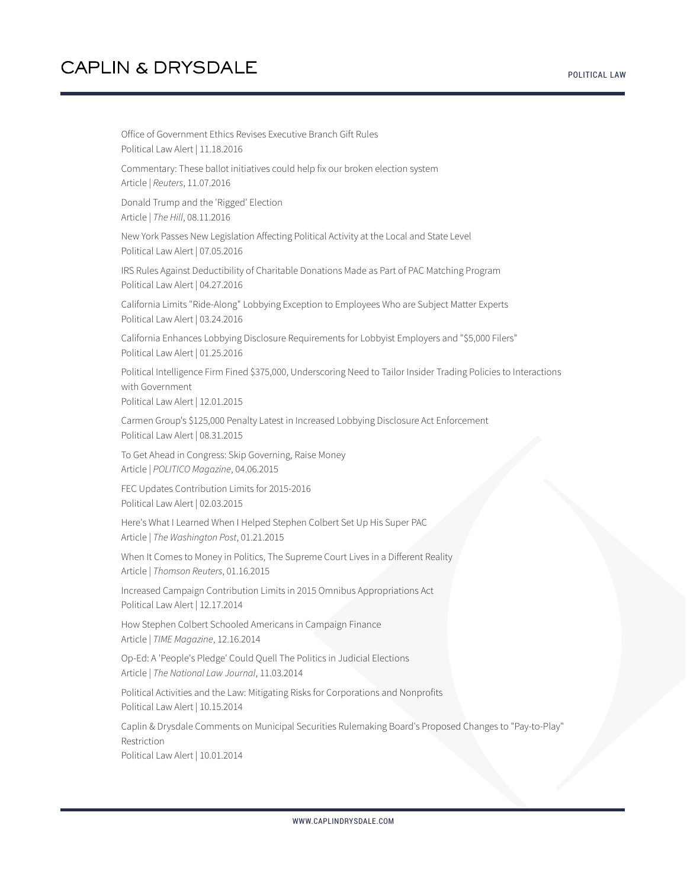Office of Government Ethics Revises Executive Branch Gift Rules
Political Law Alert | 11.18.2016

Commentary: These ballot initiatives could help fix our broken election system
Article | *Reuters*, 11.07.2016

Donald Trump and the 'Rigged' Election
Article | *The Hill*, 08.11.2016

New York Passes New Legislation Affecting Political Activity at the Local and State Level
Political Law Alert | 07.05.2016

IRS Rules Against Deductibility of Charitable Donations Made as Part of PAC Matching Program
Political Law Alert | 04.27.2016

California Limits "Ride-Along" Lobbying Exception to Employees Who are Subject Matter Experts
Political Law Alert | 03.24.2016

California Enhances Lobbying Disclosure Requirements for Lobbyist Employers and "$5,000 Filers"
Political Law Alert | 01.25.2016

Political Intelligence Firm Fined $375,000, Underscoring Need to Tailor Insider Trading Policies to Interactions with Government
Political Law Alert | 12.01.2015

Carmen Group's $125,000 Penalty Latest in Increased Lobbying Disclosure Act Enforcement
Political Law Alert | 08.31.2015

To Get Ahead in Congress: Skip Governing, Raise Money
Article | *POLITICO Magazine*, 04.06.2015

FEC Updates Contribution Limits for 2015-2016
Political Law Alert | 02.03.2015

Here's What I Learned When I Helped Stephen Colbert Set Up His Super PAC
Article | *The Washington Post*, 01.21.2015

When It Comes to Money in Politics, The Supreme Court Lives in a Different Reality
Article | *Thomson Reuters*, 01.16.2015

Increased Campaign Contribution Limits in 2015 Omnibus Appropriations Act
Political Law Alert | 12.17.2014

How Stephen Colbert Schooled Americans in Campaign Finance
Article | *TIME Magazine*, 12.16.2014

Op-Ed: A 'People's Pledge' Could Quell The Politics in Judicial Elections
Article | *The National Law Journal*, 11.03.2014

Political Activities and the Law: Mitigating Risks for Corporations and Nonprofits
Political Law Alert | 10.15.2014

Caplin & Drysdale Comments on Municipal Securities Rulemaking Board's Proposed Changes to "Pay-to-Play" Restriction
Political Law Alert | 10.01.2014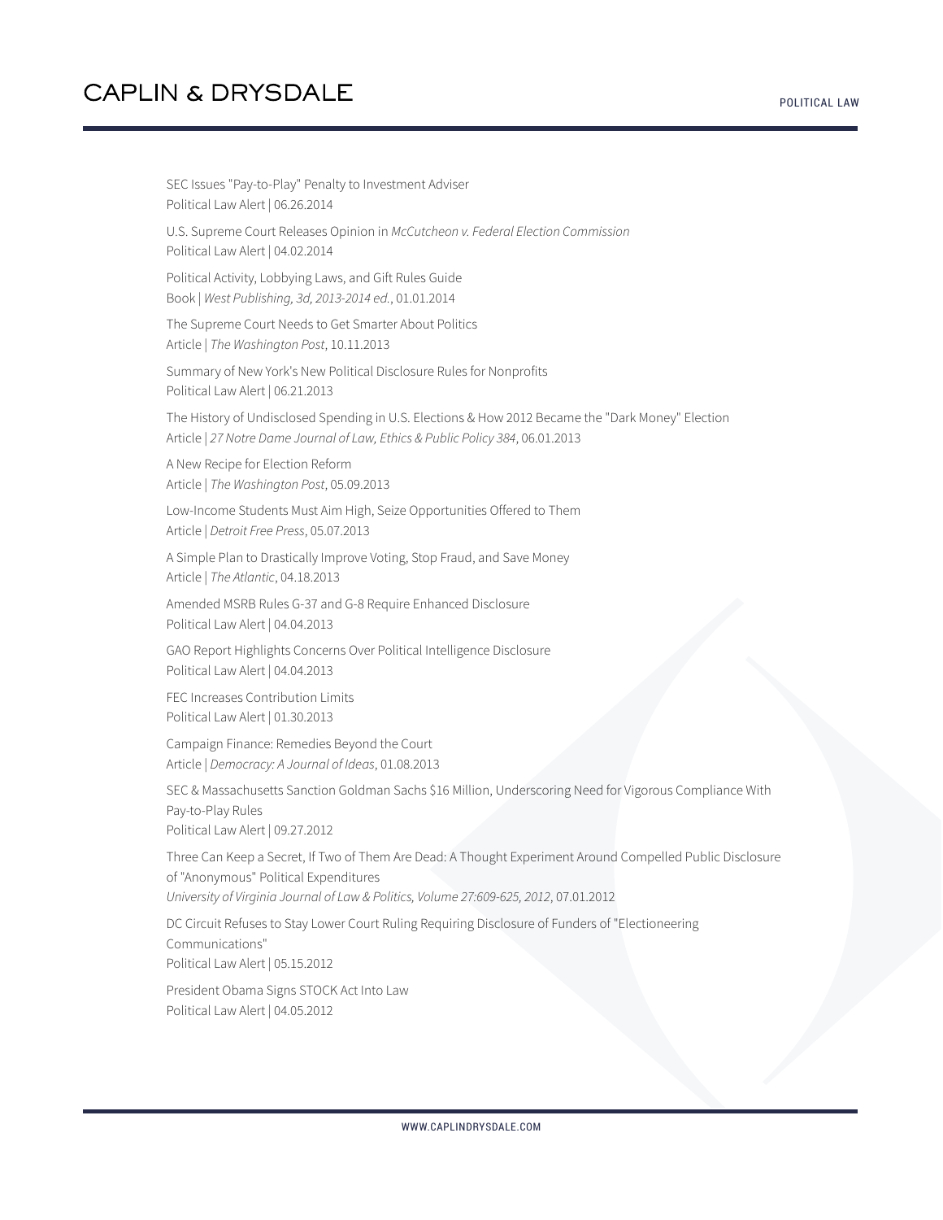SEC Issues "Pay-to-Play" Penalty to Investment Adviser
Political Law Alert | 06.26.2014

U.S. Supreme Court Releases Opinion in *McCutcheon v. Federal Election Commission*
Political Law Alert | 04.02.2014

Political Activity, Lobbying Laws, and Gift Rules Guide
Book | *West Publishing, 3d, 2013-2014 ed.*, 01.01.2014

The Supreme Court Needs to Get Smarter About Politics
Article | *The Washington Post*, 10.11.2013

Summary of New York's New Political Disclosure Rules for Nonprofits
Political Law Alert | 06.21.2013

The History of Undisclosed Spending in U.S. Elections & How 2012 Became the "Dark Money" Election
Article | *27 Notre Dame Journal of Law, Ethics & Public Policy 384*, 06.01.2013

A New Recipe for Election Reform
Article | *The Washington Post*, 05.09.2013

Low-Income Students Must Aim High, Seize Opportunities Offered to Them
Article | *Detroit Free Press*, 05.07.2013

A Simple Plan to Drastically Improve Voting, Stop Fraud, and Save Money
Article | *The Atlantic*, 04.18.2013

Amended MSRB Rules G-37 and G-8 Require Enhanced Disclosure
Political Law Alert | 04.04.2013

GAO Report Highlights Concerns Over Political Intelligence Disclosure
Political Law Alert | 04.04.2013

FEC Increases Contribution Limits
Political Law Alert | 01.30.2013

Campaign Finance: Remedies Beyond the Court
Article | *Democracy: A Journal of Ideas*, 01.08.2013

SEC & Massachusetts Sanction Goldman Sachs $16 Million, Underscoring Need for Vigorous Compliance With Pay-to-Play Rules
Political Law Alert | 09.27.2012

Three Can Keep a Secret, If Two of Them Are Dead: A Thought Experiment Around Compelled Public Disclosure of "Anonymous" Political Expenditures
*University of Virginia Journal of Law & Politics, Volume 27:609-625, 2012*, 07.01.2012

DC Circuit Refuses to Stay Lower Court Ruling Requiring Disclosure of Funders of "Electioneering Communications"
Political Law Alert | 05.15.2012

President Obama Signs STOCK Act Into Law
Political Law Alert | 04.05.2012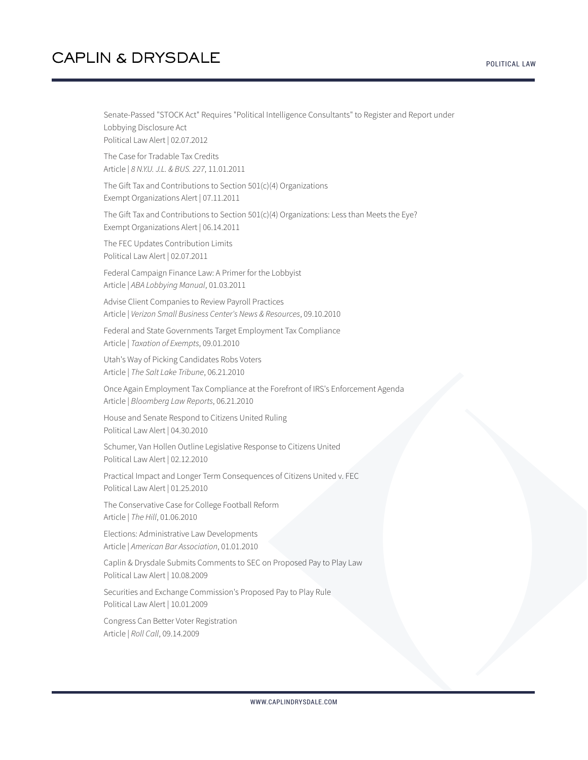Senate-Passed "STOCK Act" Requires "Political Intelligence Consultants" to Register and Report under Lobbying Disclosure Act
Political Law Alert | 02.07.2012

The Case for Tradable Tax Credits
Article | *8 N.Y.U. J.L. & BUS. 227*, 11.01.2011

The Gift Tax and Contributions to Section 501(c)(4) Organizations
Exempt Organizations Alert | 07.11.2011

The Gift Tax and Contributions to Section 501(c)(4) Organizations: Less than Meets the Eye?
Exempt Organizations Alert | 06.14.2011

The FEC Updates Contribution Limits
Political Law Alert | 02.07.2011

Federal Campaign Finance Law: A Primer for the Lobbyist
Article | *ABA Lobbying Manual*, 01.03.2011

Advise Client Companies to Review Payroll Practices
Article | *Verizon Small Business Center's News & Resources*, 09.10.2010

Federal and State Governments Target Employment Tax Compliance
Article | *Taxation of Exempts*, 09.01.2010

Utah's Way of Picking Candidates Robs Voters
Article | *The Salt Lake Tribune*, 06.21.2010

Once Again Employment Tax Compliance at the Forefront of IRS's Enforcement Agenda
Article | *Bloomberg Law Reports*, 06.21.2010

House and Senate Respond to Citizens United Ruling
Political Law Alert | 04.30.2010

Schumer, Van Hollen Outline Legislative Response to Citizens United
Political Law Alert | 02.12.2010

Practical Impact and Longer Term Consequences of Citizens United v. FEC
Political Law Alert | 01.25.2010

The Conservative Case for College Football Reform
Article | *The Hill*, 01.06.2010

Elections: Administrative Law Developments
Article | *American Bar Association*, 01.01.2010

Caplin & Drysdale Submits Comments to SEC on Proposed Pay to Play Law
Political Law Alert | 10.08.2009

Securities and Exchange Commission's Proposed Pay to Play Rule
Political Law Alert | 10.01.2009

Congress Can Better Voter Registration
Article | *Roll Call*, 09.14.2009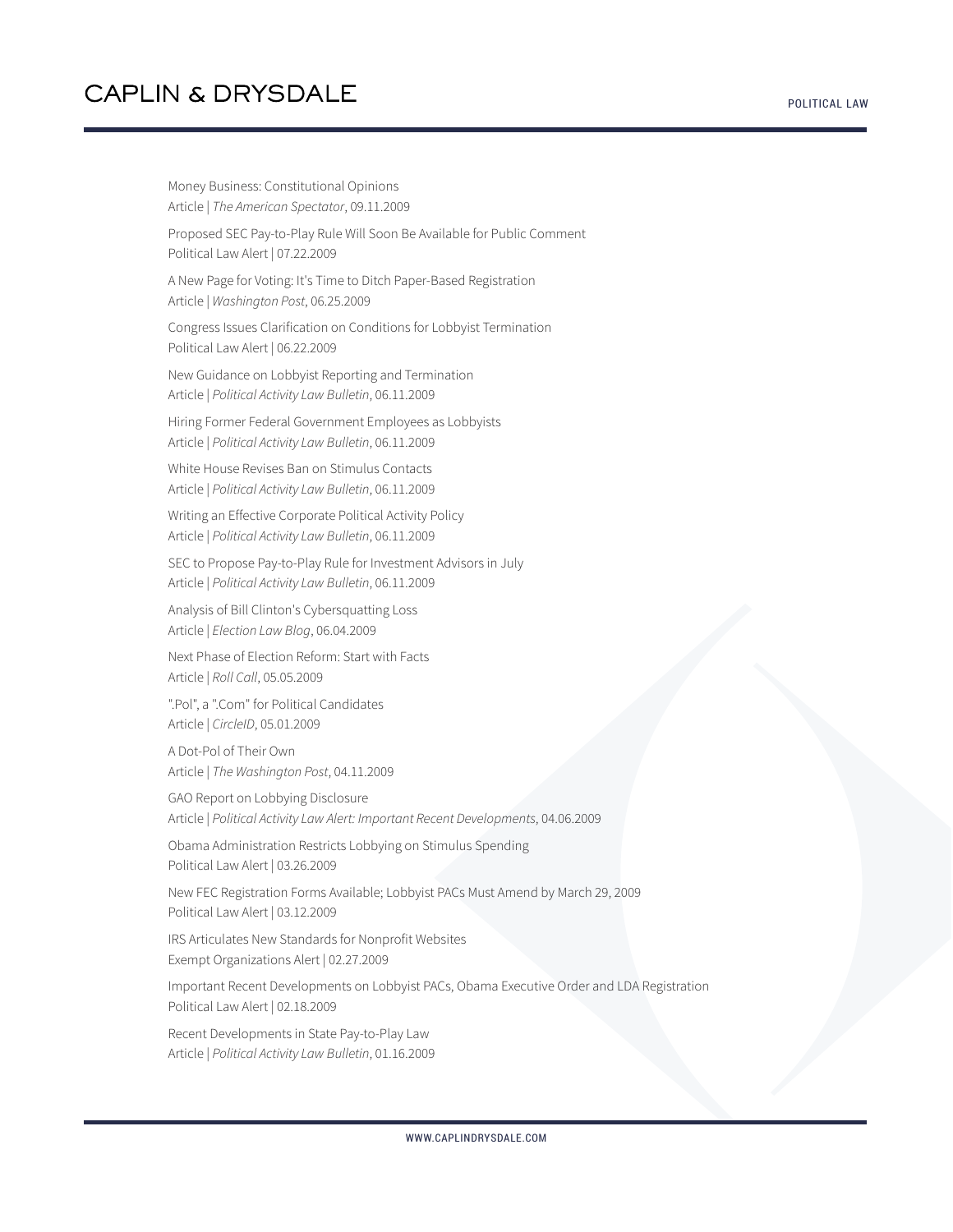Money Business: Constitutional Opinions
Article | *The American Spectator*, 09.11.2009

Proposed SEC Pay-to-Play Rule Will Soon Be Available for Public Comment
Political Law Alert | 07.22.2009

A New Page for Voting: It's Time to Ditch Paper-Based Registration
Article | *Washington Post*, 06.25.2009

Congress Issues Clarification on Conditions for Lobbyist Termination
Political Law Alert | 06.22.2009

New Guidance on Lobbyist Reporting and Termination
Article | *Political Activity Law Bulletin*, 06.11.2009

Hiring Former Federal Government Employees as Lobbyists
Article | *Political Activity Law Bulletin*, 06.11.2009

White House Revises Ban on Stimulus Contacts
Article | *Political Activity Law Bulletin*, 06.11.2009

Writing an Effective Corporate Political Activity Policy
Article | *Political Activity Law Bulletin*, 06.11.2009

SEC to Propose Pay-to-Play Rule for Investment Advisors in July
Article | *Political Activity Law Bulletin*, 06.11.2009

Analysis of Bill Clinton's Cybersquatting Loss
Article | *Election Law Blog*, 06.04.2009

Next Phase of Election Reform: Start with Facts
Article | *Roll Call*, 05.05.2009

".Pol", a ".Com" for Political Candidates
Article | *CircleID*, 05.01.2009

A Dot-Pol of Their Own
Article | *The Washington Post*, 04.11.2009

GAO Report on Lobbying Disclosure
Article | *Political Activity Law Alert: Important Recent Developments*, 04.06.2009

Obama Administration Restricts Lobbying on Stimulus Spending
Political Law Alert | 03.26.2009

New FEC Registration Forms Available; Lobbyist PACs Must Amend by March 29, 2009
Political Law Alert | 03.12.2009

IRS Articulates New Standards for Nonprofit Websites
Exempt Organizations Alert | 02.27.2009

Important Recent Developments on Lobbyist PACs, Obama Executive Order and LDA Registration
Political Law Alert | 02.18.2009

Recent Developments in State Pay-to-Play Law
Article | *Political Activity Law Bulletin*, 01.16.2009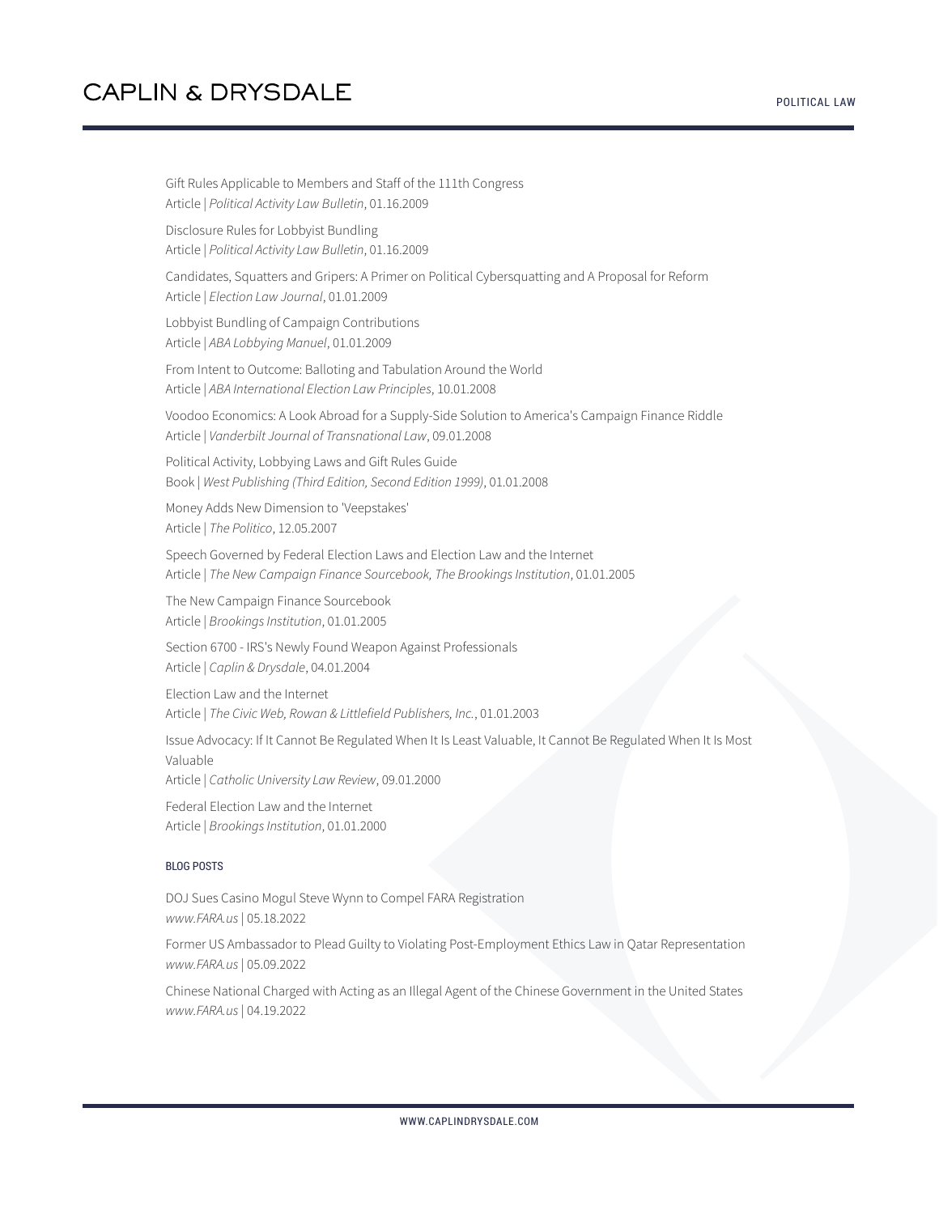Gift Rules Applicable to Members and Staff of the 111th Congress
Article | *Political Activity Law Bulletin*, 01.16.2009

Disclosure Rules for Lobbyist Bundling
Article | *Political Activity Law Bulletin*, 01.16.2009

Candidates, Squatters and Gripers: A Primer on Political Cybersquatting and A Proposal for Reform
Article | *Election Law Journal*, 01.01.2009

Lobbyist Bundling of Campaign Contributions
Article | *ABA Lobbying Manuel*, 01.01.2009

From Intent to Outcome: Balloting and Tabulation Around the World
Article | *ABA International Election Law Principles*, 10.01.2008

Voodoo Economics: A Look Abroad for a Supply-Side Solution to America's Campaign Finance Riddle
Article | *Vanderbilt Journal of Transnational Law*, 09.01.2008

Political Activity, Lobbying Laws and Gift Rules Guide
Book | *West Publishing (Third Edition, Second Edition 1999)*, 01.01.2008

Money Adds New Dimension to 'Veepstakes'
Article | *The Politico*, 12.05.2007

Speech Governed by Federal Election Laws and Election Law and the Internet
Article | *The New Campaign Finance Sourcebook, The Brookings Institution*, 01.01.2005

The New Campaign Finance Sourcebook
Article | *Brookings Institution*, 01.01.2005

Section 6700 - IRS's Newly Found Weapon Against Professionals
Article | *Caplin & Drysdale*, 04.01.2004

Election Law and the Internet
Article | *The Civic Web, Rowan & Littlefield Publishers, Inc.*, 01.01.2003

Issue Advocacy: If It Cannot Be Regulated When It Is Least Valuable, It Cannot Be Regulated When It Is Most Valuable
Article | *Catholic University Law Review*, 09.01.2000

Federal Election Law and the Internet
Article | *Brookings Institution*, 01.01.2000

#### BLOG POSTS

DOJ Sues Casino Mogul Steve Wynn to Compel FARA Registration
*www.FARA.us* | 05.18.2022

Former US Ambassador to Plead Guilty to Violating Post-Employment Ethics Law in Qatar Representation
*www.FARA.us* | 05.09.2022

Chinese National Charged with Acting as an Illegal Agent of the Chinese Government in the United States
*www.FARA.us* | 04.19.2022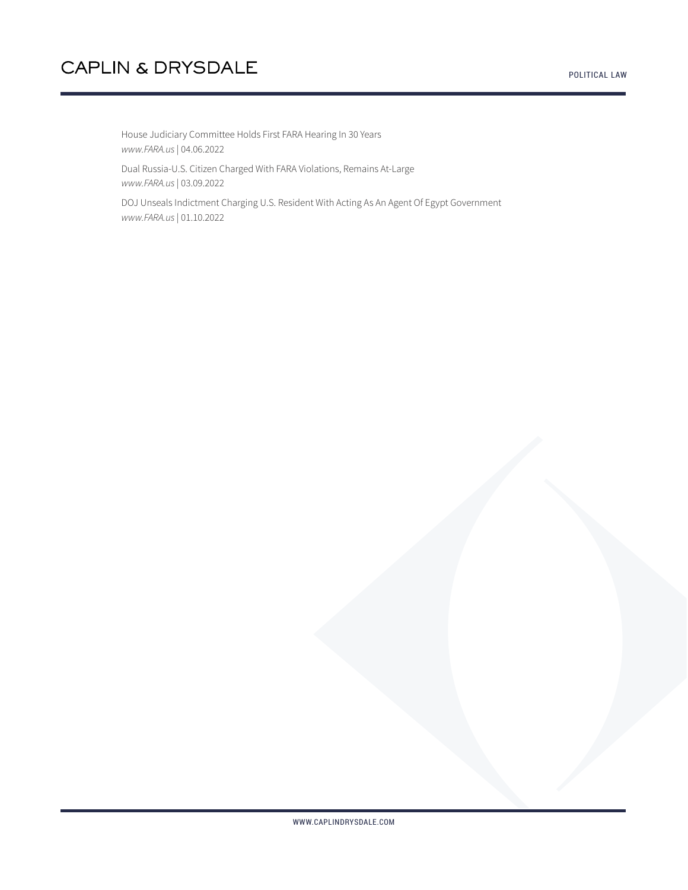House Judiciary Committee Holds First FARA Hearing In 30 Years
*www.FARA.us* | 04.06.2022

Dual Russia-U.S. Citizen Charged With FARA Violations, Remains At-Large
*www.FARA.us* | 03.09.2022

DOJ Unseals Indictment Charging U.S. Resident With Acting As An Agent Of Egypt Government
*www.FARA.us* | 01.10.2022